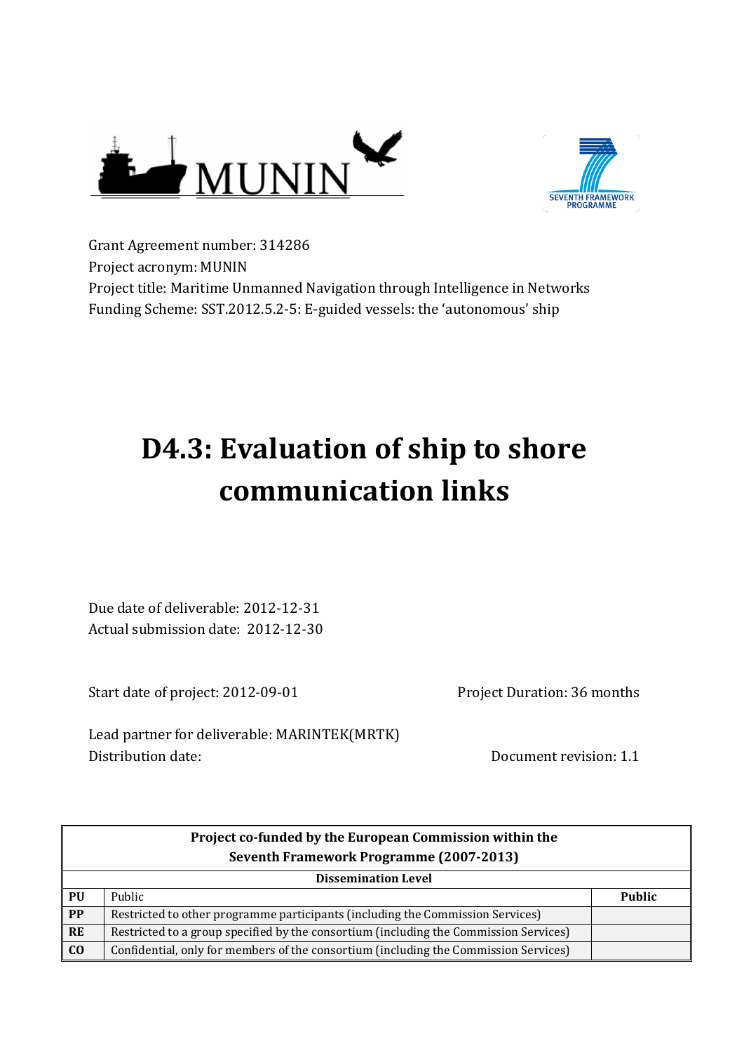Grant Agreement number: 314286
Project acronym: MUNIN
Project title: Maritime Unmanned Navigation through Intelligence in Networks
Funding Scheme: SST.2012.5.2-5: E-guided vessels: the 'autonomous' ship

# D4.3: Evaluation of ship to shore communication links

Due date of deliverable: 2012-12-31
Actual submission date: 2012-12-30

Start date of project: 2012-09-01

Project Duration: 36 months

Lead partner for deliverable: MARINTEK(MRTK)
Distribution date:

Document revision: 1.1

| Project co-funded by the European Commission within the Seventh Framework Programme (2007-2013) | | |
|---|---|---|
| **Dissemination Level** | | |
| **PU** | Public | **Public** |
| **PP** | Restricted to other programme participants (including the Commission Services) | |
| **RE** | Restricted to a group specified by the consortium (including the Commission Services) | |
| **CO** | Confidential, only for members of the consortium (including the Commission Services) | |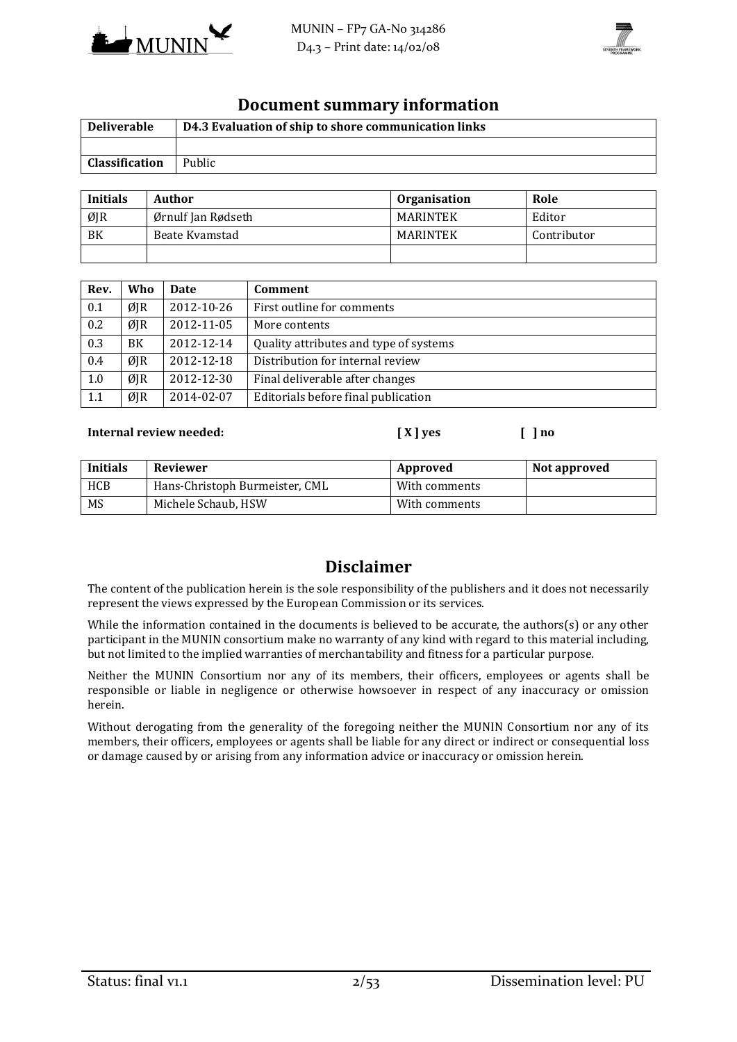## Document summary information

| Deliverable | D4.3 Evaluation of ship to shore communication links |
|---|---|
| | |
| **Classification** | Public |

| Initials | Author | Organisation | Role |
|---|---|---|---|
| ØJR | Ørnulf Jan Rødseth | MARINTEK | Editor |
| BK | Beate Kvamstad | MARINTEK | Contributor |
| | | | |

| Rev. | Who | Date | Comment |
|---|---|---|---|
| 0.1 | ØJR | 2012-10-26 | First outline for comments |
| 0.2 | ØJR | 2012-11-05 | More contents |
| 0.3 | BK | 2012-12-14 | Quality attributes and type of systems |
| 0.4 | ØJR | 2012-12-18 | Distribution for internal review |
| 1.0 | ØJR | 2012-12-30 | Final deliverable after changes |
| 1.1 | ØJR | 2014-02-07 | Editorials before final publication |

**Internal review needed:** **[ X ] yes** **[ ] no**

| Initials | Reviewer | Approved | Not approved |
|---|---|---|---|
| HCB | Hans-Christoph Burmeister, CML | With comments | |
| MS | Michele Schaub, HSW | With comments | |

## Disclaimer

The content of the publication herein is the sole responsibility of the publishers and it does not necessarily represent the views expressed by the European Commission or its services.

While the information contained in the documents is believed to be accurate, the authors(s) or any other participant in the MUNIN consortium make no warranty of any kind with regard to this material including, but not limited to the implied warranties of merchantability and fitness for a particular purpose.

Neither the MUNIN Consortium nor any of its members, their officers, employees or agents shall be responsible or liable in negligence or otherwise howsoever in respect of any inaccuracy or omission herein.

Without derogating from the generality of the foregoing neither the MUNIN Consortium nor any of its members, their officers, employees or agents shall be liable for any direct or indirect or consequential loss or damage caused by or arising from any information advice or inaccuracy or omission herein.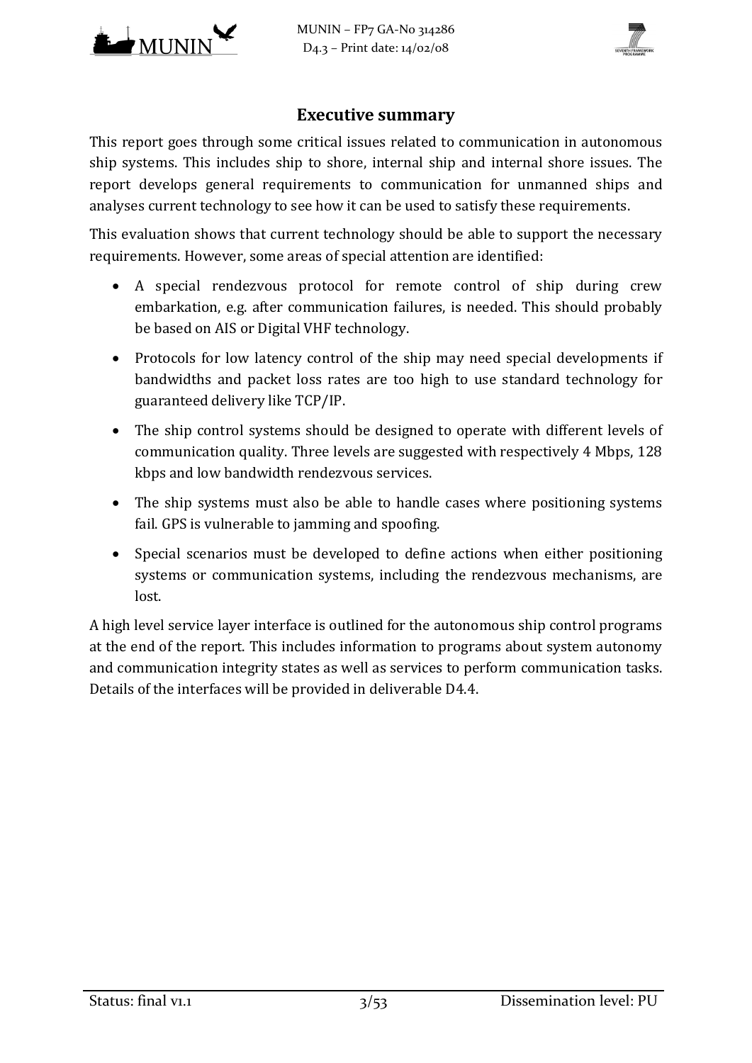## Executive summary

This report goes through some critical issues related to communication in autonomous ship systems. This includes ship to shore, internal ship and internal shore issues. The report develops general requirements to communication for unmanned ships and analyses current technology to see how it can be used to satisfy these requirements.

This evaluation shows that current technology should be able to support the necessary requirements. However, some areas of special attention are identified:

- A special rendezvous protocol for remote control of ship during crew embarkation, e.g. after communication failures, is needed. This should probably be based on AIS or Digital VHF technology.
- Protocols for low latency control of the ship may need special developments if bandwidths and packet loss rates are too high to use standard technology for guaranteed delivery like TCP/IP.
- The ship control systems should be designed to operate with different levels of communication quality. Three levels are suggested with respectively 4 Mbps, 128 kbps and low bandwidth rendezvous services.
- The ship systems must also be able to handle cases where positioning systems fail. GPS is vulnerable to jamming and spoofing.
- Special scenarios must be developed to define actions when either positioning systems or communication systems, including the rendezvous mechanisms, are lost.

A high level service layer interface is outlined for the autonomous ship control programs at the end of the report. This includes information to programs about system autonomy and communication integrity states as well as services to perform communication tasks. Details of the interfaces will be provided in deliverable D4.4.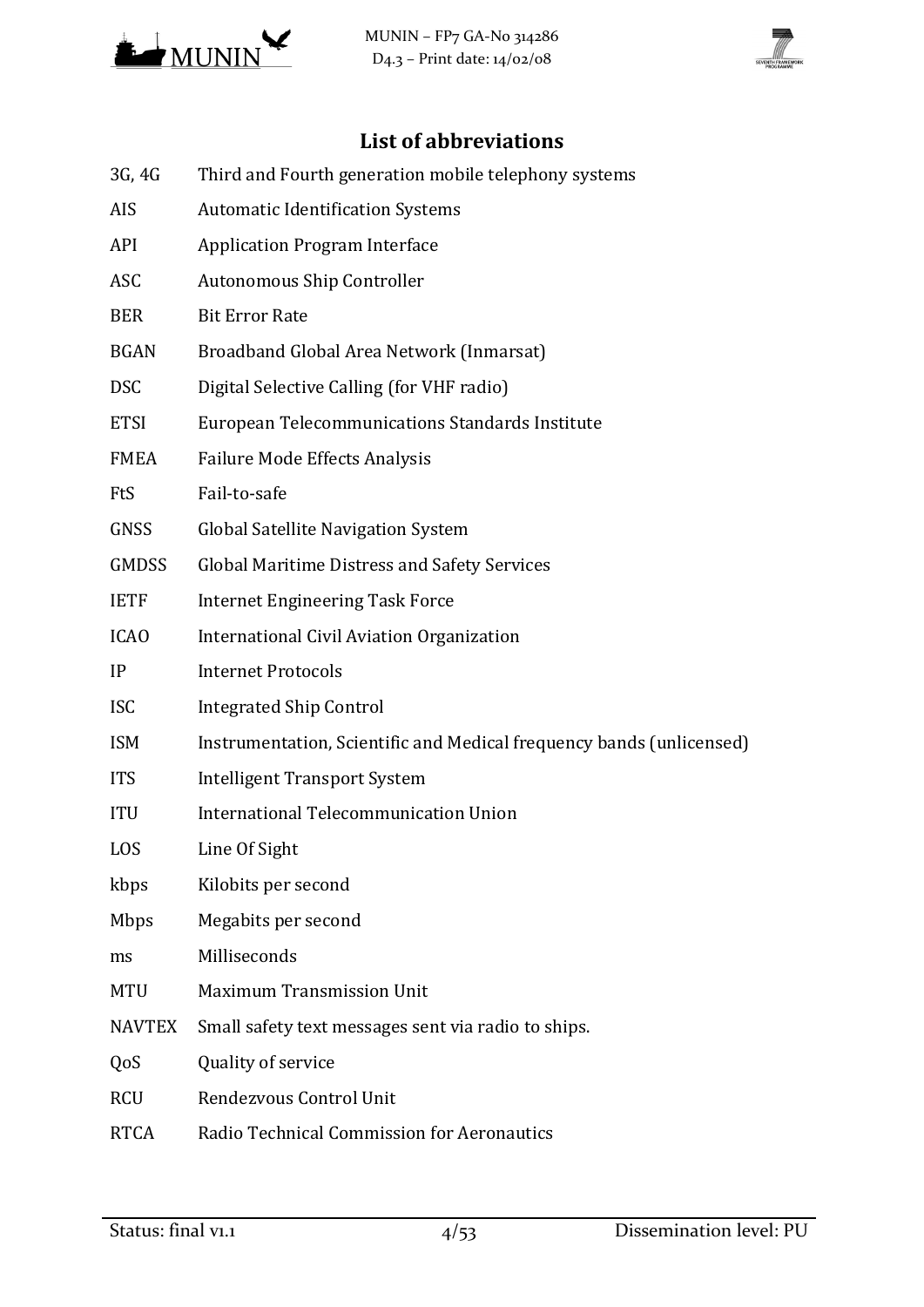## List of abbreviations

| | |
|---|---|
| 3G, 4G | Third and Fourth generation mobile telephony systems |
| AIS | Automatic Identification Systems |
| API | Application Program Interface |
| ASC | Autonomous Ship Controller |
| BER | Bit Error Rate |
| BGAN | Broadband Global Area Network (Inmarsat) |
| DSC | Digital Selective Calling (for VHF radio) |
| ETSI | European Telecommunications Standards Institute |
| FMEA | Failure Mode Effects Analysis |
| FtS | Fail-to-safe |
| GNSS | Global Satellite Navigation System |
| GMDSS | Global Maritime Distress and Safety Services |
| IETF | Internet Engineering Task Force |
| ICAO | International Civil Aviation Organization |
| IP | Internet Protocols |
| ISC | Integrated Ship Control |
| ISM | Instrumentation, Scientific and Medical frequency bands (unlicensed) |
| ITS | Intelligent Transport System |
| ITU | International Telecommunication Union |
| LOS | Line Of Sight |
| kbps | Kilobits per second |
| Mbps | Megabits per second |
| ms | Milliseconds |
| MTU | Maximum Transmission Unit |
| NAVTEX | Small safety text messages sent via radio to ships. |
| QoS | Quality of service |
| RCU | Rendezvous Control Unit |
| RTCA | Radio Technical Commission for Aeronautics |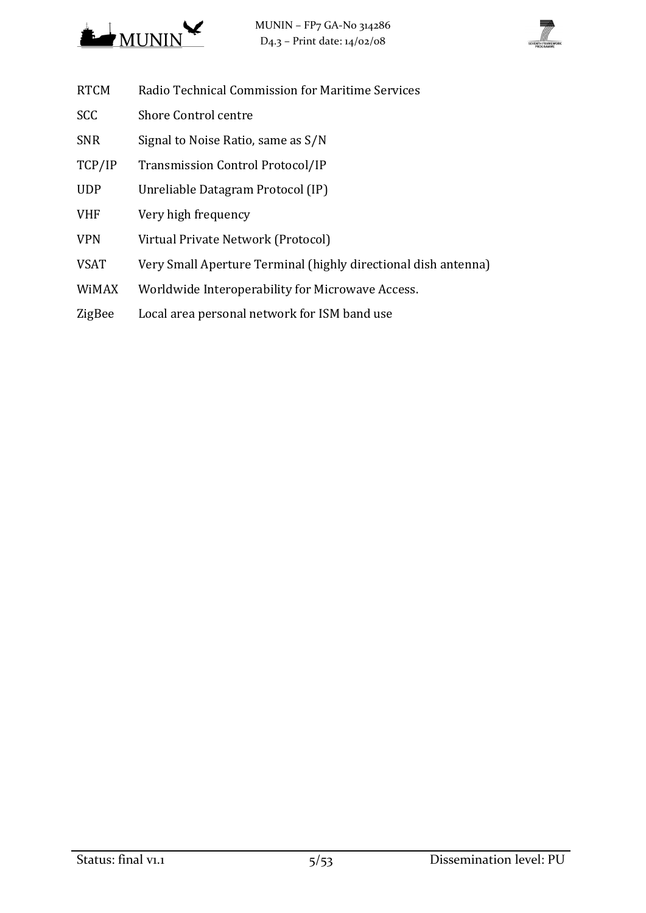| | |
|---|---|
| RTCM | Radio Technical Commission for Maritime Services |
| SCC | Shore Control centre |
| SNR | Signal to Noise Ratio, same as S/N |
| TCP/IP | Transmission Control Protocol/IP |
| UDP | Unreliable Datagram Protocol (IP) |
| VHF | Very high frequency |
| VPN | Virtual Private Network (Protocol) |
| VSAT | Very Small Aperture Terminal (highly directional dish antenna) |
| WiMAX | Worldwide Interoperability for Microwave Access. |
| ZigBee | Local area personal network for ISM band use |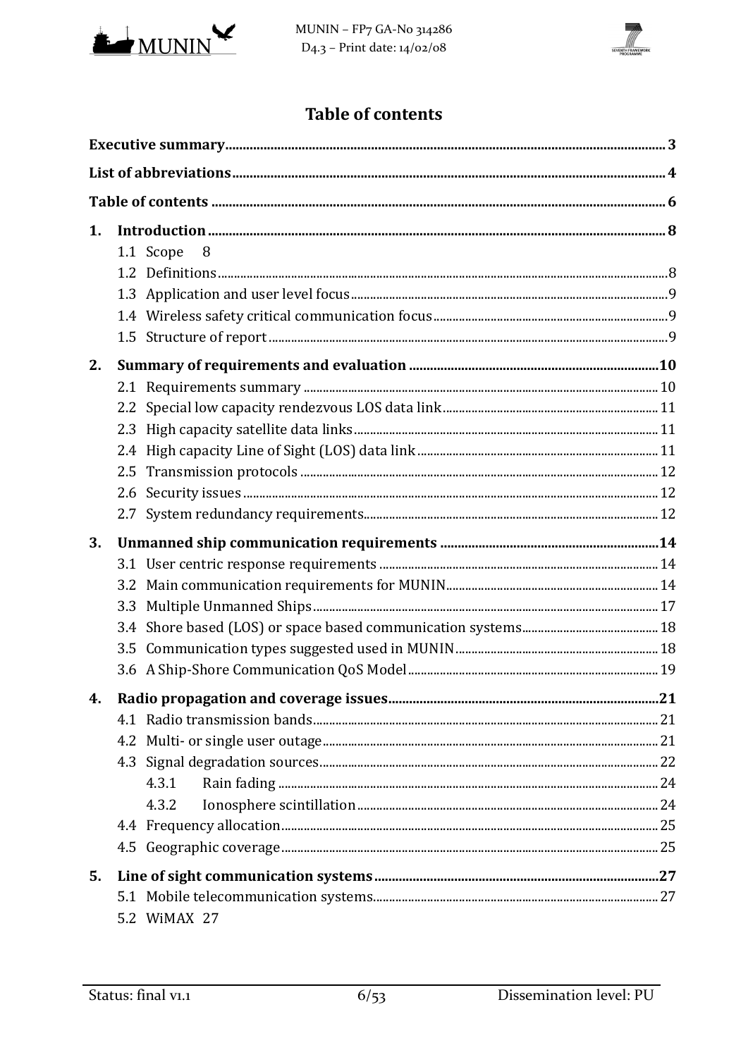# Table of contents

Executive summary ..... 3

List of abbreviations ..... 4

Table of contents ..... 6

1. Introduction ..... 8
    - 1.1 Scope 8
    - 1.2 Definitions ..... 8
    - 1.3 Application and user level focus ..... 9
    - 1.4 Wireless safety critical communication focus ..... 9
    - 1.5 Structure of report ..... 9
2. Summary of requirements and evaluation ..... 10
    - 2.1 Requirements summary ..... 10
    - 2.2 Special low capacity rendezvous LOS data link ..... 11
    - 2.3 High capacity satellite data links ..... 11
    - 2.4 High capacity Line of Sight (LOS) data link ..... 11
    - 2.5 Transmission protocols ..... 12
    - 2.6 Security issues ..... 12
    - 2.7 System redundancy requirements ..... 12
3. Unmanned ship communication requirements ..... 14
    - 3.1 User centric response requirements ..... 14
    - 3.2 Main communication requirements for MUNIN ..... 14
    - 3.3 Multiple Unmanned Ships ..... 17
    - 3.4 Shore based (LOS) or space based communication systems ..... 18
    - 3.5 Communication types suggested used in MUNIN ..... 18
    - 3.6 A Ship-Shore Communication QoS Model ..... 19
4. Radio propagation and coverage issues ..... 21
    - 4.1 Radio transmission bands ..... 21
    - 4.2 Multi- or single user outage ..... 21
    - 4.3 Signal degradation sources ..... 22
        - 4.3.1 Rain fading ..... 24
        - 4.3.2 Ionosphere scintillation ..... 24
    - 4.4 Frequency allocation ..... 25
    - 4.5 Geographic coverage ..... 25
5. Line of sight communication systems ..... 27
    - 5.1 Mobile telecommunication systems ..... 27
    - 5.2 WiMAX 27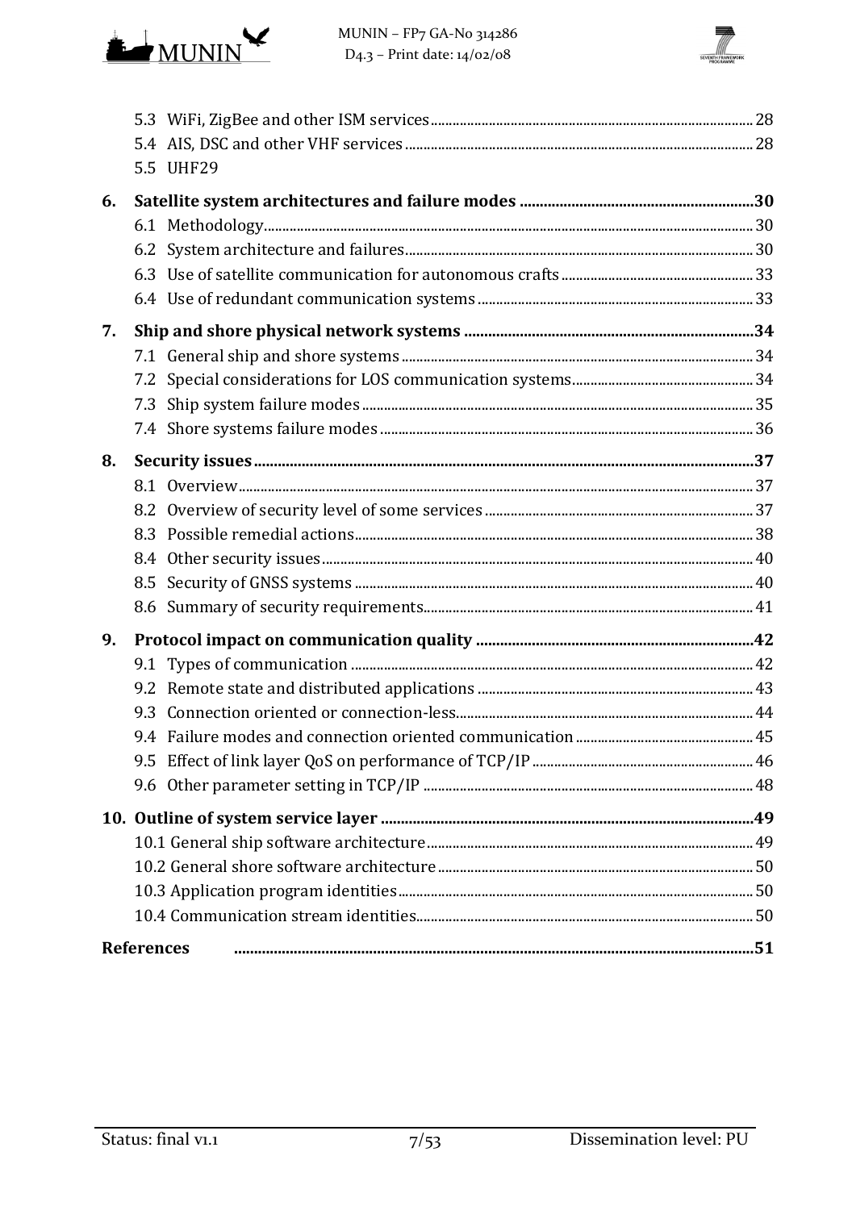5.3 WiFi, ZigBee and other ISM services ........ 28
5.4 AIS, DSC and other VHF services ........ 28
5.5 UHF29

**6. Satellite system architectures and failure modes ........ 30**
- 6.1 Methodology ........ 30
- 6.2 System architecture and failures ........ 30
- 6.3 Use of satellite communication for autonomous crafts ........ 33
- 6.4 Use of redundant communication systems ........ 33

**7. Ship and shore physical network systems ........ 34**
- 7.1 General ship and shore systems ........ 34
- 7.2 Special considerations for LOS communication systems ........ 34
- 7.3 Ship system failure modes ........ 35
- 7.4 Shore systems failure modes ........ 36

**8. Security issues ........ 37**
- 8.1 Overview ........ 37
- 8.2 Overview of security level of some services ........ 37
- 8.3 Possible remedial actions ........ 38
- 8.4 Other security issues ........ 40
- 8.5 Security of GNSS systems ........ 40
- 8.6 Summary of security requirements ........ 41

**9. Protocol impact on communication quality ........ 42**
- 9.1 Types of communication ........ 42
- 9.2 Remote state and distributed applications ........ 43
- 9.3 Connection oriented or connection-less ........ 44
- 9.4 Failure modes and connection oriented communication ........ 45
- 9.5 Effect of link layer QoS on performance of TCP/IP ........ 46
- 9.6 Other parameter setting in TCP/IP ........ 48

**10. Outline of system service layer ........ 49**
- 10.1 General ship software architecture ........ 49
- 10.2 General shore software architecture ........ 50
- 10.3 Application program identities ........ 50
- 10.4 Communication stream identities ........ 50

**References ........ 51**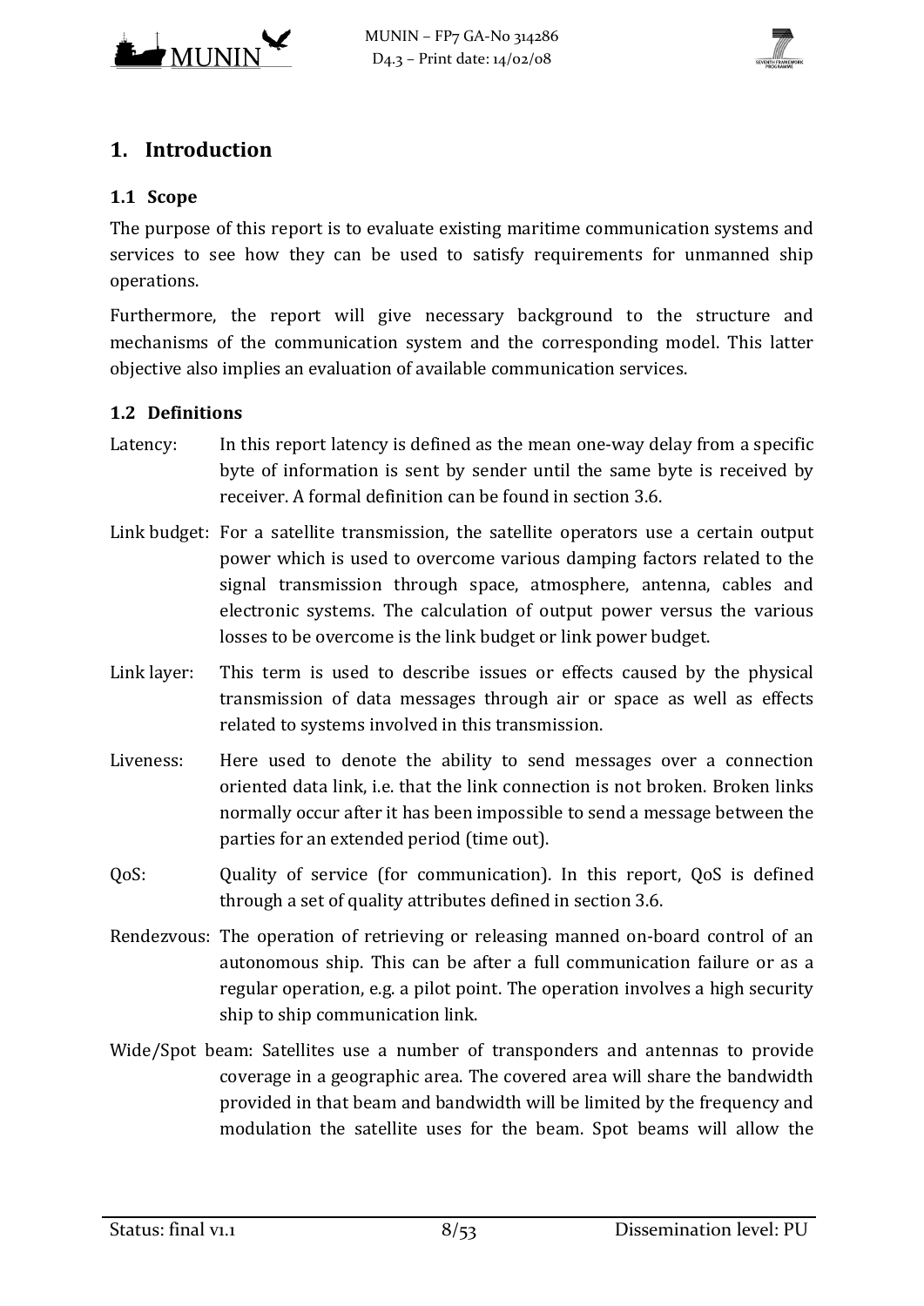# 1. Introduction

## 1.1 Scope

The purpose of this report is to evaluate existing maritime communication systems and services to see how they can be used to satisfy requirements for unmanned ship operations.

Furthermore, the report will give necessary background to the structure and mechanisms of the communication system and the corresponding model. This latter objective also implies an evaluation of available communication services.

## 1.2 Definitions

Latency: In this report latency is defined as the mean one-way delay from a specific byte of information is sent by sender until the same byte is received by receiver. A formal definition can be found in section 3.6.

Link budget: For a satellite transmission, the satellite operators use a certain output power which is used to overcome various damping factors related to the signal transmission through space, atmosphere, antenna, cables and electronic systems. The calculation of output power versus the various losses to be overcome is the link budget or link power budget.

Link layer: This term is used to describe issues or effects caused by the physical transmission of data messages through air or space as well as effects related to systems involved in this transmission.

Liveness: Here used to denote the ability to send messages over a connection oriented data link, i.e. that the link connection is not broken. Broken links normally occur after it has been impossible to send a message between the parties for an extended period (time out).

QoS: Quality of service (for communication). In this report, QoS is defined through a set of quality attributes defined in section 3.6.

Rendezvous: The operation of retrieving or releasing manned on-board control of an autonomous ship. This can be after a full communication failure or as a regular operation, e.g. a pilot point. The operation involves a high security ship to ship communication link.

Wide/Spot beam: Satellites use a number of transponders and antennas to provide coverage in a geographic area. The covered area will share the bandwidth provided in that beam and bandwidth will be limited by the frequency and modulation the satellite uses for the beam. Spot beams will allow the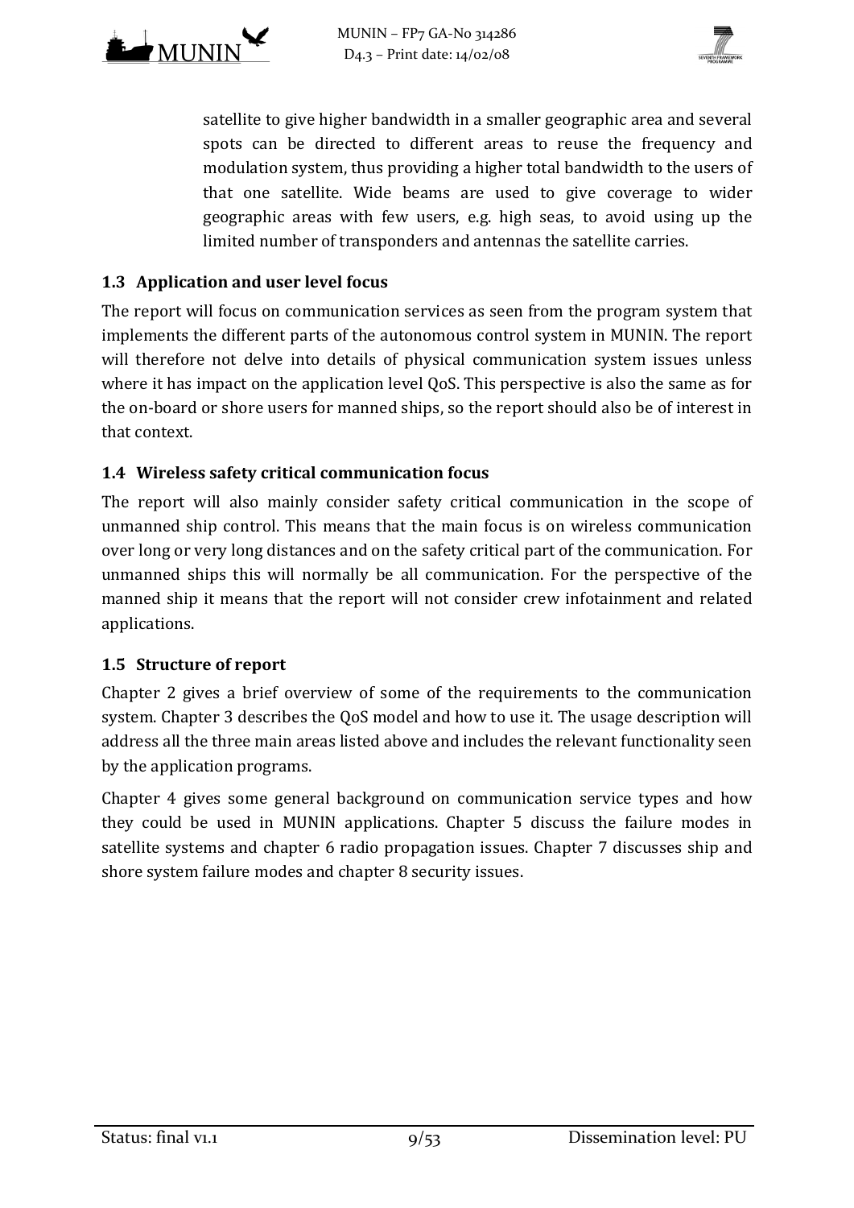satellite to give higher bandwidth in a smaller geographic area and several spots can be directed to different areas to reuse the frequency and modulation system, thus providing a higher total bandwidth to the users of that one satellite. Wide beams are used to give coverage to wider geographic areas with few users, e.g. high seas, to avoid using up the limited number of transponders and antennas the satellite carries.

## 1.3 Application and user level focus

The report will focus on communication services as seen from the program system that implements the different parts of the autonomous control system in MUNIN. The report will therefore not delve into details of physical communication system issues unless where it has impact on the application level QoS. This perspective is also the same as for the on-board or shore users for manned ships, so the report should also be of interest in that context.

## 1.4 Wireless safety critical communication focus

The report will also mainly consider safety critical communication in the scope of unmanned ship control. This means that the main focus is on wireless communication over long or very long distances and on the safety critical part of the communication. For unmanned ships this will normally be all communication. For the perspective of the manned ship it means that the report will not consider crew infotainment and related applications.

## 1.5 Structure of report

Chapter 2 gives a brief overview of some of the requirements to the communication system. Chapter 3 describes the QoS model and how to use it. The usage description will address all the three main areas listed above and includes the relevant functionality seen by the application programs.

Chapter 4 gives some general background on communication service types and how they could be used in MUNIN applications. Chapter 5 discuss the failure modes in satellite systems and chapter 6 radio propagation issues. Chapter 7 discusses ship and shore system failure modes and chapter 8 security issues.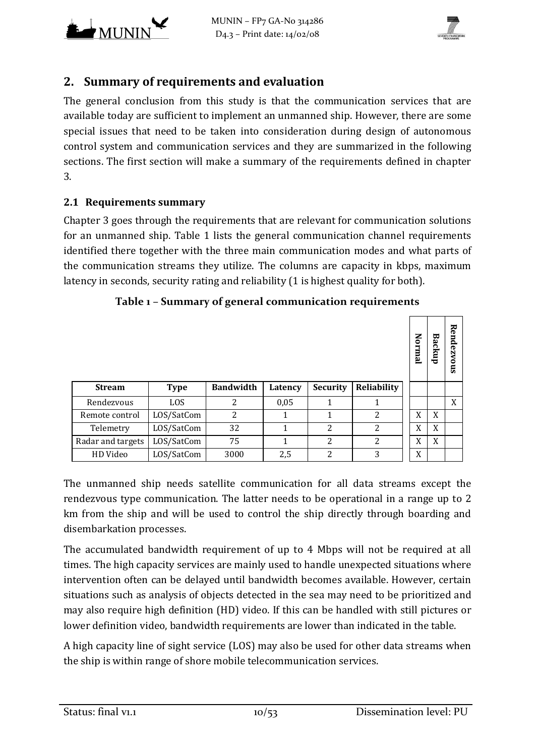## 2. Summary of requirements and evaluation

The general conclusion from this study is that the communication services that are available today are sufficient to implement an unmanned ship. However, there are some special issues that need to be taken into consideration during design of autonomous control system and communication services and they are summarized in the following sections. The first section will make a summary of the requirements defined in chapter 3.

### 2.1 Requirements summary

Chapter 3 goes through the requirements that are relevant for communication solutions for an unmanned ship. Table 1 lists the general communication channel requirements identified there together with the three main communication modes and what parts of the communication streams they utilize. The columns are capacity in kbps, maximum latency in seconds, security rating and reliability (1 is highest quality for both).

**Table 1 – Summary of general communication requirements**

| Stream | Type | Bandwidth | Latency | Security | Reliability | Normal | Backup | Rendezvous |
|---|---|---|---|---|---|---|---|---|
| Rendezvous | LOS | 2 | 0,05 | 1 | 1 | | | X |
| Remote control | LOS/SatCom | 2 | 1 | 1 | 2 | X | X | |
| Telemetry | LOS/SatCom | 32 | 1 | 2 | 2 | X | X | |
| Radar and targets | LOS/SatCom | 75 | 1 | 2 | 2 | X | X | |
| HD Video | LOS/SatCom | 3000 | 2,5 | 2 | 3 | X | | |

The unmanned ship needs satellite communication for all data streams except the rendezvous type communication. The latter needs to be operational in a range up to 2 km from the ship and will be used to control the ship directly through boarding and disembarkation processes.

The accumulated bandwidth requirement of up to 4 Mbps will not be required at all times. The high capacity services are mainly used to handle unexpected situations where intervention often can be delayed until bandwidth becomes available. However, certain situations such as analysis of objects detected in the sea may need to be prioritized and may also require high definition (HD) video. If this can be handled with still pictures or lower definition video, bandwidth requirements are lower than indicated in the table.

A high capacity line of sight service (LOS) may also be used for other data streams when the ship is within range of shore mobile telecommunication services.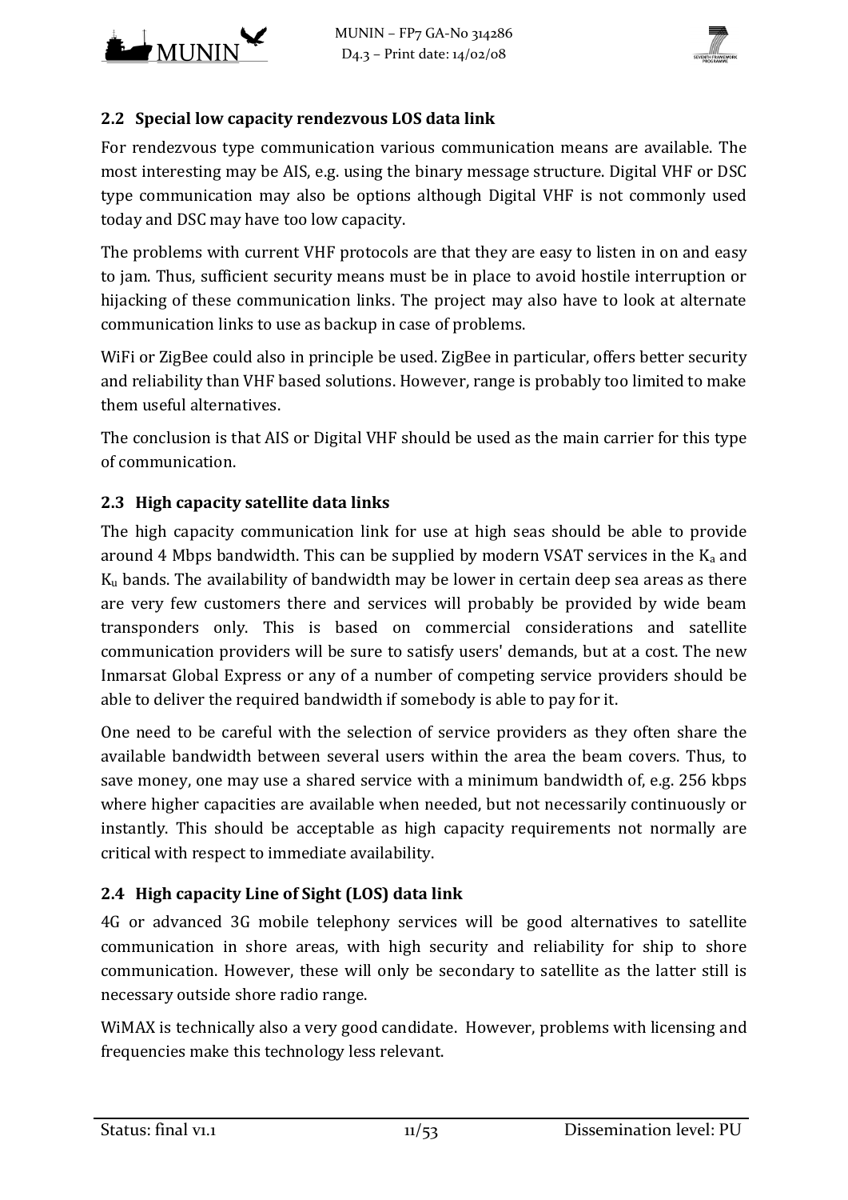## 2.2 Special low capacity rendezvous LOS data link

For rendezvous type communication various communication means are available. The most interesting may be AIS, e.g. using the binary message structure. Digital VHF or DSC type communication may also be options although Digital VHF is not commonly used today and DSC may have too low capacity.

The problems with current VHF protocols are that they are easy to listen in on and easy to jam. Thus, sufficient security means must be in place to avoid hostile interruption or hijacking of these communication links. The project may also have to look at alternate communication links to use as backup in case of problems.

WiFi or ZigBee could also in principle be used. ZigBee in particular, offers better security and reliability than VHF based solutions. However, range is probably too limited to make them useful alternatives.

The conclusion is that AIS or Digital VHF should be used as the main carrier for this type of communication.

## 2.3 High capacity satellite data links

The high capacity communication link for use at high seas should be able to provide around 4 Mbps bandwidth. This can be supplied by modern VSAT services in the $K_a$ and $K_u$ bands. The availability of bandwidth may be lower in certain deep sea areas as there are very few customers there and services will probably be provided by wide beam transponders only. This is based on commercial considerations and satellite communication providers will be sure to satisfy users' demands, but at a cost. The new Inmarsat Global Express or any of a number of competing service providers should be able to deliver the required bandwidth if somebody is able to pay for it.

One need to be careful with the selection of service providers as they often share the available bandwidth between several users within the area the beam covers. Thus, to save money, one may use a shared service with a minimum bandwidth of, e.g. 256 kbps where higher capacities are available when needed, but not necessarily continuously or instantly. This should be acceptable as high capacity requirements not normally are critical with respect to immediate availability.

## 2.4 High capacity Line of Sight (LOS) data link

4G or advanced 3G mobile telephony services will be good alternatives to satellite communication in shore areas, with high security and reliability for ship to shore communication. However, these will only be secondary to satellite as the latter still is necessary outside shore radio range.

WiMAX is technically also a very good candidate. However, problems with licensing and frequencies make this technology less relevant.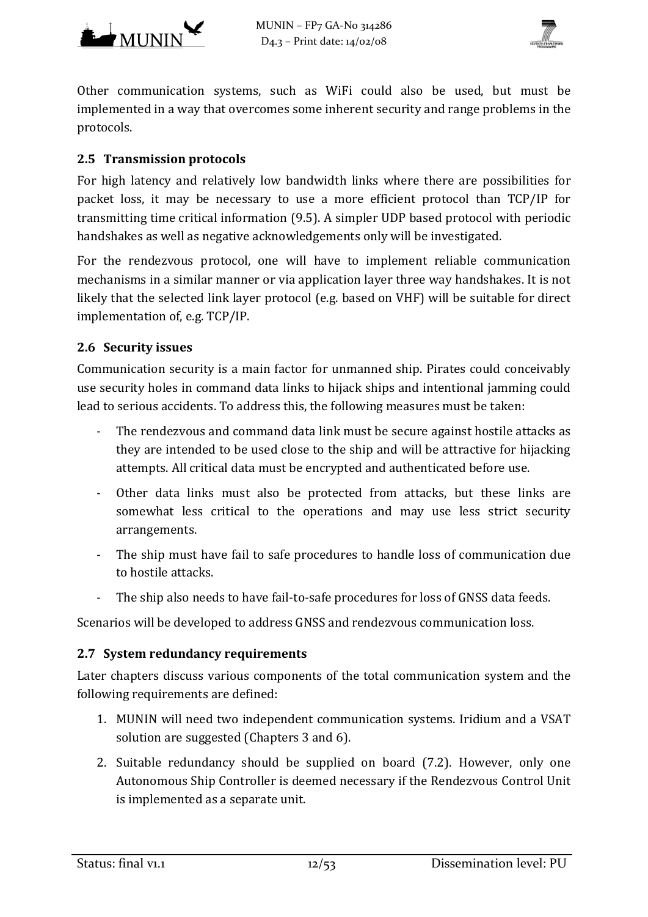Other communication systems, such as WiFi could also be used, but must be implemented in a way that overcomes some inherent security and range problems in the protocols.

## 2.5 Transmission protocols

For high latency and relatively low bandwidth links where there are possibilities for packet loss, it may be necessary to use a more efficient protocol than TCP/IP for transmitting time critical information (9.5). A simpler UDP based protocol with periodic handshakes as well as negative acknowledgements only will be investigated.

For the rendezvous protocol, one will have to implement reliable communication mechanisms in a similar manner or via application layer three way handshakes. It is not likely that the selected link layer protocol (e.g. based on VHF) will be suitable for direct implementation of, e.g. TCP/IP.

## 2.6 Security issues

Communication security is a main factor for unmanned ship. Pirates could conceivably use security holes in command data links to hijack ships and intentional jamming could lead to serious accidents. To address this, the following measures must be taken:

- The rendezvous and command data link must be secure against hostile attacks as they are intended to be used close to the ship and will be attractive for hijacking attempts. All critical data must be encrypted and authenticated before use.
- Other data links must also be protected from attacks, but these links are somewhat less critical to the operations and may use less strict security arrangements.
- The ship must have fail to safe procedures to handle loss of communication due to hostile attacks.
- The ship also needs to have fail-to-safe procedures for loss of GNSS data feeds.

Scenarios will be developed to address GNSS and rendezvous communication loss.

## 2.7 System redundancy requirements

Later chapters discuss various components of the total communication system and the following requirements are defined:

1. MUNIN will need two independent communication systems. Iridium and a VSAT solution are suggested (Chapters 3 and 6).
2. Suitable redundancy should be supplied on board (7.2). However, only one Autonomous Ship Controller is deemed necessary if the Rendezvous Control Unit is implemented as a separate unit.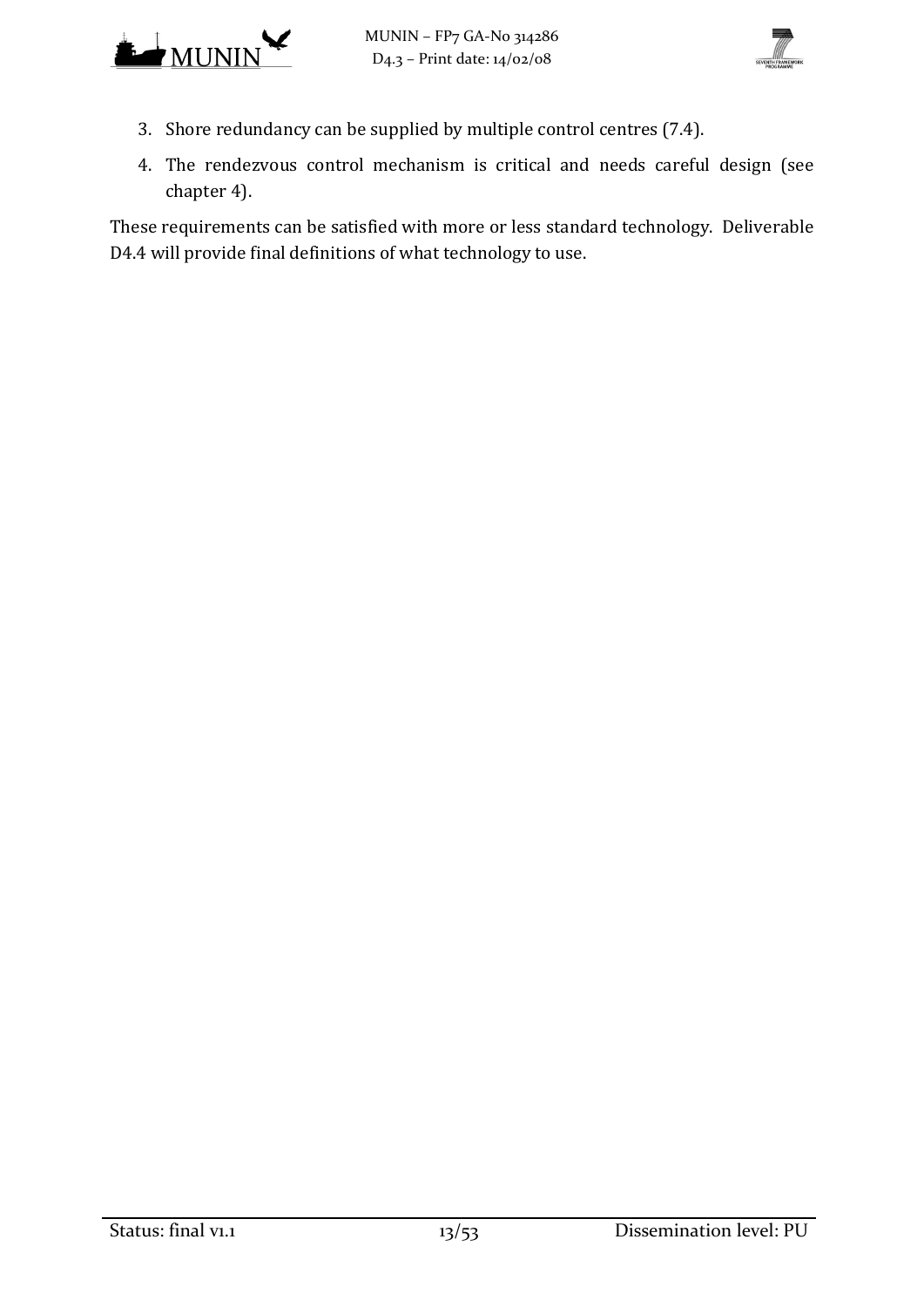3. Shore redundancy can be supplied by multiple control centres (7.4).
4. The rendezvous control mechanism is critical and needs careful design (see chapter 4).

These requirements can be satisfied with more or less standard technology. Deliverable D4.4 will provide final definitions of what technology to use.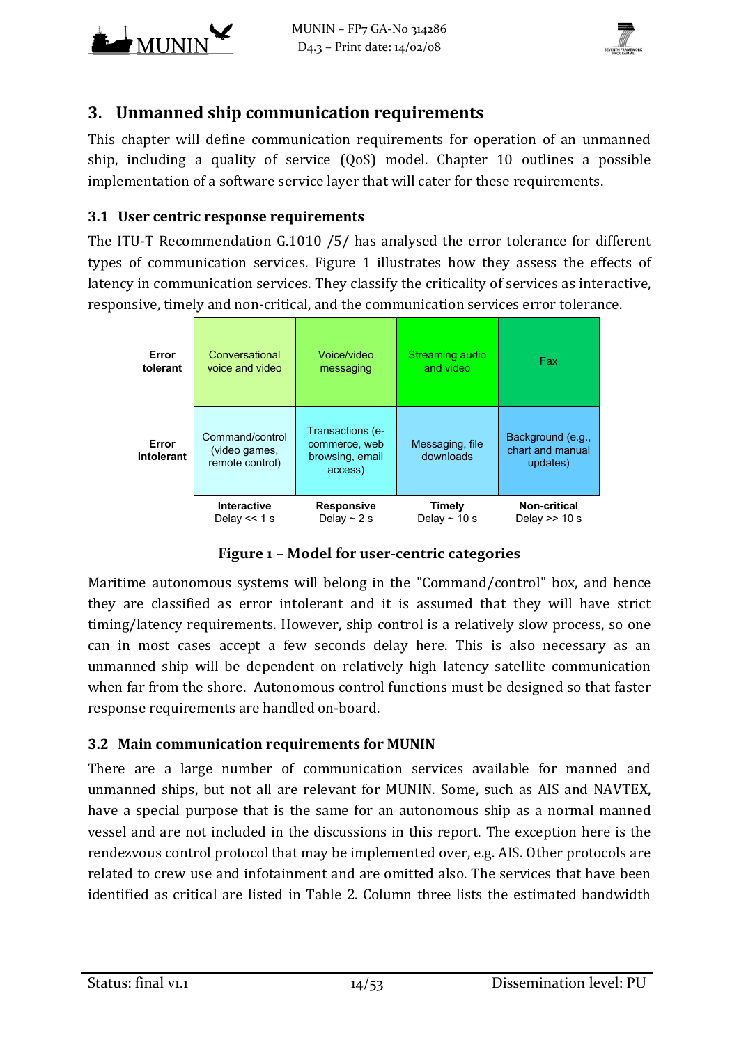## 3. Unmanned ship communication requirements

This chapter will define communication requirements for operation of an unmanned ship, including a quality of service (QoS) model. Chapter 10 outlines a possible implementation of a software service layer that will cater for these requirements.

### 3.1 User centric response requirements

The ITU-T Recommendation G.1010 /5/ has analysed the error tolerance for different types of communication services. Figure 1 illustrates how they assess the effects of latency in communication services. They classify the criticality of services as interactive, responsive, timely and non-critical, and the communication services error tolerance.

| | | | | |
|---|---|---|---|---|
| **Error tolerant** | Conversational voice and video | Voice/video messaging | Streaming audio and video | Fax |
| **Error intolerant** | Command/control (video games, remote control) | Transactions (e-commerce, web browsing, email access) | Messaging, file downloads | Background (e.g., chart and manual updates) |
| | **Interactive** Delay << 1 s | **Responsive** Delay ~ 2 s | **Timely** Delay ~ 10 s | **Non-critical** Delay >> 10 s |

**Figure 1 – Model for user-centric categories**

Maritime autonomous systems will belong in the "Command/control" box, and hence they are classified as error intolerant and it is assumed that they will have strict timing/latency requirements. However, ship control is a relatively slow process, so one can in most cases accept a few seconds delay here. This is also necessary as an unmanned ship will be dependent on relatively high latency satellite communication when far from the shore. Autonomous control functions must be designed so that faster response requirements are handled on-board.

### 3.2 Main communication requirements for MUNIN

There are a large number of communication services available for manned and unmanned ships, but not all are relevant for MUNIN. Some, such as AIS and NAVTEX, have a special purpose that is the same for an autonomous ship as a normal manned vessel and are not included in the discussions in this report. The exception here is the rendezvous control protocol that may be implemented over, e.g. AIS. Other protocols are related to crew use and infotainment and are omitted also. The services that have been identified as critical are listed in Table 2. Column three lists the estimated bandwidth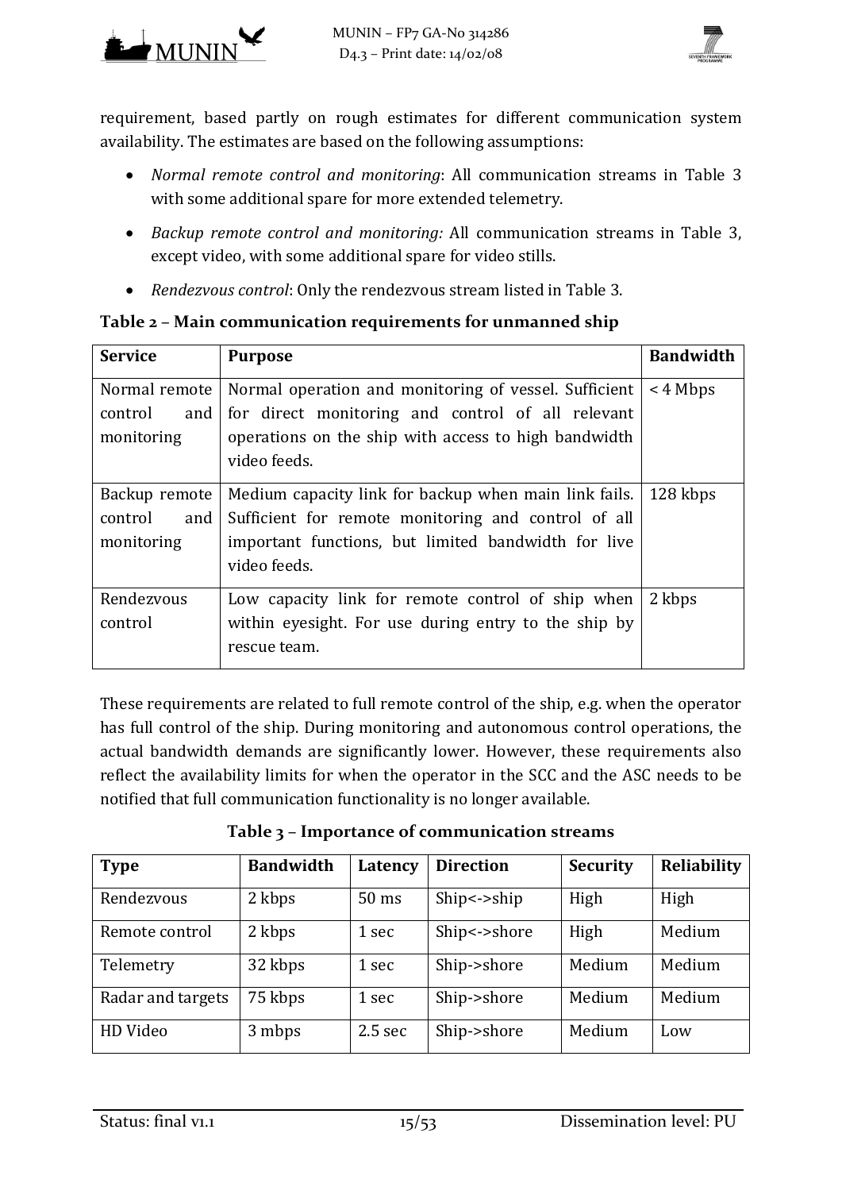requirement, based partly on rough estimates for different communication system availability. The estimates are based on the following assumptions:

- *Normal remote control and monitoring*: All communication streams in Table 3 with some additional spare for more extended telemetry.
- *Backup remote control and monitoring:* All communication streams in Table 3, except video, with some additional spare for video stills.
- *Rendezvous control*: Only the rendezvous stream listed in Table 3.

**Table 2 – Main communication requirements for unmanned ship**

| Service | Purpose | Bandwidth |
|---|---|---|
| Normal remote control and monitoring | Normal operation and monitoring of vessel. Sufficient for direct monitoring and control of all relevant operations on the ship with access to high bandwidth video feeds. | < 4 Mbps |
| Backup remote control and monitoring | Medium capacity link for backup when main link fails. Sufficient for remote monitoring and control of all important functions, but limited bandwidth for live video feeds. | 128 kbps |
| Rendezvous control | Low capacity link for remote control of ship when within eyesight. For use during entry to the ship by rescue team. | 2 kbps |

These requirements are related to full remote control of the ship, e.g. when the operator has full control of the ship. During monitoring and autonomous control operations, the actual bandwidth demands are significantly lower. However, these requirements also reflect the availability limits for when the operator in the SCC and the ASC needs to be notified that full communication functionality is no longer available.

**Table 3 – Importance of communication streams**

| Type | Bandwidth | Latency | Direction | Security | Reliability |
|---|---|---|---|---|---|
| Rendezvous | 2 kbps | 50 ms | Ship<->ship | High | High |
| Remote control | 2 kbps | 1 sec | Ship<->shore | High | Medium |
| Telemetry | 32 kbps | 1 sec | Ship->shore | Medium | Medium |
| Radar and targets | 75 kbps | 1 sec | Ship->shore | Medium | Medium |
| HD Video | 3 mbps | 2.5 sec | Ship->shore | Medium | Low |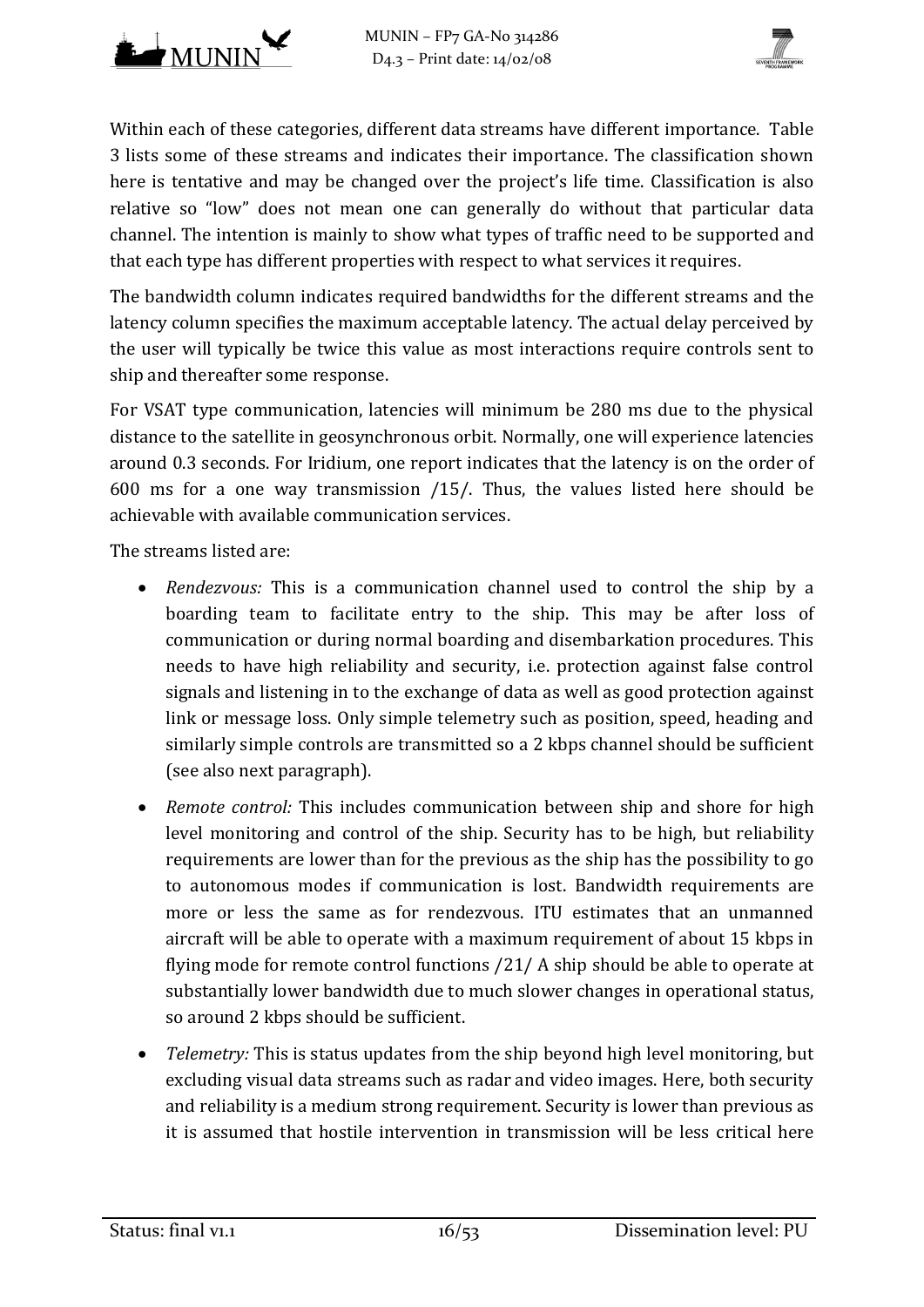Within each of these categories, different data streams have different importance. Table 3 lists some of these streams and indicates their importance. The classification shown here is tentative and may be changed over the project's life time. Classification is also relative so "low" does not mean one can generally do without that particular data channel. The intention is mainly to show what types of traffic need to be supported and that each type has different properties with respect to what services it requires.

The bandwidth column indicates required bandwidths for the different streams and the latency column specifies the maximum acceptable latency. The actual delay perceived by the user will typically be twice this value as most interactions require controls sent to ship and thereafter some response.

For VSAT type communication, latencies will minimum be 280 ms due to the physical distance to the satellite in geosynchronous orbit. Normally, one will experience latencies around 0.3 seconds. For Iridium, one report indicates that the latency is on the order of 600 ms for a one way transmission /15/. Thus, the values listed here should be achievable with available communication services.

The streams listed are:

- *Rendezvous:* This is a communication channel used to control the ship by a boarding team to facilitate entry to the ship. This may be after loss of communication or during normal boarding and disembarkation procedures. This needs to have high reliability and security, i.e. protection against false control signals and listening in to the exchange of data as well as good protection against link or message loss. Only simple telemetry such as position, speed, heading and similarly simple controls are transmitted so a 2 kbps channel should be sufficient (see also next paragraph).
- *Remote control:* This includes communication between ship and shore for high level monitoring and control of the ship. Security has to be high, but reliability requirements are lower than for the previous as the ship has the possibility to go to autonomous modes if communication is lost. Bandwidth requirements are more or less the same as for rendezvous. ITU estimates that an unmanned aircraft will be able to operate with a maximum requirement of about 15 kbps in flying mode for remote control functions /21/ A ship should be able to operate at substantially lower bandwidth due to much slower changes in operational status, so around 2 kbps should be sufficient.
- *Telemetry:* This is status updates from the ship beyond high level monitoring, but excluding visual data streams such as radar and video images. Here, both security and reliability is a medium strong requirement. Security is lower than previous as it is assumed that hostile intervention in transmission will be less critical here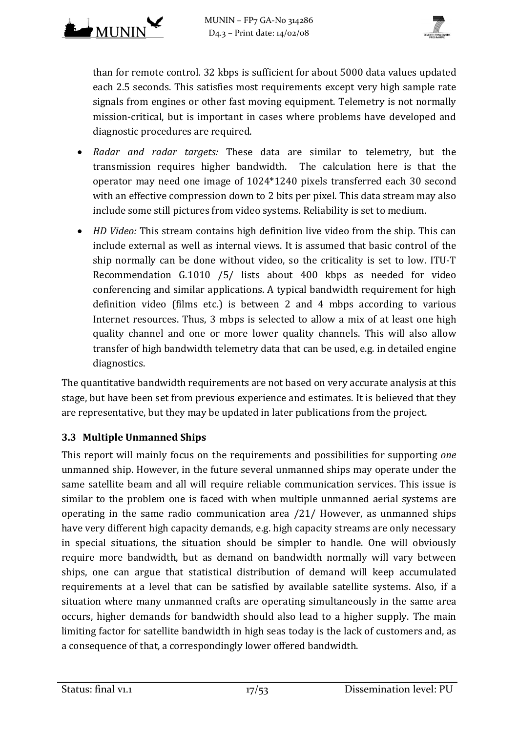than for remote control. 32 kbps is sufficient for about 5000 data values updated each 2.5 seconds. This satisfies most requirements except very high sample rate signals from engines or other fast moving equipment. Telemetry is not normally mission-critical, but is important in cases where problems have developed and diagnostic procedures are required.

- *Radar and radar targets:* These data are similar to telemetry, but the transmission requires higher bandwidth. The calculation here is that the operator may need one image of 1024*1240 pixels transferred each 30 second with an effective compression down to 2 bits per pixel. This data stream may also include some still pictures from video systems. Reliability is set to medium.
- *HD Video:* This stream contains high definition live video from the ship. This can include external as well as internal views. It is assumed that basic control of the ship normally can be done without video, so the criticality is set to low. ITU-T Recommendation G.1010 /5/ lists about 400 kbps as needed for video conferencing and similar applications. A typical bandwidth requirement for high definition video (films etc.) is between 2 and 4 mbps according to various Internet resources. Thus, 3 mbps is selected to allow a mix of at least one high quality channel and one or more lower quality channels. This will also allow transfer of high bandwidth telemetry data that can be used, e.g. in detailed engine diagnostics.

The quantitative bandwidth requirements are not based on very accurate analysis at this stage, but have been set from previous experience and estimates. It is believed that they are representative, but they may be updated in later publications from the project.

### 3.3 Multiple Unmanned Ships

This report will mainly focus on the requirements and possibilities for supporting *one* unmanned ship. However, in the future several unmanned ships may operate under the same satellite beam and all will require reliable communication services. This issue is similar to the problem one is faced with when multiple unmanned aerial systems are operating in the same radio communication area /21/ However, as unmanned ships have very different high capacity demands, e.g. high capacity streams are only necessary in special situations, the situation should be simpler to handle. One will obviously require more bandwidth, but as demand on bandwidth normally will vary between ships, one can argue that statistical distribution of demand will keep accumulated requirements at a level that can be satisfied by available satellite systems. Also, if a situation where many unmanned crafts are operating simultaneously in the same area occurs, higher demands for bandwidth should also lead to a higher supply. The main limiting factor for satellite bandwidth in high seas today is the lack of customers and, as a consequence of that, a correspondingly lower offered bandwidth.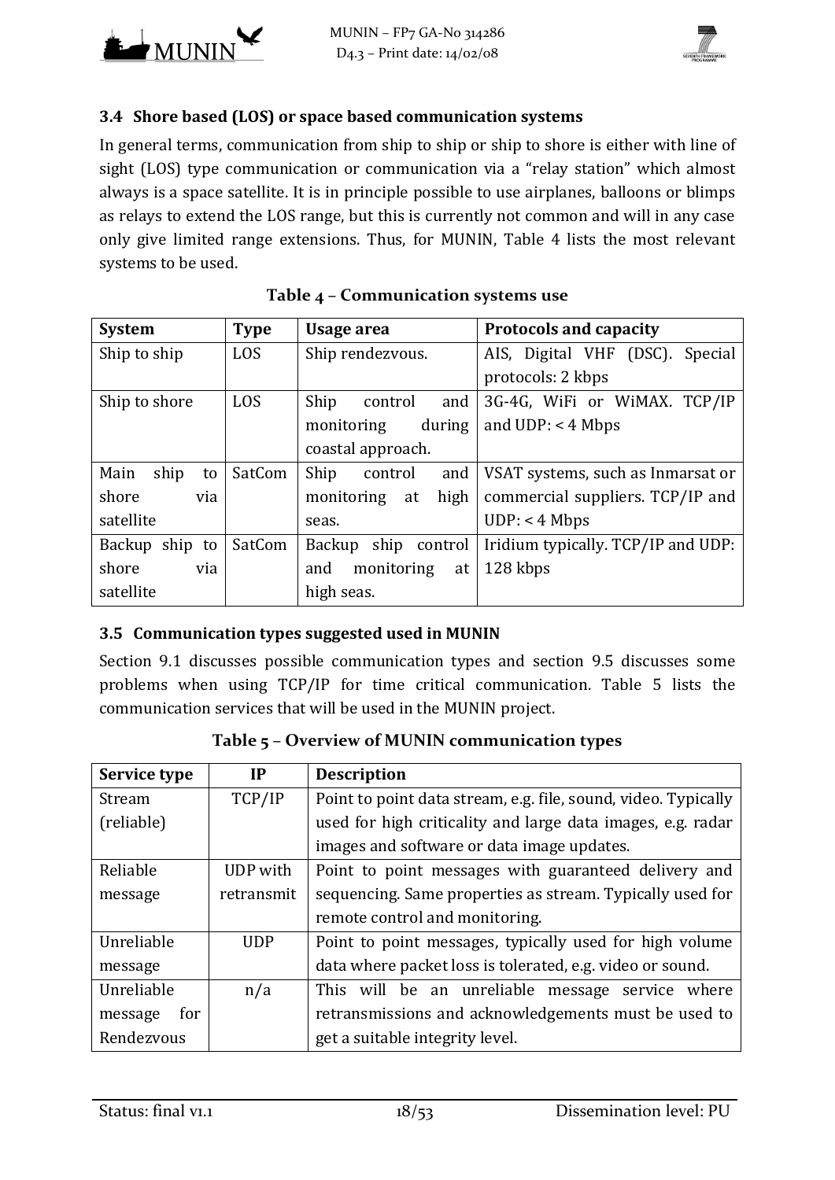### 3.4 Shore based (LOS) or space based communication systems

In general terms, communication from ship to ship or ship to shore is either with line of sight (LOS) type communication or communication via a "relay station" which almost always is a space satellite. It is in principle possible to use airplanes, balloons or blimps as relays to extend the LOS range, but this is currently not common and will in any case only give limited range extensions. Thus, for MUNIN, Table 4 lists the most relevant systems to be used.

**Table 4 – Communication systems use**

| System | Type | Usage area | Protocols and capacity |
|---|---|---|---|
| Ship to ship | LOS | Ship rendezvous. | AIS, Digital VHF (DSC). Special protocols: 2 kbps |
| Ship to shore | LOS | Ship control and monitoring during coastal approach. | 3G-4G, WiFi or WiMAX. TCP/IP and UDP: < 4 Mbps |
| Main ship to shore via satellite | SatCom | Ship control and monitoring at high seas. | VSAT systems, such as Inmarsat or commercial suppliers. TCP/IP and UDP: < 4 Mbps |
| Backup ship to shore via satellite | SatCom | Backup ship control and monitoring at high seas. | Iridium typically. TCP/IP and UDP: 128 kbps |

### 3.5 Communication types suggested used in MUNIN

Section 9.1 discusses possible communication types and section 9.5 discusses some problems when using TCP/IP for time critical communication. Table 5 lists the communication services that will be used in the MUNIN project.

**Table 5 – Overview of MUNIN communication types**

| Service type | IP | Description |
|---|---|---|
| Stream (reliable) | TCP/IP | Point to point data stream, e.g. file, sound, video. Typically used for high criticality and large data images, e.g. radar images and software or data image updates. |
| Reliable message | UDP with retransmit | Point to point messages with guaranteed delivery and sequencing. Same properties as stream. Typically used for remote control and monitoring. |
| Unreliable message | UDP | Point to point messages, typically used for high volume data where packet loss is tolerated, e.g. video or sound. |
| Unreliable message for Rendezvous | n/a | This will be an unreliable message service where retransmissions and acknowledgements must be used to get a suitable integrity level. |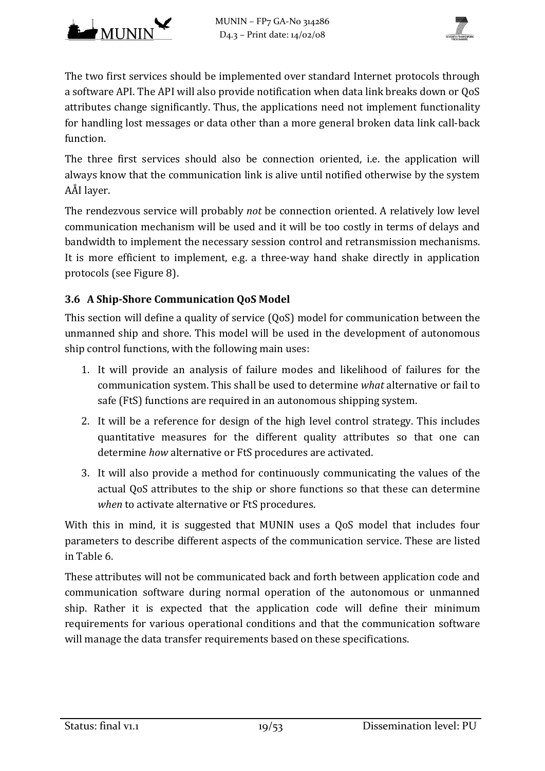The two first services should be implemented over standard Internet protocols through a software API. The API will also provide notification when data link breaks down or QoS attributes change significantly. Thus, the applications need not implement functionality for handling lost messages or data other than a more general broken data link call-back function.

The three first services should also be connection oriented, i.e. the application will always know that the communication link is alive until notified otherwise by the system AÅI layer.

The rendezvous service will probably *not* be connection oriented. A relatively low level communication mechanism will be used and it will be too costly in terms of delays and bandwidth to implement the necessary session control and retransmission mechanisms. It is more efficient to implement, e.g. a three-way hand shake directly in application protocols (see Figure 8).

## 3.6 A Ship-Shore Communication QoS Model

This section will define a quality of service (QoS) model for communication between the unmanned ship and shore. This model will be used in the development of autonomous ship control functions, with the following main uses:

1. It will provide an analysis of failure modes and likelihood of failures for the communication system. This shall be used to determine *what* alternative or fail to safe (FtS) functions are required in an autonomous shipping system.
2. It will be a reference for design of the high level control strategy. This includes quantitative measures for the different quality attributes so that one can determine *how* alternative or FtS procedures are activated.
3. It will also provide a method for continuously communicating the values of the actual QoS attributes to the ship or shore functions so that these can determine *when* to activate alternative or FtS procedures.

With this in mind, it is suggested that MUNIN uses a QoS model that includes four parameters to describe different aspects of the communication service. These are listed in Table 6.

These attributes will not be communicated back and forth between application code and communication software during normal operation of the autonomous or unmanned ship. Rather it is expected that the application code will define their minimum requirements for various operational conditions and that the communication software will manage the data transfer requirements based on these specifications.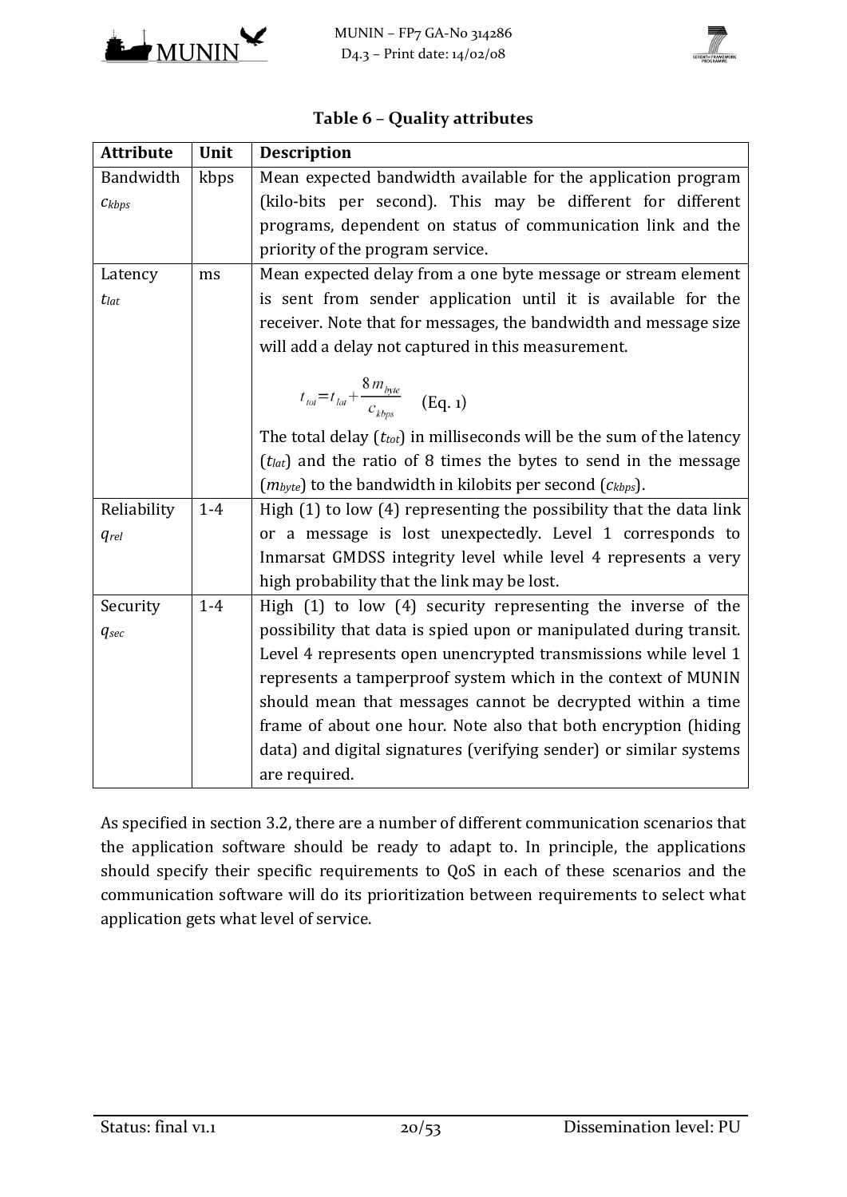**Table 6 – Quality attributes**

| Attribute | Unit | Description |
|---|---|---|
| Bandwidth $c_{kbps}$ | kbps | Mean expected bandwidth available for the application program (kilo-bits per second). This may be different for different programs, dependent on status of communication link and the priority of the program service. |
| Latency $t_{lat}$ | ms | Mean expected delay from a one byte message or stream element is sent from sender application until it is available for the receiver. Note that for messages, the bandwidth and message size will add a delay not captured in this measurement. $t_{tot} = t_{lat} + \frac{8 m_{byte}}{c_{kbps}}$ (Eq. 1) The total delay ($t_{tot}$) in milliseconds will be the sum of the latency ($t_{lat}$) and the ratio of 8 times the bytes to send in the message ($m_{byte}$) to the bandwidth in kilobits per second ($c_{kbps}$). |
| Reliability $q_{rel}$ | 1-4 | High (1) to low (4) representing the possibility that the data link or a message is lost unexpectedly. Level 1 corresponds to Inmarsat GMDSS integrity level while level 4 represents a very high probability that the link may be lost. |
| Security $q_{sec}$ | 1-4 | High (1) to low (4) security representing the inverse of the possibility that data is spied upon or manipulated during transit. Level 4 represents open unencrypted transmissions while level 1 represents a tamperproof system which in the context of MUNIN should mean that messages cannot be decrypted within a time frame of about one hour. Note also that both encryption (hiding data) and digital signatures (verifying sender) or similar systems are required. |

As specified in section 3.2, there are a number of different communication scenarios that the application software should be ready to adapt to. In principle, the applications should specify their specific requirements to QoS in each of these scenarios and the communication software will do its prioritization between requirements to select what application gets what level of service.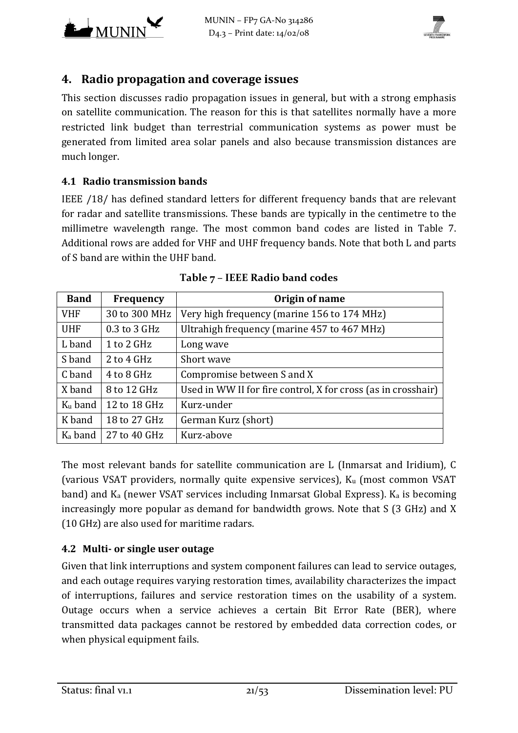## 4. Radio propagation and coverage issues

This section discusses radio propagation issues in general, but with a strong emphasis on satellite communication. The reason for this is that satellites normally have a more restricted link budget than terrestrial communication systems as power must be generated from limited area solar panels and also because transmission distances are much longer.

### 4.1 Radio transmission bands

IEEE /18/ has defined standard letters for different frequency bands that are relevant for radar and satellite transmissions. These bands are typically in the centimetre to the millimetre wavelength range. The most common band codes are listed in Table 7. Additional rows are added for VHF and UHF frequency bands. Note that both L and parts of S band are within the UHF band.

**Table 7 – IEEE Radio band codes**

| Band | Frequency | Origin of name |
|---|---|---|
| VHF | 30 to 300 MHz | Very high frequency (marine 156 to 174 MHz) |
| UHF | 0.3 to 3 GHz | Ultrahigh frequency (marine 457 to 467 MHz) |
| L band | 1 to 2 GHz | Long wave |
| S band | 2 to 4 GHz | Short wave |
| C band | 4 to 8 GHz | Compromise between S and X |
| X band | 8 to 12 GHz | Used in WW II for fire control, X for cross (as in crosshair) |
| $K_u$ band | 12 to 18 GHz | Kurz-under |
| K band | 18 to 27 GHz | German Kurz (short) |
| $K_a$ band | 27 to 40 GHz | Kurz-above |

The most relevant bands for satellite communication are L (Inmarsat and Iridium), C (various VSAT providers, normally quite expensive services), $K_u$ (most common VSAT band) and $K_a$ (newer VSAT services including Inmarsat Global Express). $K_a$ is becoming increasingly more popular as demand for bandwidth grows. Note that S (3 GHz) and X (10 GHz) are also used for maritime radars.

### 4.2 Multi- or single user outage

Given that link interruptions and system component failures can lead to service outages, and each outage requires varying restoration times, availability characterizes the impact of interruptions, failures and service restoration times on the usability of a system. Outage occurs when a service achieves a certain Bit Error Rate (BER), where transmitted data packages cannot be restored by embedded data correction codes, or when physical equipment fails.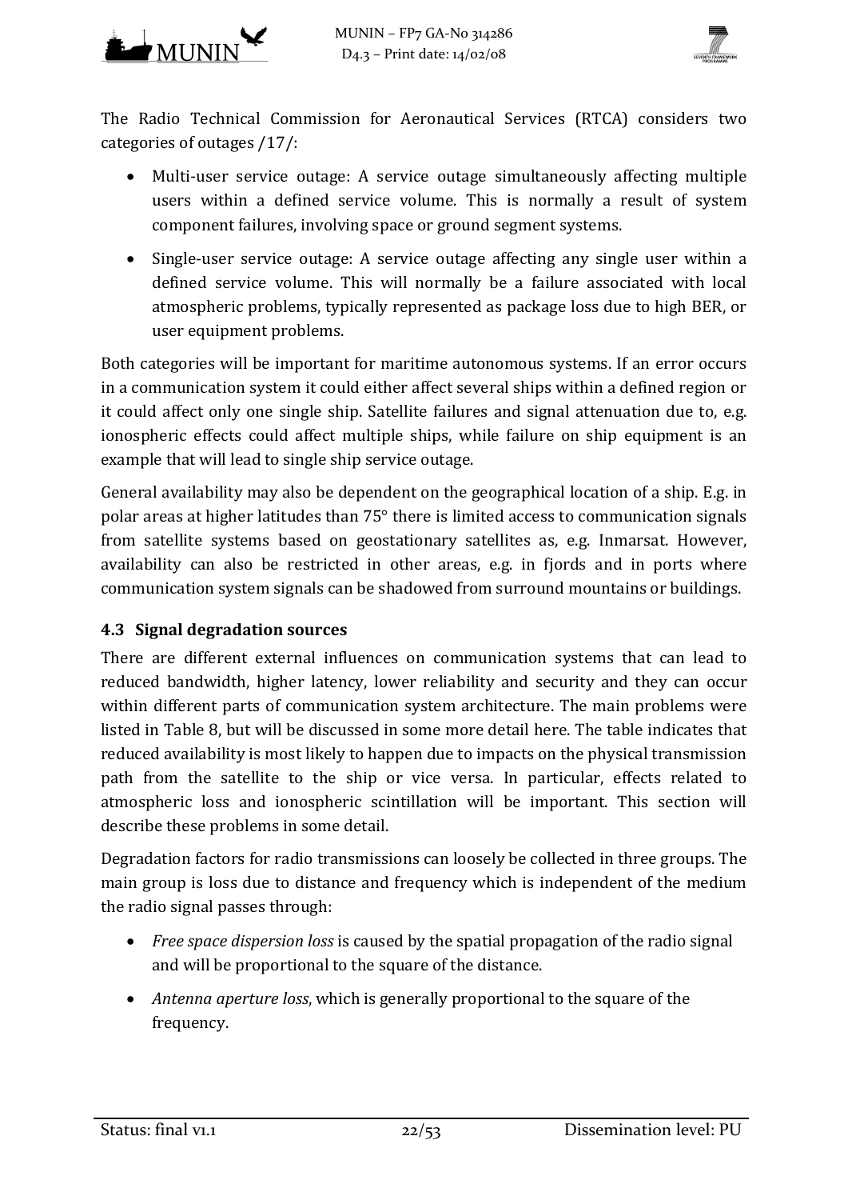The Radio Technical Commission for Aeronautical Services (RTCA) considers two categories of outages /17/:

- Multi-user service outage: A service outage simultaneously affecting multiple users within a defined service volume. This is normally a result of system component failures, involving space or ground segment systems.
- Single-user service outage: A service outage affecting any single user within a defined service volume. This will normally be a failure associated with local atmospheric problems, typically represented as package loss due to high BER, or user equipment problems.

Both categories will be important for maritime autonomous systems. If an error occurs in a communication system it could either affect several ships within a defined region or it could affect only one single ship. Satellite failures and signal attenuation due to, e.g. ionospheric effects could affect multiple ships, while failure on ship equipment is an example that will lead to single ship service outage.

General availability may also be dependent on the geographical location of a ship. E.g. in polar areas at higher latitudes than 75° there is limited access to communication signals from satellite systems based on geostationary satellites as, e.g. Inmarsat. However, availability can also be restricted in other areas, e.g. in fjords and in ports where communication system signals can be shadowed from surround mountains or buildings.

### 4.3 Signal degradation sources

There are different external influences on communication systems that can lead to reduced bandwidth, higher latency, lower reliability and security and they can occur within different parts of communication system architecture. The main problems were listed in Table 8, but will be discussed in some more detail here. The table indicates that reduced availability is most likely to happen due to impacts on the physical transmission path from the satellite to the ship or vice versa. In particular, effects related to atmospheric loss and ionospheric scintillation will be important. This section will describe these problems in some detail.

Degradation factors for radio transmissions can loosely be collected in three groups. The main group is loss due to distance and frequency which is independent of the medium the radio signal passes through:

- *Free space dispersion loss* is caused by the spatial propagation of the radio signal and will be proportional to the square of the distance.
- *Antenna aperture loss*, which is generally proportional to the square of the frequency.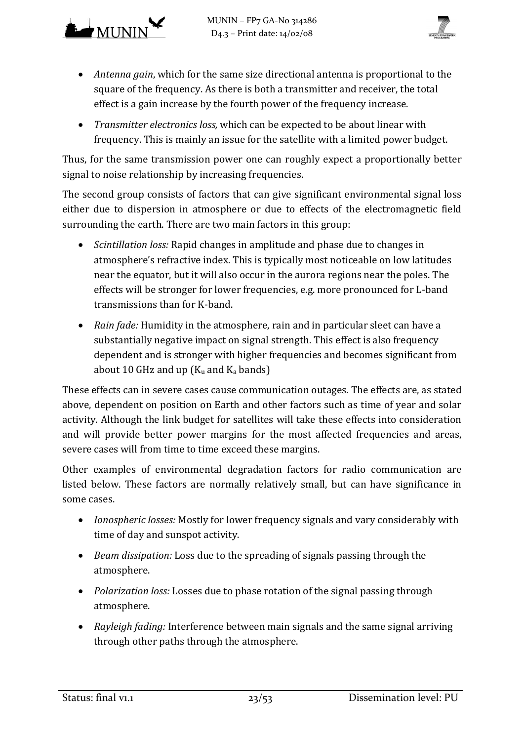- *Antenna gain*, which for the same size directional antenna is proportional to the square of the frequency. As there is both a transmitter and receiver, the total effect is a gain increase by the fourth power of the frequency increase.
- *Transmitter electronics loss,* which can be expected to be about linear with frequency. This is mainly an issue for the satellite with a limited power budget.

Thus, for the same transmission power one can roughly expect a proportionally better signal to noise relationship by increasing frequencies.

The second group consists of factors that can give significant environmental signal loss either due to dispersion in atmosphere or due to effects of the electromagnetic field surrounding the earth. There are two main factors in this group:

- *Scintillation loss:* Rapid changes in amplitude and phase due to changes in atmosphere's refractive index. This is typically most noticeable on low latitudes near the equator, but it will also occur in the aurora regions near the poles. The effects will be stronger for lower frequencies, e.g. more pronounced for L-band transmissions than for K-band.
- *Rain fade:* Humidity in the atmosphere, rain and in particular sleet can have a substantially negative impact on signal strength. This effect is also frequency dependent and is stronger with higher frequencies and becomes significant from about 10 GHz and up ($K_u$ and $K_a$ bands)

These effects can in severe cases cause communication outages. The effects are, as stated above, dependent on position on Earth and other factors such as time of year and solar activity. Although the link budget for satellites will take these effects into consideration and will provide better power margins for the most affected frequencies and areas, severe cases will from time to time exceed these margins.

Other examples of environmental degradation factors for radio communication are listed below. These factors are normally relatively small, but can have significance in some cases.

- *Ionospheric losses:* Mostly for lower frequency signals and vary considerably with time of day and sunspot activity.
- *Beam dissipation:* Loss due to the spreading of signals passing through the atmosphere.
- *Polarization loss:* Losses due to phase rotation of the signal passing through atmosphere.
- *Rayleigh fading:* Interference between main signals and the same signal arriving through other paths through the atmosphere.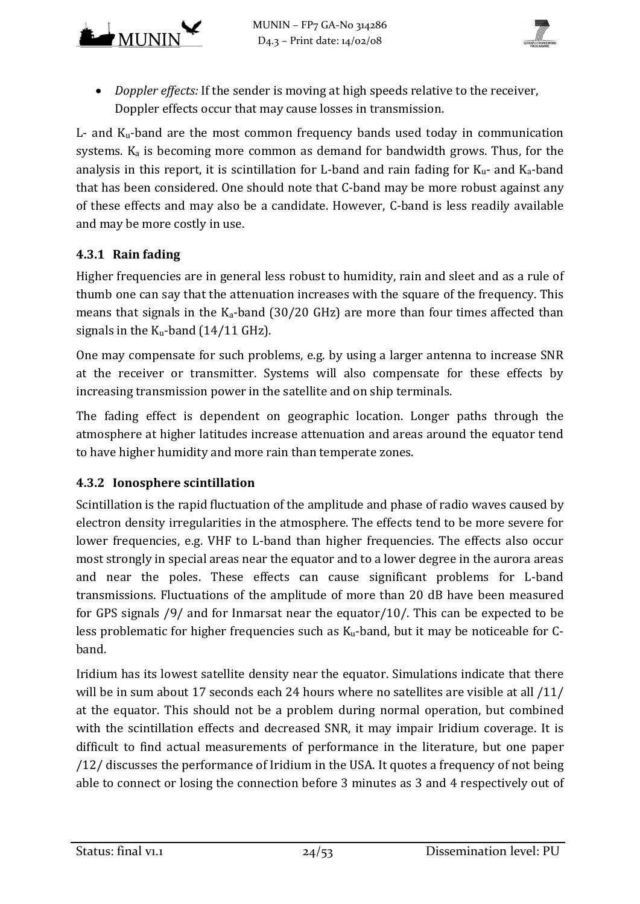- *Doppler effects:* If the sender is moving at high speeds relative to the receiver, Doppler effects occur that may cause losses in transmission.

L- and $K_u$-band are the most common frequency bands used today in communication systems. $K_a$ is becoming more common as demand for bandwidth grows. Thus, for the analysis in this report, it is scintillation for L-band and rain fading for $K_u$- and $K_a$-band that has been considered. One should note that C-band may be more robust against any of these effects and may also be a candidate. However, C-band is less readily available and may be more costly in use.

### 4.3.1 Rain fading

Higher frequencies are in general less robust to humidity, rain and sleet and as a rule of thumb one can say that the attenuation increases with the square of the frequency. This means that signals in the $K_a$-band (30/20 GHz) are more than four times affected than signals in the $K_u$-band (14/11 GHz).

One may compensate for such problems, e.g. by using a larger antenna to increase SNR at the receiver or transmitter. Systems will also compensate for these effects by increasing transmission power in the satellite and on ship terminals.

The fading effect is dependent on geographic location. Longer paths through the atmosphere at higher latitudes increase attenuation and areas around the equator tend to have higher humidity and more rain than temperate zones.

### 4.3.2 Ionosphere scintillation

Scintillation is the rapid fluctuation of the amplitude and phase of radio waves caused by electron density irregularities in the atmosphere. The effects tend to be more severe for lower frequencies, e.g. VHF to L-band than higher frequencies. The effects also occur most strongly in special areas near the equator and to a lower degree in the aurora areas and near the poles. These effects can cause significant problems for L-band transmissions. Fluctuations of the amplitude of more than 20 dB have been measured for GPS signals /9/ and for Inmarsat near the equator/10/. This can be expected to be less problematic for higher frequencies such as $K_u$-band, but it may be noticeable for C-band.

Iridium has its lowest satellite density near the equator. Simulations indicate that there will be in sum about 17 seconds each 24 hours where no satellites are visible at all /11/ at the equator. This should not be a problem during normal operation, but combined with the scintillation effects and decreased SNR, it may impair Iridium coverage. It is difficult to find actual measurements of performance in the literature, but one paper /12/ discusses the performance of Iridium in the USA. It quotes a frequency of not being able to connect or losing the connection before 3 minutes as 3 and 4 respectively out of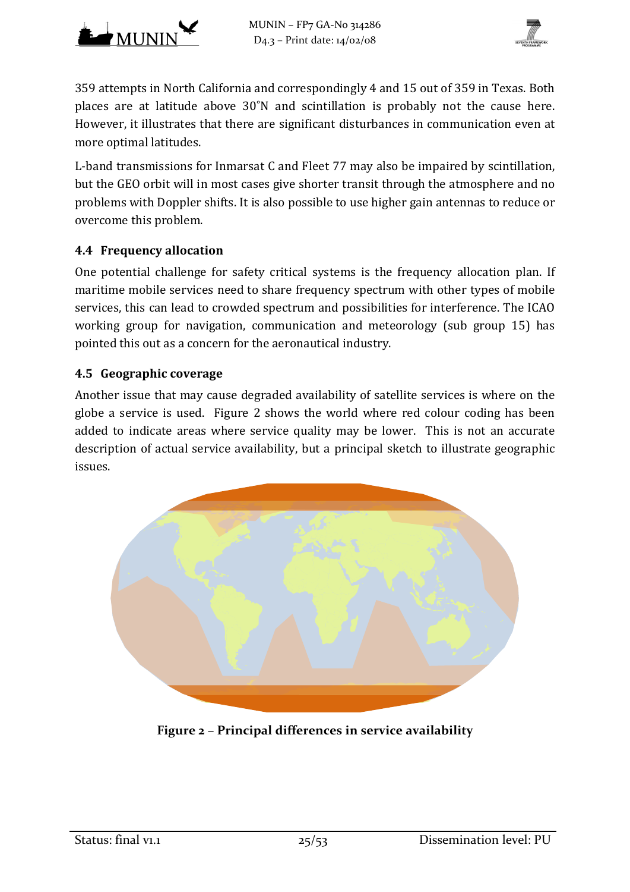359 attempts in North California and correspondingly 4 and 15 out of 359 in Texas. Both places are at latitude above 30°N and scintillation is probably not the cause here. However, it illustrates that there are significant disturbances in communication even at more optimal latitudes.

L-band transmissions for Inmarsat C and Fleet 77 may also be impaired by scintillation, but the GEO orbit will in most cases give shorter transit through the atmosphere and no problems with Doppler shifts. It is also possible to use higher gain antennas to reduce or overcome this problem.

### 4.4 Frequency allocation

One potential challenge for safety critical systems is the frequency allocation plan. If maritime mobile services need to share frequency spectrum with other types of mobile services, this can lead to crowded spectrum and possibilities for interference. The ICAO working group for navigation, communication and meteorology (sub group 15) has pointed this out as a concern for the aeronautical industry.

### 4.5 Geographic coverage

Another issue that may cause degraded availability of satellite services is where on the globe a service is used. Figure 2 shows the world where red colour coding has been added to indicate areas where service quality may be lower. This is not an accurate description of actual service availability, but a principal sketch to illustrate geographic issues.

**Figure 2 – Principal differences in service availability**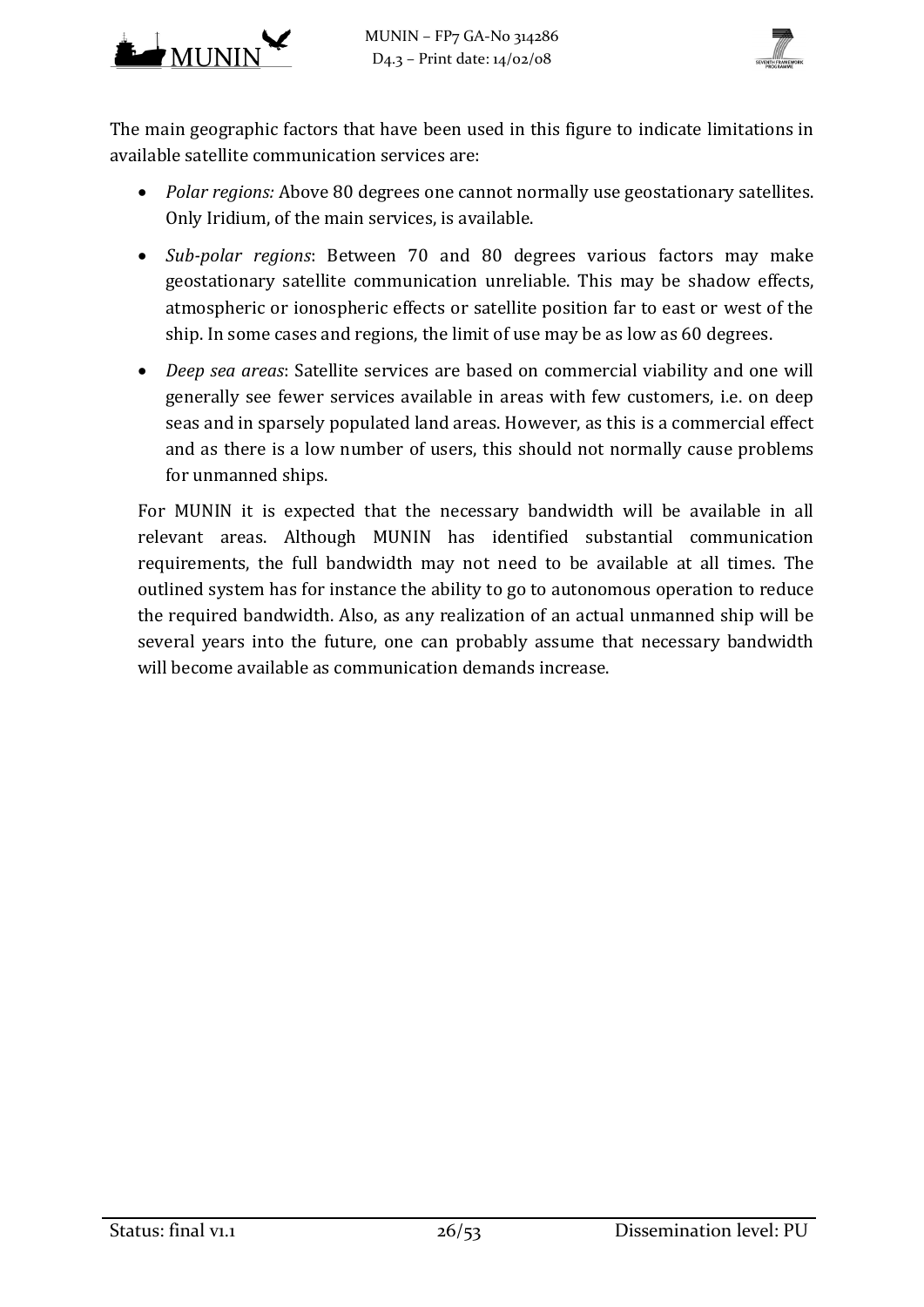The main geographic factors that have been used in this figure to indicate limitations in available satellite communication services are:

- *Polar regions:* Above 80 degrees one cannot normally use geostationary satellites. Only Iridium, of the main services, is available.
- *Sub-polar regions*: Between 70 and 80 degrees various factors may make geostationary satellite communication unreliable. This may be shadow effects, atmospheric or ionospheric effects or satellite position far to east or west of the ship. In some cases and regions, the limit of use may be as low as 60 degrees.
- *Deep sea areas*: Satellite services are based on commercial viability and one will generally see fewer services available in areas with few customers, i.e. on deep seas and in sparsely populated land areas. However, as this is a commercial effect and as there is a low number of users, this should not normally cause problems for unmanned ships.

For MUNIN it is expected that the necessary bandwidth will be available in all relevant areas. Although MUNIN has identified substantial communication requirements, the full bandwidth may not need to be available at all times. The outlined system has for instance the ability to go to autonomous operation to reduce the required bandwidth. Also, as any realization of an actual unmanned ship will be several years into the future, one can probably assume that necessary bandwidth will become available as communication demands increase.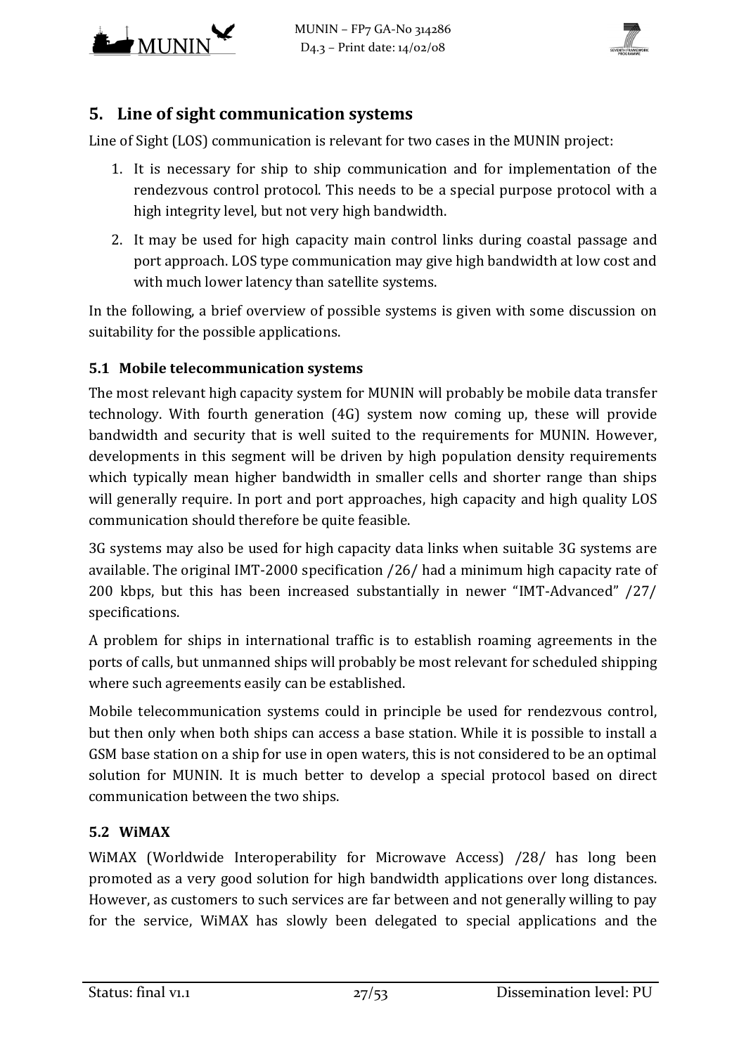## 5. Line of sight communication systems

Line of Sight (LOS) communication is relevant for two cases in the MUNIN project:

1. It is necessary for ship to ship communication and for implementation of the rendezvous control protocol. This needs to be a special purpose protocol with a high integrity level, but not very high bandwidth.
2. It may be used for high capacity main control links during coastal passage and port approach. LOS type communication may give high bandwidth at low cost and with much lower latency than satellite systems.

In the following, a brief overview of possible systems is given with some discussion on suitability for the possible applications.

### 5.1 Mobile telecommunication systems

The most relevant high capacity system for MUNIN will probably be mobile data transfer technology. With fourth generation (4G) system now coming up, these will provide bandwidth and security that is well suited to the requirements for MUNIN. However, developments in this segment will be driven by high population density requirements which typically mean higher bandwidth in smaller cells and shorter range than ships will generally require. In port and port approaches, high capacity and high quality LOS communication should therefore be quite feasible.

3G systems may also be used for high capacity data links when suitable 3G systems are available. The original IMT-2000 specification /26/ had a minimum high capacity rate of 200 kbps, but this has been increased substantially in newer "IMT-Advanced" /27/ specifications.

A problem for ships in international traffic is to establish roaming agreements in the ports of calls, but unmanned ships will probably be most relevant for scheduled shipping where such agreements easily can be established.

Mobile telecommunication systems could in principle be used for rendezvous control, but then only when both ships can access a base station. While it is possible to install a GSM base station on a ship for use in open waters, this is not considered to be an optimal solution for MUNIN. It is much better to develop a special protocol based on direct communication between the two ships.

### 5.2 WiMAX

WiMAX (Worldwide Interoperability for Microwave Access) /28/ has long been promoted as a very good solution for high bandwidth applications over long distances. However, as customers to such services are far between and not generally willing to pay for the service, WiMAX has slowly been delegated to special applications and the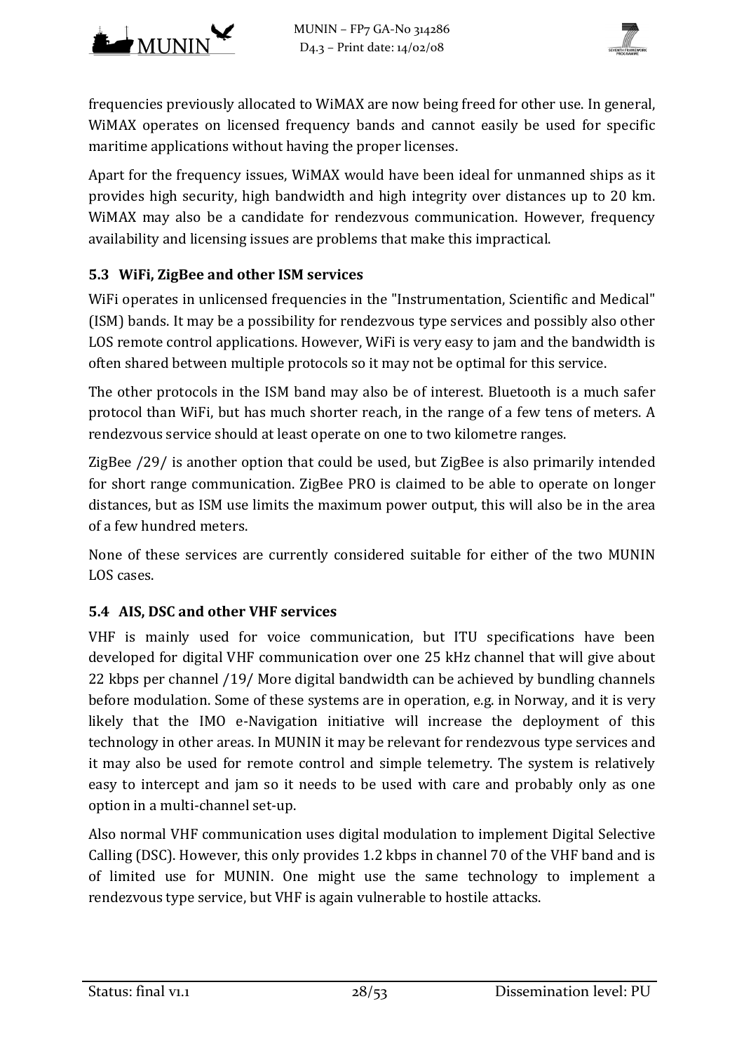frequencies previously allocated to WiMAX are now being freed for other use. In general, WiMAX operates on licensed frequency bands and cannot easily be used for specific maritime applications without having the proper licenses.

Apart for the frequency issues, WiMAX would have been ideal for unmanned ships as it provides high security, high bandwidth and high integrity over distances up to 20 km. WiMAX may also be a candidate for rendezvous communication. However, frequency availability and licensing issues are problems that make this impractical.

### 5.3 WiFi, ZigBee and other ISM services

WiFi operates in unlicensed frequencies in the "Instrumentation, Scientific and Medical" (ISM) bands. It may be a possibility for rendezvous type services and possibly also other LOS remote control applications. However, WiFi is very easy to jam and the bandwidth is often shared between multiple protocols so it may not be optimal for this service.

The other protocols in the ISM band may also be of interest. Bluetooth is a much safer protocol than WiFi, but has much shorter reach, in the range of a few tens of meters. A rendezvous service should at least operate on one to two kilometre ranges.

ZigBee /29/ is another option that could be used, but ZigBee is also primarily intended for short range communication. ZigBee PRO is claimed to be able to operate on longer distances, but as ISM use limits the maximum power output, this will also be in the area of a few hundred meters.

None of these services are currently considered suitable for either of the two MUNIN LOS cases.

### 5.4 AIS, DSC and other VHF services

VHF is mainly used for voice communication, but ITU specifications have been developed for digital VHF communication over one 25 kHz channel that will give about 22 kbps per channel /19/ More digital bandwidth can be achieved by bundling channels before modulation. Some of these systems are in operation, e.g. in Norway, and it is very likely that the IMO e-Navigation initiative will increase the deployment of this technology in other areas. In MUNIN it may be relevant for rendezvous type services and it may also be used for remote control and simple telemetry. The system is relatively easy to intercept and jam so it needs to be used with care and probably only as one option in a multi-channel set-up.

Also normal VHF communication uses digital modulation to implement Digital Selective Calling (DSC). However, this only provides 1.2 kbps in channel 70 of the VHF band and is of limited use for MUNIN. One might use the same technology to implement a rendezvous type service, but VHF is again vulnerable to hostile attacks.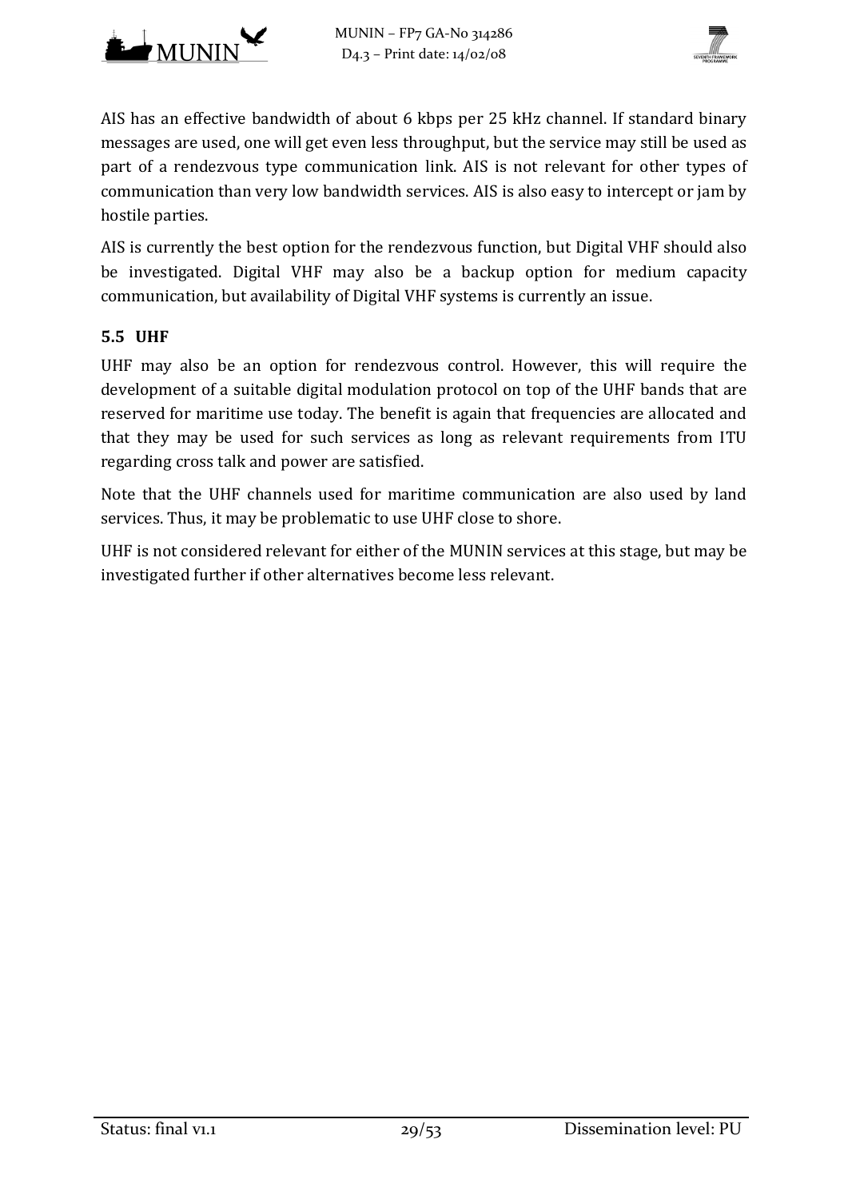AIS has an effective bandwidth of about 6 kbps per 25 kHz channel. If standard binary messages are used, one will get even less throughput, but the service may still be used as part of a rendezvous type communication link. AIS is not relevant for other types of communication than very low bandwidth services. AIS is also easy to intercept or jam by hostile parties.

AIS is currently the best option for the rendezvous function, but Digital VHF should also be investigated. Digital VHF may also be a backup option for medium capacity communication, but availability of Digital VHF systems is currently an issue.

### 5.5 UHF

UHF may also be an option for rendezvous control. However, this will require the development of a suitable digital modulation protocol on top of the UHF bands that are reserved for maritime use today. The benefit is again that frequencies are allocated and that they may be used for such services as long as relevant requirements from ITU regarding cross talk and power are satisfied.

Note that the UHF channels used for maritime communication are also used by land services. Thus, it may be problematic to use UHF close to shore.

UHF is not considered relevant for either of the MUNIN services at this stage, but may be investigated further if other alternatives become less relevant.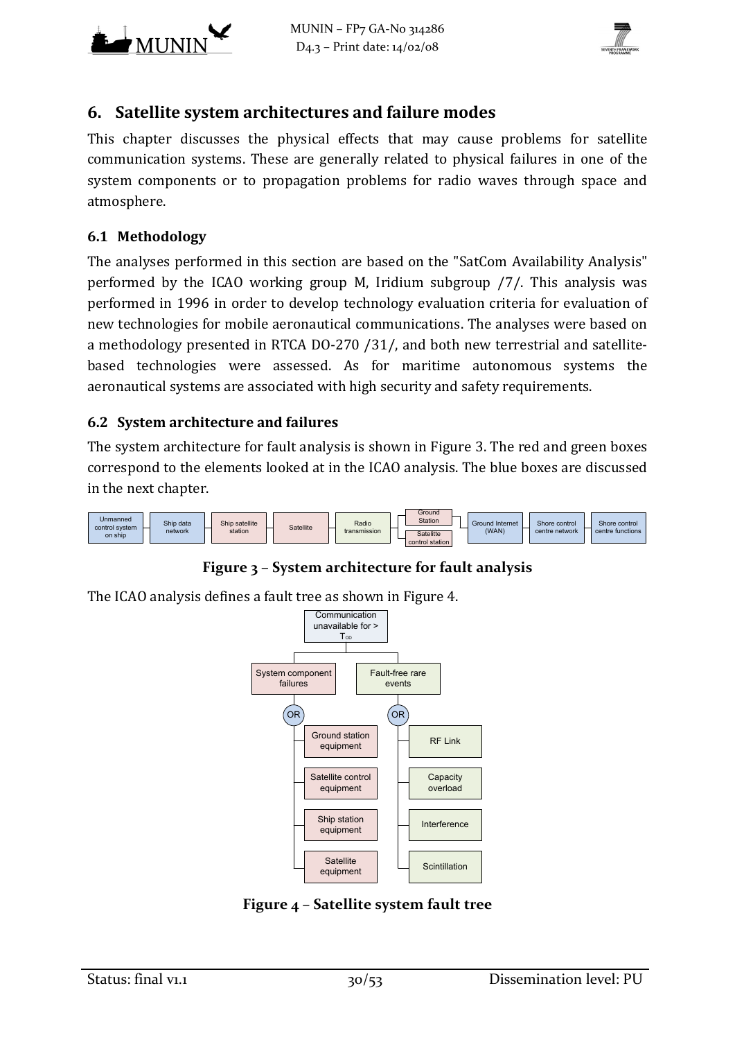## 6. Satellite system architectures and failure modes

This chapter discusses the physical effects that may cause problems for satellite communication systems. These are generally related to physical failures in one of the system components or to propagation problems for radio waves through space and atmosphere.

### 6.1 Methodology

The analyses performed in this section are based on the "SatCom Availability Analysis" performed by the ICAO working group M, Iridium subgroup /7/. This analysis was performed in 1996 in order to develop technology evaluation criteria for evaluation of new technologies for mobile aeronautical communications. The analyses were based on a methodology presented in RTCA DO-270 /31/, and both new terrestrial and satellite-based technologies were assessed. As for maritime autonomous systems the aeronautical systems are associated with high security and safety requirements.

### 6.2 System architecture and failures

The system architecture for fault analysis is shown in Figure 3. The red and green boxes correspond to the elements looked at in the ICAO analysis. The blue boxes are discussed in the next chapter.

Unmanned control system on ship — Ship data network — Ship satellite station — Satellite — Radio transmission — Ground Station / Satellite control station — Ground Internet (WAN) — Shore control centre network — Shore control centre functions

**Figure 3 – System architecture for fault analysis**

The ICAO analysis defines a fault tree as shown in Figure 4.

- Communication unavailable for > $T_{00}$
  - System component failures (OR)
    - Ground station equipment
    - Satellite control equipment
    - Ship station equipment
    - Satellite equipment
  - Fault-free rare events (OR)
    - RF Link
    - Capacity overload
    - Interference
    - Scintillation

**Figure 4 – Satellite system fault tree**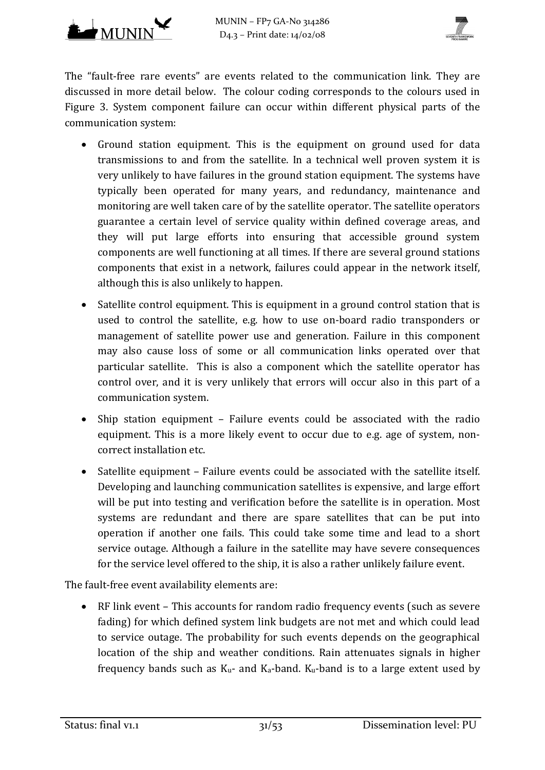The "fault-free rare events" are events related to the communication link. They are discussed in more detail below. The colour coding corresponds to the colours used in Figure 3. System component failure can occur within different physical parts of the communication system:

- Ground station equipment. This is the equipment on ground used for data transmissions to and from the satellite. In a technical well proven system it is very unlikely to have failures in the ground station equipment. The systems have typically been operated for many years, and redundancy, maintenance and monitoring are well taken care of by the satellite operator. The satellite operators guarantee a certain level of service quality within defined coverage areas, and they will put large efforts into ensuring that accessible ground system components are well functioning at all times. If there are several ground stations components that exist in a network, failures could appear in the network itself, although this is also unlikely to happen.
- Satellite control equipment. This is equipment in a ground control station that is used to control the satellite, e.g. how to use on-board radio transponders or management of satellite power use and generation. Failure in this component may also cause loss of some or all communication links operated over that particular satellite. This is also a component which the satellite operator has control over, and it is very unlikely that errors will occur also in this part of a communication system.
- Ship station equipment – Failure events could be associated with the radio equipment. This is a more likely event to occur due to e.g. age of system, non-correct installation etc.
- Satellite equipment – Failure events could be associated with the satellite itself. Developing and launching communication satellites is expensive, and large effort will be put into testing and verification before the satellite is in operation. Most systems are redundant and there are spare satellites that can be put into operation if another one fails. This could take some time and lead to a short service outage. Although a failure in the satellite may have severe consequences for the service level offered to the ship, it is also a rather unlikely failure event.

The fault-free event availability elements are:

- RF link event – This accounts for random radio frequency events (such as severe fading) for which defined system link budgets are not met and which could lead to service outage. The probability for such events depends on the geographical location of the ship and weather conditions. Rain attenuates signals in higher frequency bands such as $K_u$- and $K_a$-band. $K_u$-band is to a large extent used by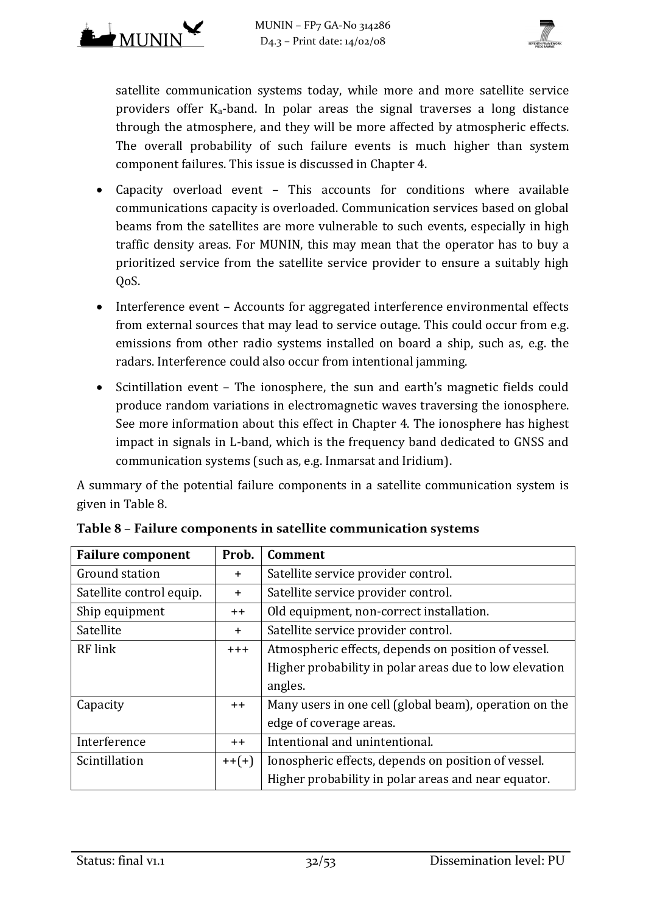satellite communication systems today, while more and more satellite service providers offer $K_a$-band. In polar areas the signal traverses a long distance through the atmosphere, and they will be more affected by atmospheric effects. The overall probability of such failure events is much higher than system component failures. This issue is discussed in Chapter 4.

- Capacity overload event – This accounts for conditions where available communications capacity is overloaded. Communication services based on global beams from the satellites are more vulnerable to such events, especially in high traffic density areas. For MUNIN, this may mean that the operator has to buy a prioritized service from the satellite service provider to ensure a suitably high QoS.
- Interference event – Accounts for aggregated interference environmental effects from external sources that may lead to service outage. This could occur from e.g. emissions from other radio systems installed on board a ship, such as, e.g. the radars. Interference could also occur from intentional jamming.
- Scintillation event – The ionosphere, the sun and earth's magnetic fields could produce random variations in electromagnetic waves traversing the ionosphere. See more information about this effect in Chapter 4. The ionosphere has highest impact in signals in L-band, which is the frequency band dedicated to GNSS and communication systems (such as, e.g. Inmarsat and Iridium).

A summary of the potential failure components in a satellite communication system is given in Table 8.

**Table 8 – Failure components in satellite communication systems**

| Failure component | Prob. | Comment |
|---|---|---|
| Ground station | + | Satellite service provider control. |
| Satellite control equip. | + | Satellite service provider control. |
| Ship equipment | ++ | Old equipment, non-correct installation. |
| Satellite | + | Satellite service provider control. |
| RF link | +++ | Atmospheric effects, depends on position of vessel. Higher probability in polar areas due to low elevation angles. |
| Capacity | ++ | Many users in one cell (global beam), operation on the edge of coverage areas. |
| Interference | ++ | Intentional and unintentional. |
| Scintillation | ++(+) | Ionospheric effects, depends on position of vessel. Higher probability in polar areas and near equator. |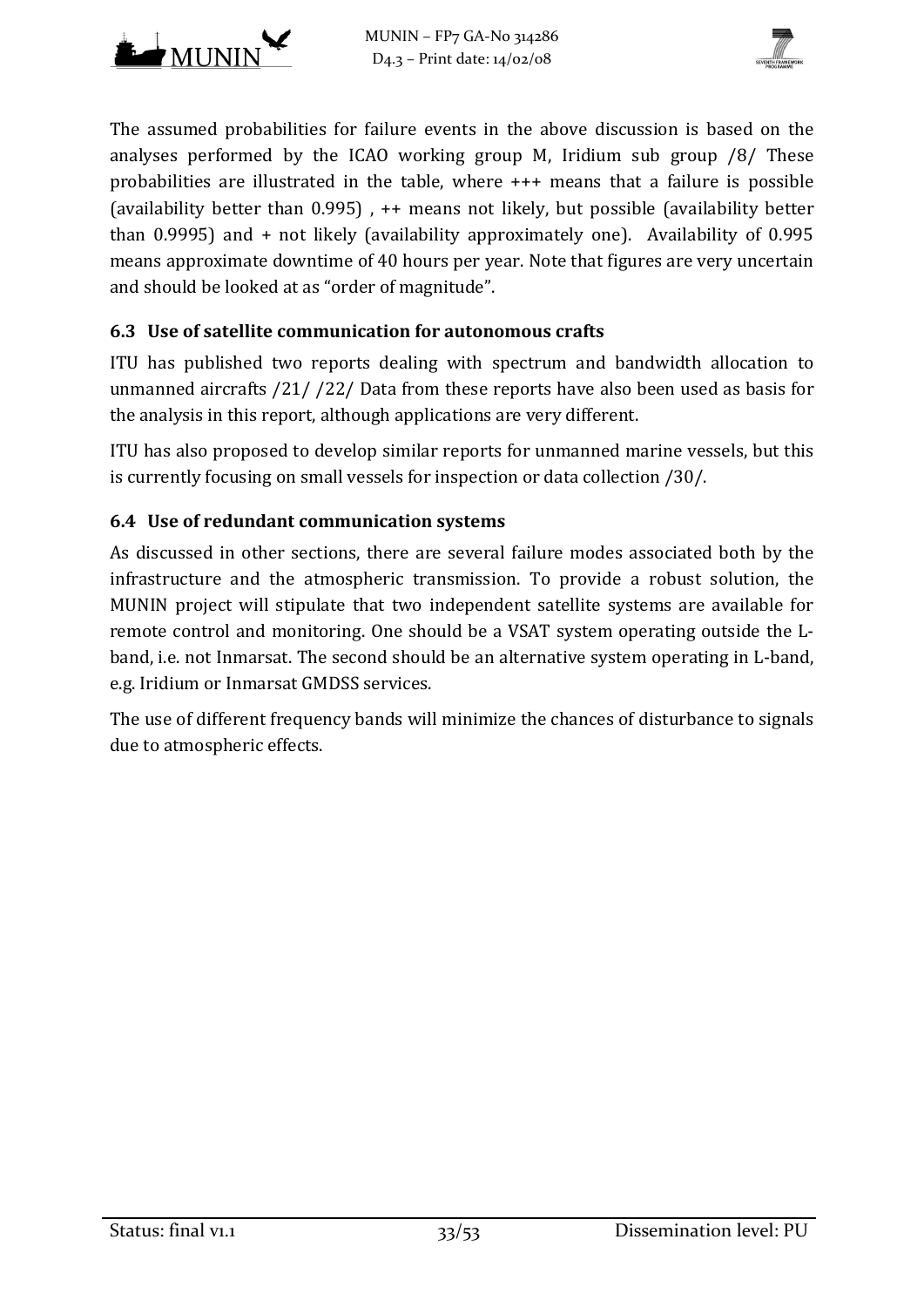The assumed probabilities for failure events in the above discussion is based on the analyses performed by the ICAO working group M, Iridium sub group /8/ These probabilities are illustrated in the table, where +++ means that a failure is possible (availability better than 0.995) , ++ means not likely, but possible (availability better than 0.9995) and + not likely (availability approximately one). Availability of 0.995 means approximate downtime of 40 hours per year. Note that figures are very uncertain and should be looked at as "order of magnitude".

### 6.3 Use of satellite communication for autonomous crafts

ITU has published two reports dealing with spectrum and bandwidth allocation to unmanned aircrafts /21/ /22/ Data from these reports have also been used as basis for the analysis in this report, although applications are very different.

ITU has also proposed to develop similar reports for unmanned marine vessels, but this is currently focusing on small vessels for inspection or data collection /30/.

### 6.4 Use of redundant communication systems

As discussed in other sections, there are several failure modes associated both by the infrastructure and the atmospheric transmission. To provide a robust solution, the MUNIN project will stipulate that two independent satellite systems are available for remote control and monitoring. One should be a VSAT system operating outside the L-band, i.e. not Inmarsat. The second should be an alternative system operating in L-band, e.g. Iridium or Inmarsat GMDSS services.

The use of different frequency bands will minimize the chances of disturbance to signals due to atmospheric effects.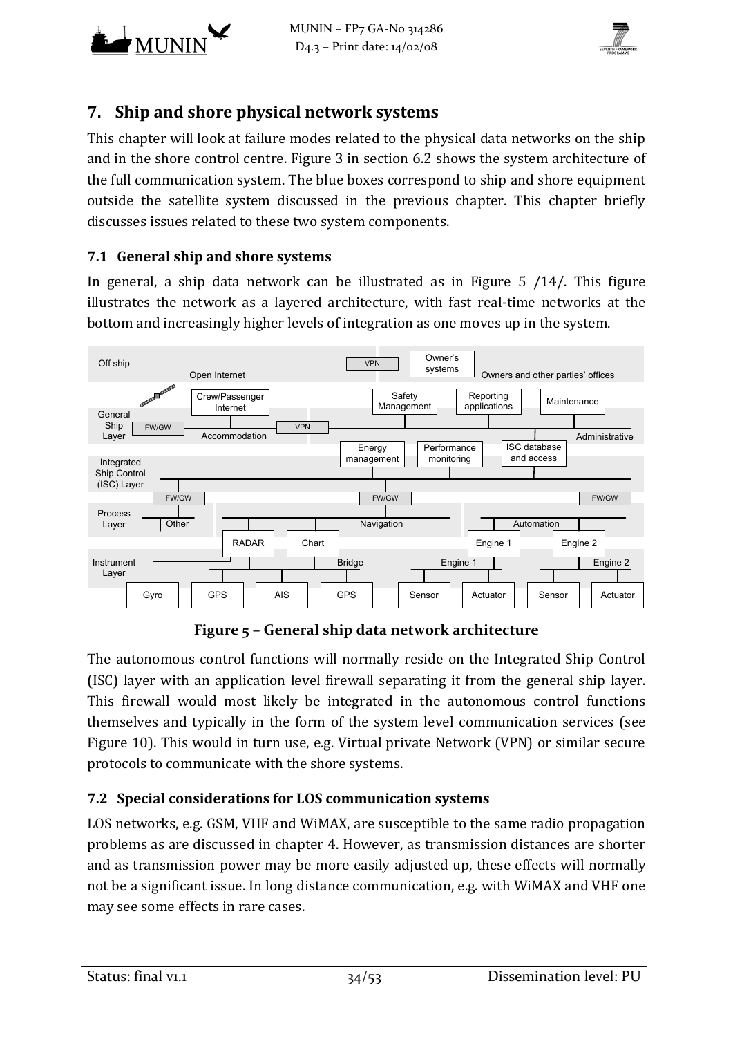# 7. Ship and shore physical network systems

This chapter will look at failure modes related to the physical data networks on the ship and in the shore control centre. Figure 3 in section 6.2 shows the system architecture of the full communication system. The blue boxes correspond to ship and shore equipment outside the satellite system discussed in the previous chapter. This chapter briefly discusses issues related to these two system components.

## 7.1 General ship and shore systems

In general, a ship data network can be illustrated as in Figure 5 /14/. This figure illustrates the network as a layered architecture, with fast real-time networks at the bottom and increasingly higher levels of integration as one moves up in the system.

**Figure 5 – General ship data network architecture**

The autonomous control functions will normally reside on the Integrated Ship Control (ISC) layer with an application level firewall separating it from the general ship layer. This firewall would most likely be integrated in the autonomous control functions themselves and typically in the form of the system level communication services (see Figure 10). This would in turn use, e.g. Virtual private Network (VPN) or similar secure protocols to communicate with the shore systems.

## 7.2 Special considerations for LOS communication systems

LOS networks, e.g. GSM, VHF and WiMAX, are susceptible to the same radio propagation problems as are discussed in chapter 4. However, as transmission distances are shorter and as transmission power may be more easily adjusted up, these effects will normally not be a significant issue. In long distance communication, e.g. with WiMAX and VHF one may see some effects in rare cases.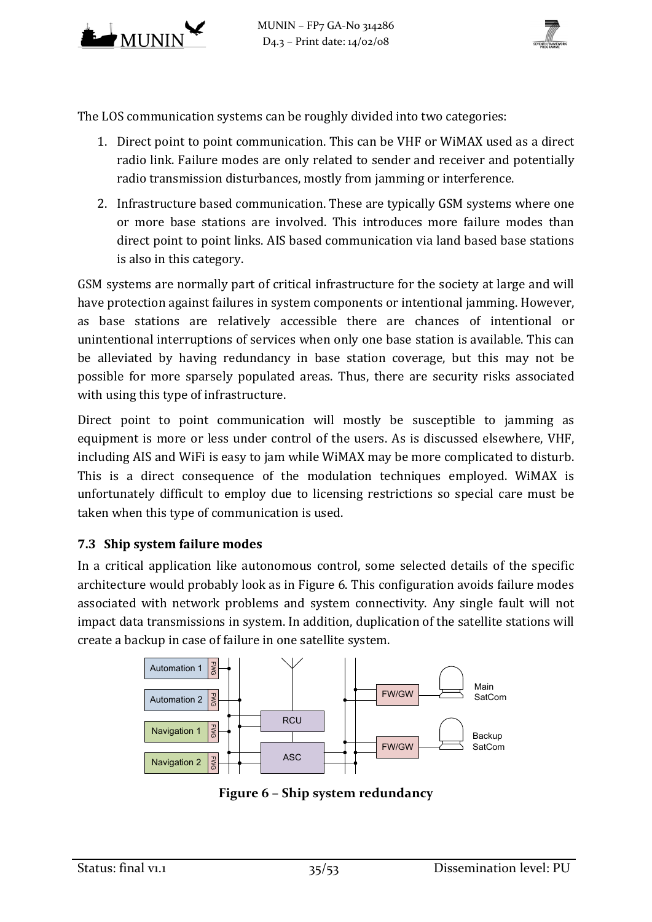The LOS communication systems can be roughly divided into two categories:

1. Direct point to point communication. This can be VHF or WiMAX used as a direct radio link. Failure modes are only related to sender and receiver and potentially radio transmission disturbances, mostly from jamming or interference.
2. Infrastructure based communication. These are typically GSM systems where one or more base stations are involved. This introduces more failure modes than direct point to point links. AIS based communication via land based base stations is also in this category.

GSM systems are normally part of critical infrastructure for the society at large and will have protection against failures in system components or intentional jamming. However, as base stations are relatively accessible there are chances of intentional or unintentional interruptions of services when only one base station is available. This can be alleviated by having redundancy in base station coverage, but this may not be possible for more sparsely populated areas. Thus, there are security risks associated with using this type of infrastructure.

Direct point to point communication will mostly be susceptible to jamming as equipment is more or less under control of the users. As is discussed elsewhere, VHF, including AIS and WiFi is easy to jam while WiMAX may be more complicated to disturb. This is a direct consequence of the modulation techniques employed. WiMAX is unfortunately difficult to employ due to licensing restrictions so special care must be taken when this type of communication is used.

### 7.3 Ship system failure modes

In a critical application like autonomous control, some selected details of the specific architecture would probably look as in Figure 6. This configuration avoids failure modes associated with network problems and system connectivity. Any single fault will not impact data transmissions in system. In addition, duplication of the satellite stations will create a backup in case of failure in one satellite system.

**Figure 6 – Ship system redundancy**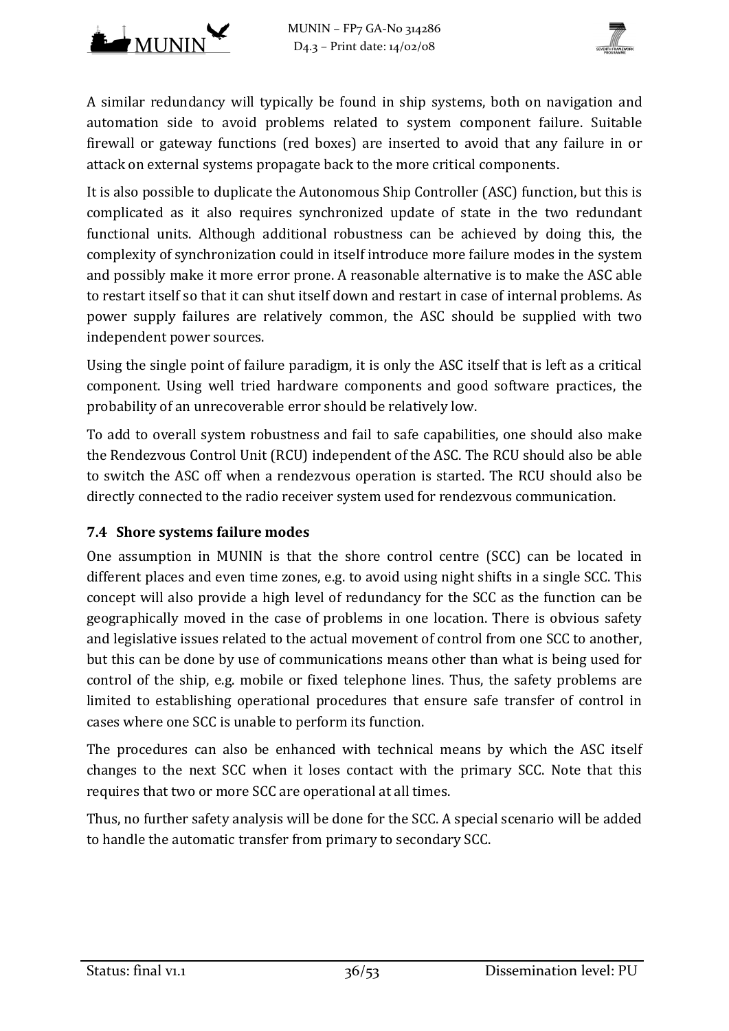A similar redundancy will typically be found in ship systems, both on navigation and automation side to avoid problems related to system component failure. Suitable firewall or gateway functions (red boxes) are inserted to avoid that any failure in or attack on external systems propagate back to the more critical components.

It is also possible to duplicate the Autonomous Ship Controller (ASC) function, but this is complicated as it also requires synchronized update of state in the two redundant functional units. Although additional robustness can be achieved by doing this, the complexity of synchronization could in itself introduce more failure modes in the system and possibly make it more error prone. A reasonable alternative is to make the ASC able to restart itself so that it can shut itself down and restart in case of internal problems. As power supply failures are relatively common, the ASC should be supplied with two independent power sources.

Using the single point of failure paradigm, it is only the ASC itself that is left as a critical component. Using well tried hardware components and good software practices, the probability of an unrecoverable error should be relatively low.

To add to overall system robustness and fail to safe capabilities, one should also make the Rendezvous Control Unit (RCU) independent of the ASC. The RCU should also be able to switch the ASC off when a rendezvous operation is started. The RCU should also be directly connected to the radio receiver system used for rendezvous communication.

### 7.4 Shore systems failure modes

One assumption in MUNIN is that the shore control centre (SCC) can be located in different places and even time zones, e.g. to avoid using night shifts in a single SCC. This concept will also provide a high level of redundancy for the SCC as the function can be geographically moved in the case of problems in one location. There is obvious safety and legislative issues related to the actual movement of control from one SCC to another, but this can be done by use of communications means other than what is being used for control of the ship, e.g. mobile or fixed telephone lines. Thus, the safety problems are limited to establishing operational procedures that ensure safe transfer of control in cases where one SCC is unable to perform its function.

The procedures can also be enhanced with technical means by which the ASC itself changes to the next SCC when it loses contact with the primary SCC. Note that this requires that two or more SCC are operational at all times.

Thus, no further safety analysis will be done for the SCC. A special scenario will be added to handle the automatic transfer from primary to secondary SCC.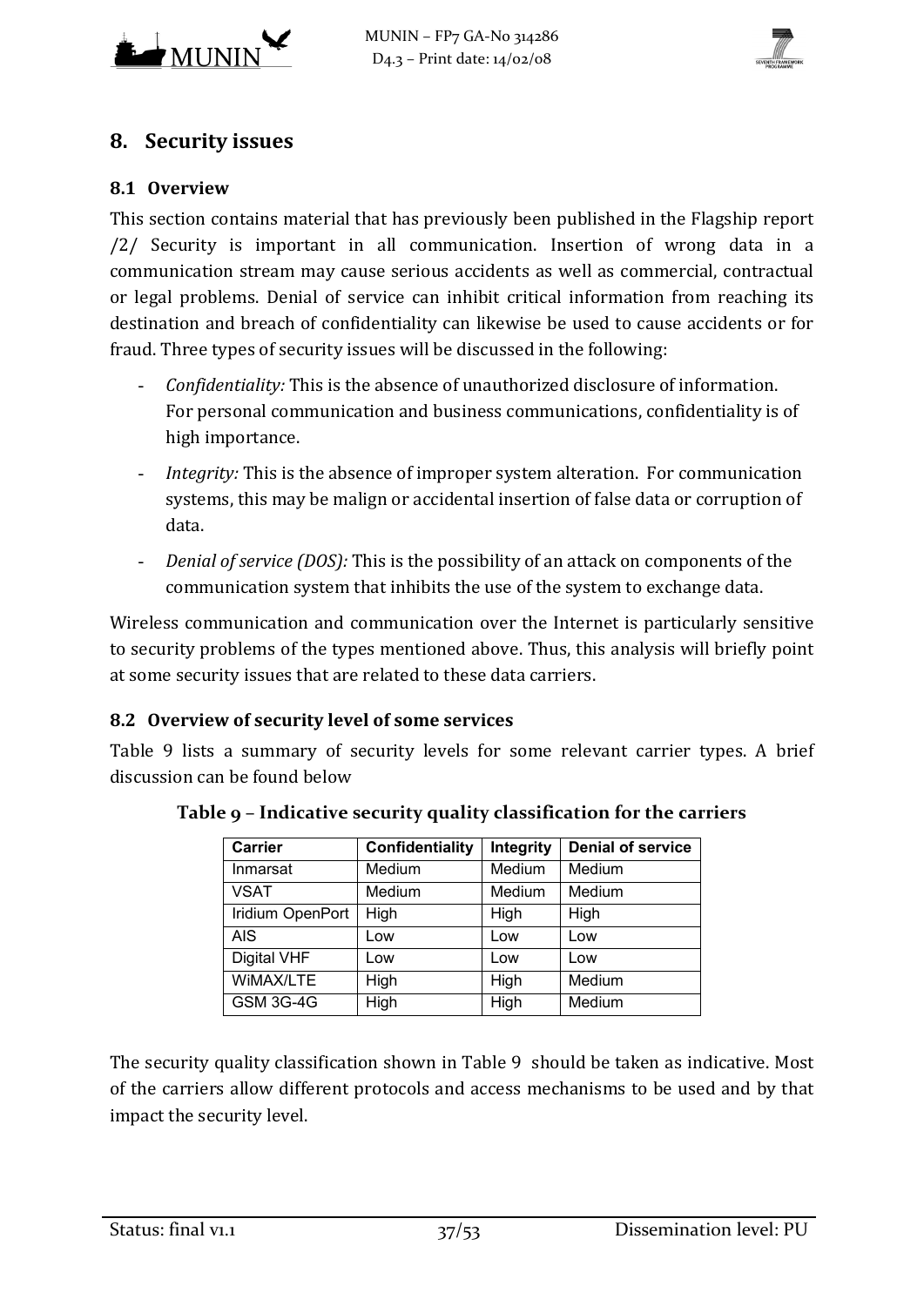## 8. Security issues

### 8.1 Overview

This section contains material that has previously been published in the Flagship report /2/ Security is important in all communication. Insertion of wrong data in a communication stream may cause serious accidents as well as commercial, contractual or legal problems. Denial of service can inhibit critical information from reaching its destination and breach of confidentiality can likewise be used to cause accidents or for fraud. Three types of security issues will be discussed in the following:

- *Confidentiality:* This is the absence of unauthorized disclosure of information. For personal communication and business communications, confidentiality is of high importance.
- *Integrity:* This is the absence of improper system alteration. For communication systems, this may be malign or accidental insertion of false data or corruption of data.
- *Denial of service (DOS):* This is the possibility of an attack on components of the communication system that inhibits the use of the system to exchange data.

Wireless communication and communication over the Internet is particularly sensitive to security problems of the types mentioned above. Thus, this analysis will briefly point at some security issues that are related to these data carriers.

### 8.2 Overview of security level of some services

Table 9 lists a summary of security levels for some relevant carrier types. A brief discussion can be found below

**Table 9 – Indicative security quality classification for the carriers**

| Carrier | Confidentiality | Integrity | Denial of service |
|---|---|---|---|
| Inmarsat | Medium | Medium | Medium |
| VSAT | Medium | Medium | Medium |
| Iridium OpenPort | High | High | High |
| AIS | Low | Low | Low |
| Digital VHF | Low | Low | Low |
| WiMAX/LTE | High | High | Medium |
| GSM 3G-4G | High | High | Medium |

The security quality classification shown in Table 9 should be taken as indicative. Most of the carriers allow different protocols and access mechanisms to be used and by that impact the security level.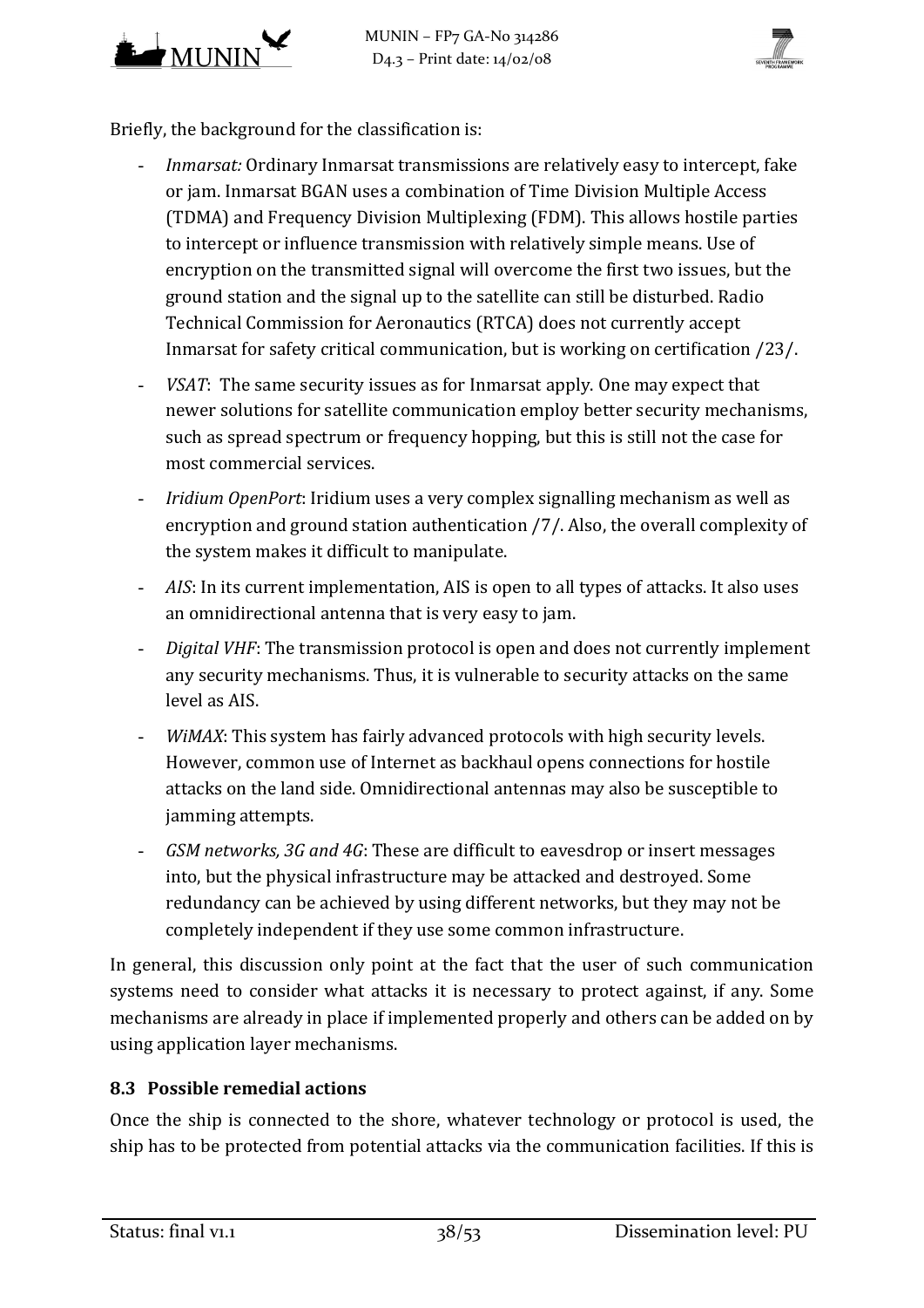Briefly, the background for the classification is:

- *Inmarsat:* Ordinary Inmarsat transmissions are relatively easy to intercept, fake or jam. Inmarsat BGAN uses a combination of Time Division Multiple Access (TDMA) and Frequency Division Multiplexing (FDM). This allows hostile parties to intercept or influence transmission with relatively simple means. Use of encryption on the transmitted signal will overcome the first two issues, but the ground station and the signal up to the satellite can still be disturbed. Radio Technical Commission for Aeronautics (RTCA) does not currently accept Inmarsat for safety critical communication, but is working on certification /23/.
- *VSAT*: The same security issues as for Inmarsat apply. One may expect that newer solutions for satellite communication employ better security mechanisms, such as spread spectrum or frequency hopping, but this is still not the case for most commercial services.
- *Iridium OpenPort*: Iridium uses a very complex signalling mechanism as well as encryption and ground station authentication /7/. Also, the overall complexity of the system makes it difficult to manipulate.
- *AIS*: In its current implementation, AIS is open to all types of attacks. It also uses an omnidirectional antenna that is very easy to jam.
- *Digital VHF*: The transmission protocol is open and does not currently implement any security mechanisms. Thus, it is vulnerable to security attacks on the same level as AIS.
- *WiMAX*: This system has fairly advanced protocols with high security levels. However, common use of Internet as backhaul opens connections for hostile attacks on the land side. Omnidirectional antennas may also be susceptible to jamming attempts.
- *GSM networks, 3G and 4G*: These are difficult to eavesdrop or insert messages into, but the physical infrastructure may be attacked and destroyed. Some redundancy can be achieved by using different networks, but they may not be completely independent if they use some common infrastructure.

In general, this discussion only point at the fact that the user of such communication systems need to consider what attacks it is necessary to protect against, if any. Some mechanisms are already in place if implemented properly and others can be added on by using application layer mechanisms.

### 8.3 Possible remedial actions

Once the ship is connected to the shore, whatever technology or protocol is used, the ship has to be protected from potential attacks via the communication facilities. If this is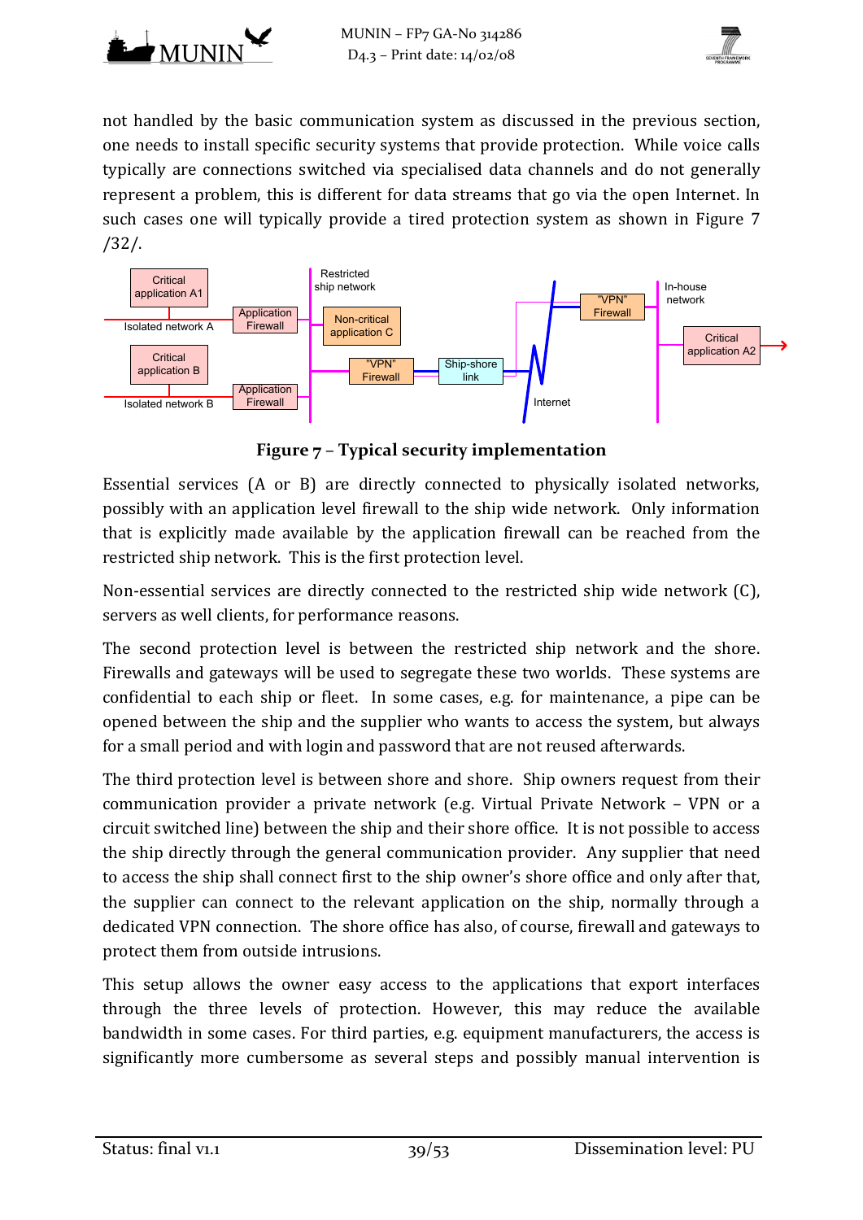not handled by the basic communication system as discussed in the previous section, one needs to install specific security systems that provide protection. While voice calls typically are connections switched via specialised data channels and do not generally represent a problem, this is different for data streams that go via the open Internet. In such cases one will typically provide a tired protection system as shown in Figure 7 /32/.

**Figure 7 – Typical security implementation**

Essential services (A or B) are directly connected to physically isolated networks, possibly with an application level firewall to the ship wide network. Only information that is explicitly made available by the application firewall can be reached from the restricted ship network. This is the first protection level.

Non-essential services are directly connected to the restricted ship wide network (C), servers as well clients, for performance reasons.

The second protection level is between the restricted ship network and the shore. Firewalls and gateways will be used to segregate these two worlds. These systems are confidential to each ship or fleet. In some cases, e.g. for maintenance, a pipe can be opened between the ship and the supplier who wants to access the system, but always for a small period and with login and password that are not reused afterwards.

The third protection level is between shore and shore. Ship owners request from their communication provider a private network (e.g. Virtual Private Network – VPN or a circuit switched line) between the ship and their shore office. It is not possible to access the ship directly through the general communication provider. Any supplier that need to access the ship shall connect first to the ship owner's shore office and only after that, the supplier can connect to the relevant application on the ship, normally through a dedicated VPN connection. The shore office has also, of course, firewall and gateways to protect them from outside intrusions.

This setup allows the owner easy access to the applications that export interfaces through the three levels of protection. However, this may reduce the available bandwidth in some cases. For third parties, e.g. equipment manufacturers, the access is significantly more cumbersome as several steps and possibly manual intervention is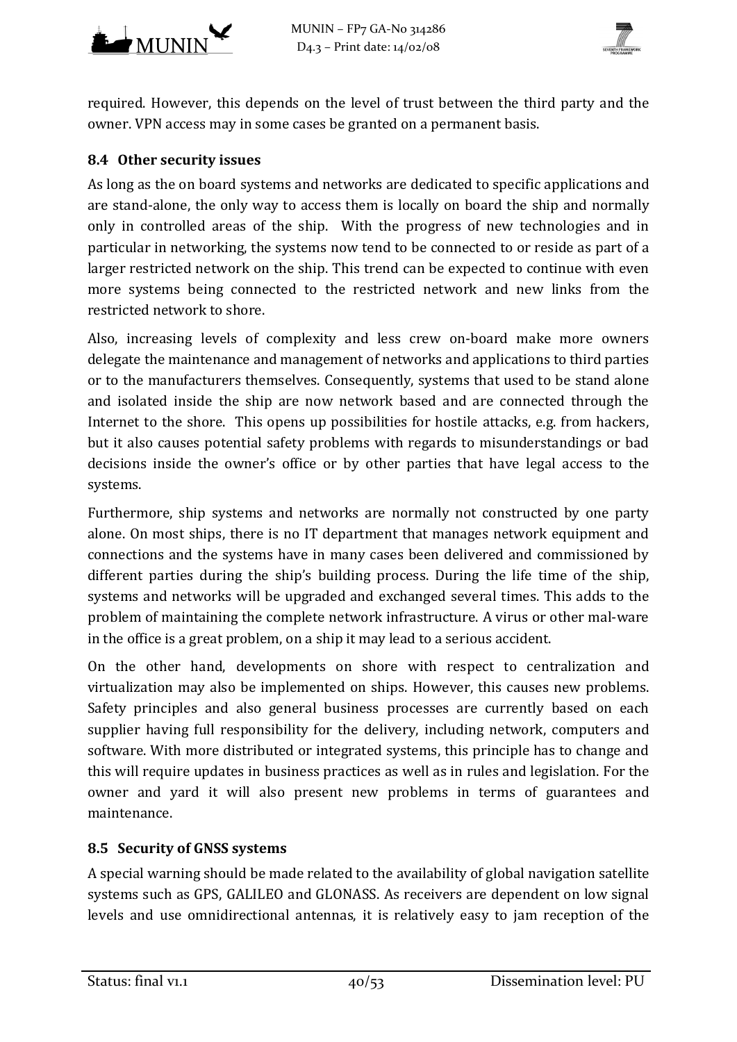required. However, this depends on the level of trust between the third party and the owner. VPN access may in some cases be granted on a permanent basis.

## 8.4 Other security issues

As long as the on board systems and networks are dedicated to specific applications and are stand-alone, the only way to access them is locally on board the ship and normally only in controlled areas of the ship. With the progress of new technologies and in particular in networking, the systems now tend to be connected to or reside as part of a larger restricted network on the ship. This trend can be expected to continue with even more systems being connected to the restricted network and new links from the restricted network to shore.

Also, increasing levels of complexity and less crew on-board make more owners delegate the maintenance and management of networks and applications to third parties or to the manufacturers themselves. Consequently, systems that used to be stand alone and isolated inside the ship are now network based and are connected through the Internet to the shore. This opens up possibilities for hostile attacks, e.g. from hackers, but it also causes potential safety problems with regards to misunderstandings or bad decisions inside the owner's office or by other parties that have legal access to the systems.

Furthermore, ship systems and networks are normally not constructed by one party alone. On most ships, there is no IT department that manages network equipment and connections and the systems have in many cases been delivered and commissioned by different parties during the ship's building process. During the life time of the ship, systems and networks will be upgraded and exchanged several times. This adds to the problem of maintaining the complete network infrastructure. A virus or other mal-ware in the office is a great problem, on a ship it may lead to a serious accident.

On the other hand, developments on shore with respect to centralization and virtualization may also be implemented on ships. However, this causes new problems. Safety principles and also general business processes are currently based on each supplier having full responsibility for the delivery, including network, computers and software. With more distributed or integrated systems, this principle has to change and this will require updates in business practices as well as in rules and legislation. For the owner and yard it will also present new problems in terms of guarantees and maintenance.

## 8.5 Security of GNSS systems

A special warning should be made related to the availability of global navigation satellite systems such as GPS, GALILEO and GLONASS. As receivers are dependent on low signal levels and use omnidirectional antennas, it is relatively easy to jam reception of the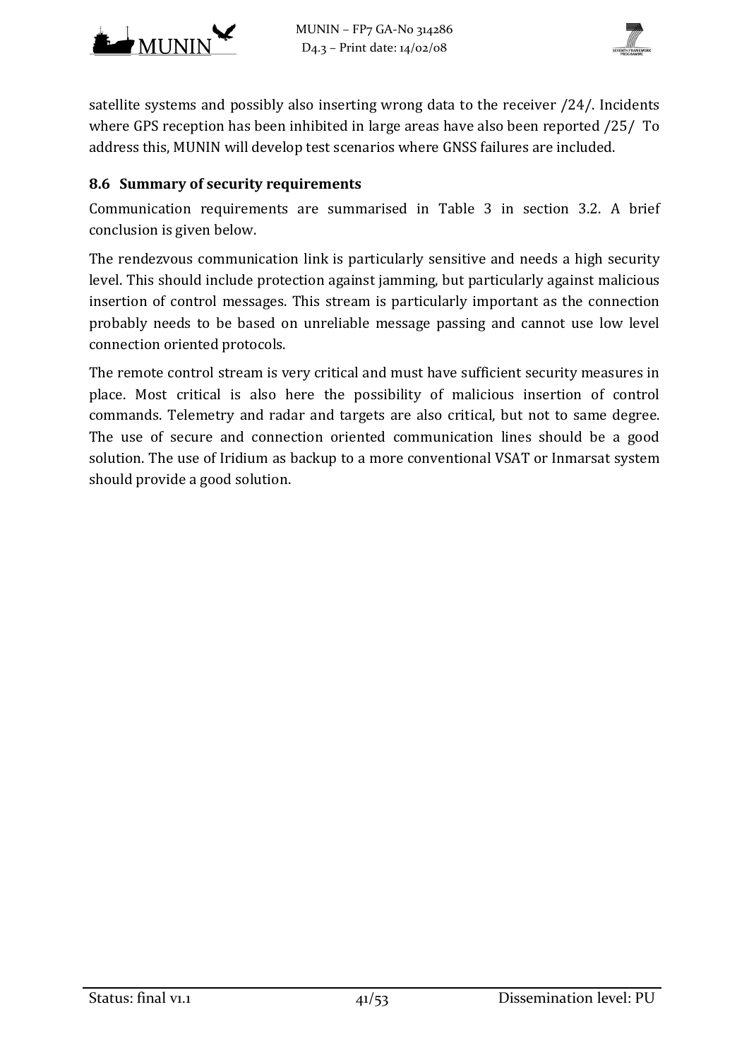satellite systems and possibly also inserting wrong data to the receiver /24/. Incidents where GPS reception has been inhibited in large areas have also been reported /25/ To address this, MUNIN will develop test scenarios where GNSS failures are included.

## 8.6 Summary of security requirements

Communication requirements are summarised in Table 3 in section 3.2. A brief conclusion is given below.

The rendezvous communication link is particularly sensitive and needs a high security level. This should include protection against jamming, but particularly against malicious insertion of control messages. This stream is particularly important as the connection probably needs to be based on unreliable message passing and cannot use low level connection oriented protocols.

The remote control stream is very critical and must have sufficient security measures in place. Most critical is also here the possibility of malicious insertion of control commands. Telemetry and radar and targets are also critical, but not to same degree. The use of secure and connection oriented communication lines should be a good solution. The use of Iridium as backup to a more conventional VSAT or Inmarsat system should provide a good solution.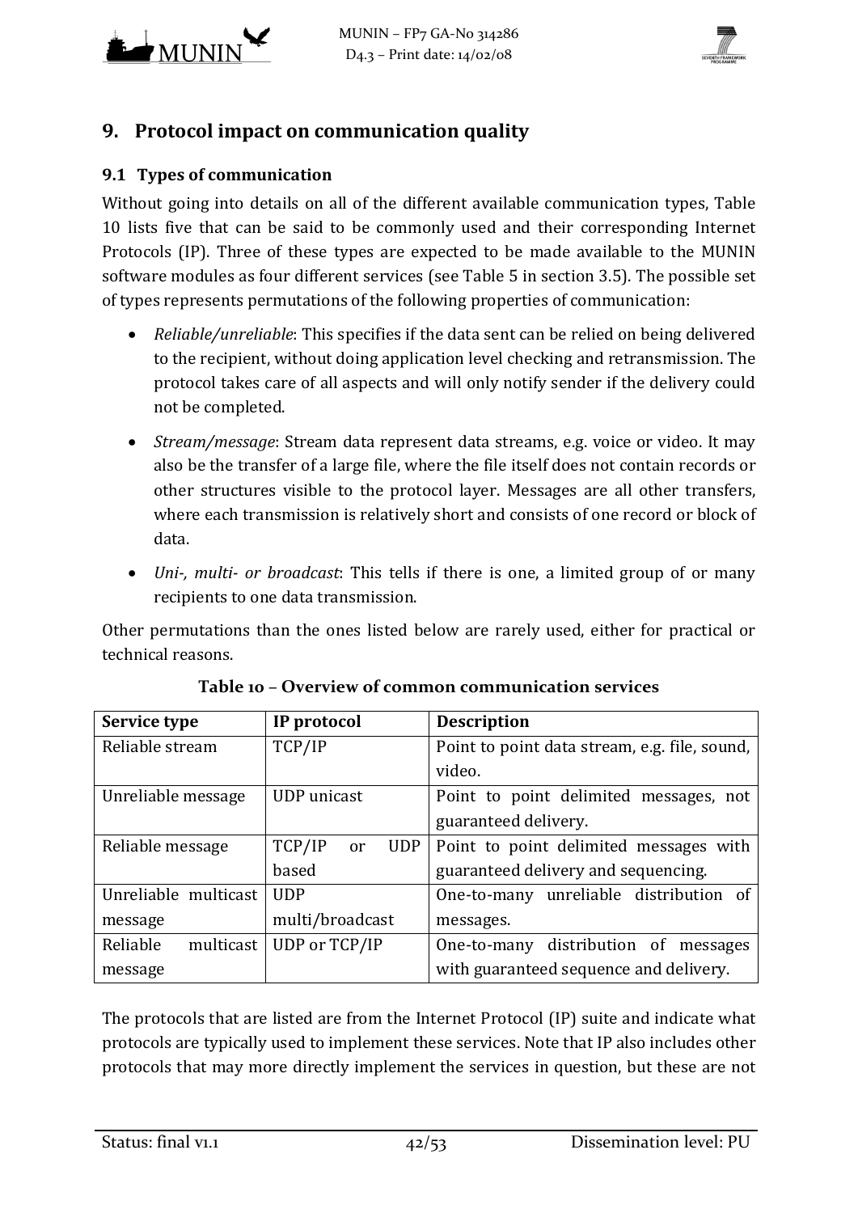## 9. Protocol impact on communication quality

### 9.1 Types of communication

Without going into details on all of the different available communication types, Table 10 lists five that can be said to be commonly used and their corresponding Internet Protocols (IP). Three of these types are expected to be made available to the MUNIN software modules as four different services (see Table 5 in section 3.5). The possible set of types represents permutations of the following properties of communication:

- *Reliable/unreliable*: This specifies if the data sent can be relied on being delivered to the recipient, without doing application level checking and retransmission. The protocol takes care of all aspects and will only notify sender if the delivery could not be completed.
- *Stream/message*: Stream data represent data streams, e.g. voice or video. It may also be the transfer of a large file, where the file itself does not contain records or other structures visible to the protocol layer. Messages are all other transfers, where each transmission is relatively short and consists of one record or block of data.
- *Uni-, multi- or broadcast*: This tells if there is one, a limited group of or many recipients to one data transmission.

Other permutations than the ones listed below are rarely used, either for practical or technical reasons.

**Table 10 – Overview of common communication services**

| Service type | IP protocol | Description |
|---|---|---|
| Reliable stream | TCP/IP | Point to point data stream, e.g. file, sound, video. |
| Unreliable message | UDP unicast | Point to point delimited messages, not guaranteed delivery. |
| Reliable message | TCP/IP or UDP based | Point to point delimited messages with guaranteed delivery and sequencing. |
| Unreliable multicast message | UDP multi/broadcast | One-to-many unreliable distribution of messages. |
| Reliable multicast message | UDP or TCP/IP | One-to-many distribution of messages with guaranteed sequence and delivery. |

The protocols that are listed are from the Internet Protocol (IP) suite and indicate what protocols are typically used to implement these services. Note that IP also includes other protocols that may more directly implement the services in question, but these are not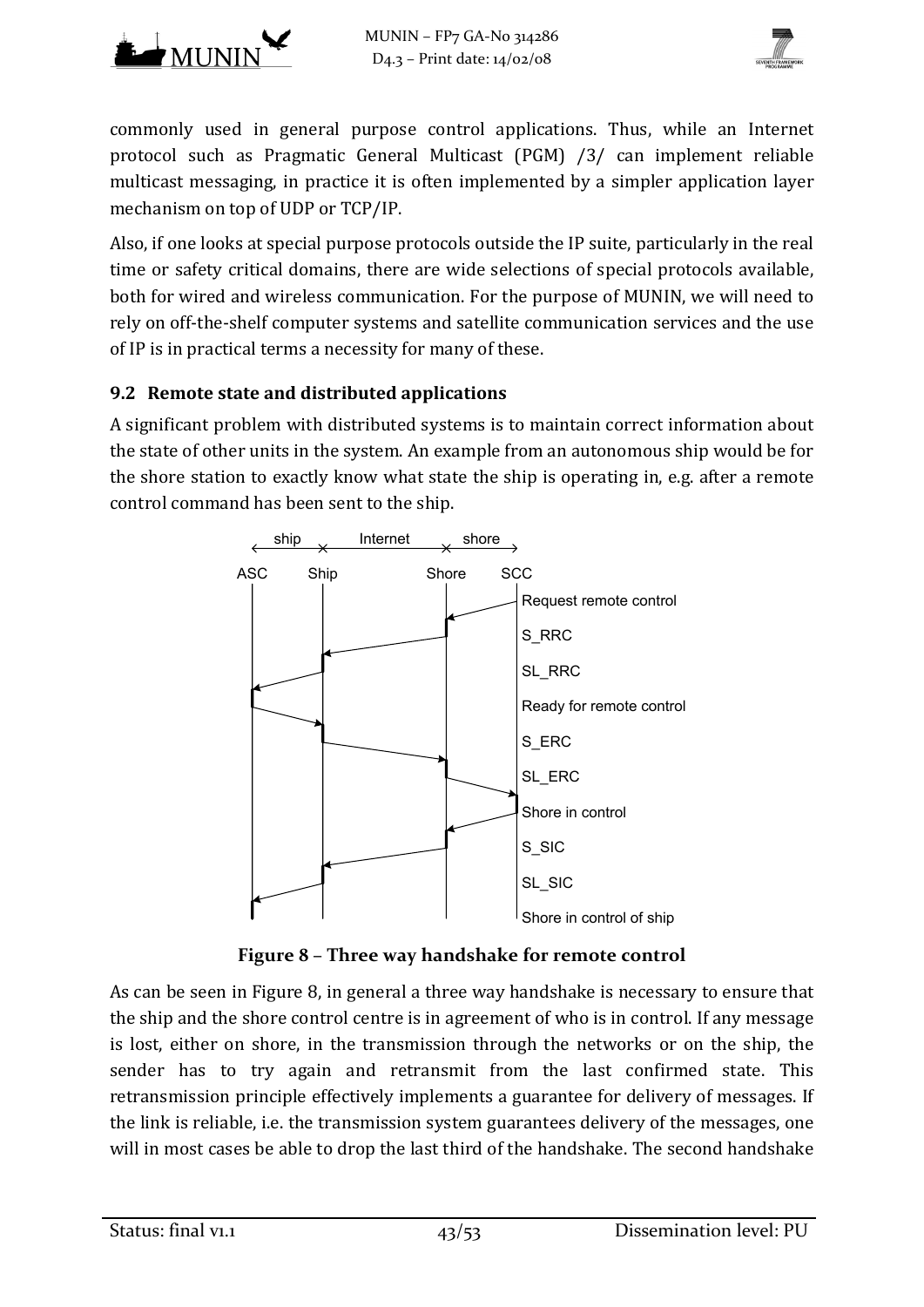commonly used in general purpose control applications. Thus, while an Internet protocol such as Pragmatic General Multicast (PGM) /3/ can implement reliable multicast messaging, in practice it is often implemented by a simpler application layer mechanism on top of UDP or TCP/IP.

Also, if one looks at special purpose protocols outside the IP suite, particularly in the real time or safety critical domains, there are wide selections of special protocols available, both for wired and wireless communication. For the purpose of MUNIN, we will need to rely on off-the-shelf computer systems and satellite communication services and the use of IP is in practical terms a necessity for many of these.

### 9.2 Remote state and distributed applications

A significant problem with distributed systems is to maintain correct information about the state of other units in the system. An example from an autonomous ship would be for the shore station to exactly know what state the ship is operating in, e.g. after a remote control command has been sent to the ship.

**Figure 8 – Three way handshake for remote control**

As can be seen in Figure 8, in general a three way handshake is necessary to ensure that the ship and the shore control centre is in agreement of who is in control. If any message is lost, either on shore, in the transmission through the networks or on the ship, the sender has to try again and retransmit from the last confirmed state. This retransmission principle effectively implements a guarantee for delivery of messages. If the link is reliable, i.e. the transmission system guarantees delivery of the messages, one will in most cases be able to drop the last third of the handshake. The second handshake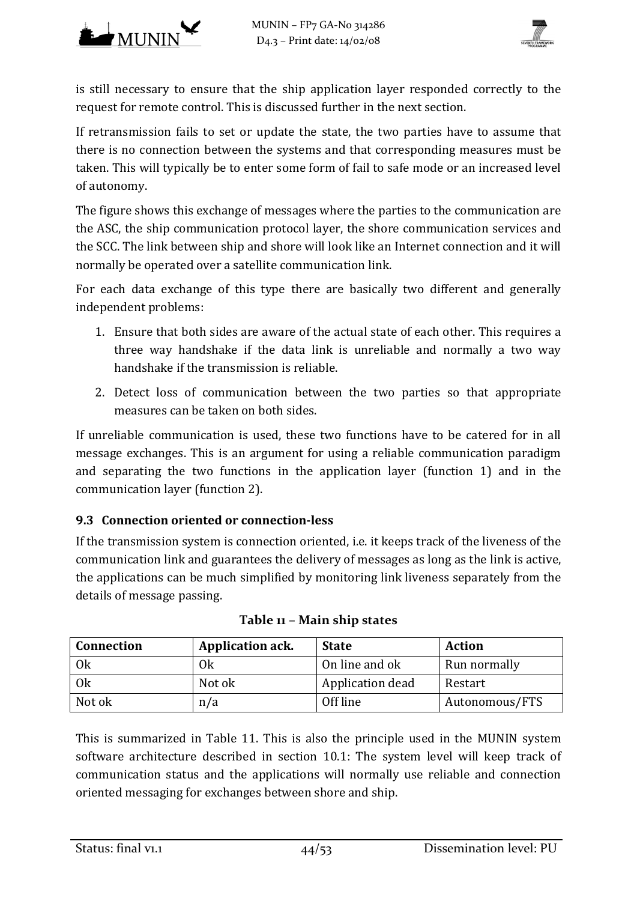is still necessary to ensure that the ship application layer responded correctly to the request for remote control. This is discussed further in the next section.

If retransmission fails to set or update the state, the two parties have to assume that there is no connection between the systems and that corresponding measures must be taken. This will typically be to enter some form of fail to safe mode or an increased level of autonomy.

The figure shows this exchange of messages where the parties to the communication are the ASC, the ship communication protocol layer, the shore communication services and the SCC. The link between ship and shore will look like an Internet connection and it will normally be operated over a satellite communication link.

For each data exchange of this type there are basically two different and generally independent problems:

1. Ensure that both sides are aware of the actual state of each other. This requires a three way handshake if the data link is unreliable and normally a two way handshake if the transmission is reliable.
2. Detect loss of communication between the two parties so that appropriate measures can be taken on both sides.

If unreliable communication is used, these two functions have to be catered for in all message exchanges. This is an argument for using a reliable communication paradigm and separating the two functions in the application layer (function 1) and in the communication layer (function 2).

## 9.3 Connection oriented or connection-less

If the transmission system is connection oriented, i.e. it keeps track of the liveness of the communication link and guarantees the delivery of messages as long as the link is active, the applications can be much simplified by monitoring link liveness separately from the details of message passing.

**Table 11 – Main ship states**

| Connection | Application ack. | State | Action |
|---|---|---|---|
| Ok | Ok | On line and ok | Run normally |
| Ok | Not ok | Application dead | Restart |
| Not ok | n/a | Off line | Autonomous/FTS |

This is summarized in Table 11. This is also the principle used in the MUNIN system software architecture described in section 10.1: The system level will keep track of communication status and the applications will normally use reliable and connection oriented messaging for exchanges between shore and ship.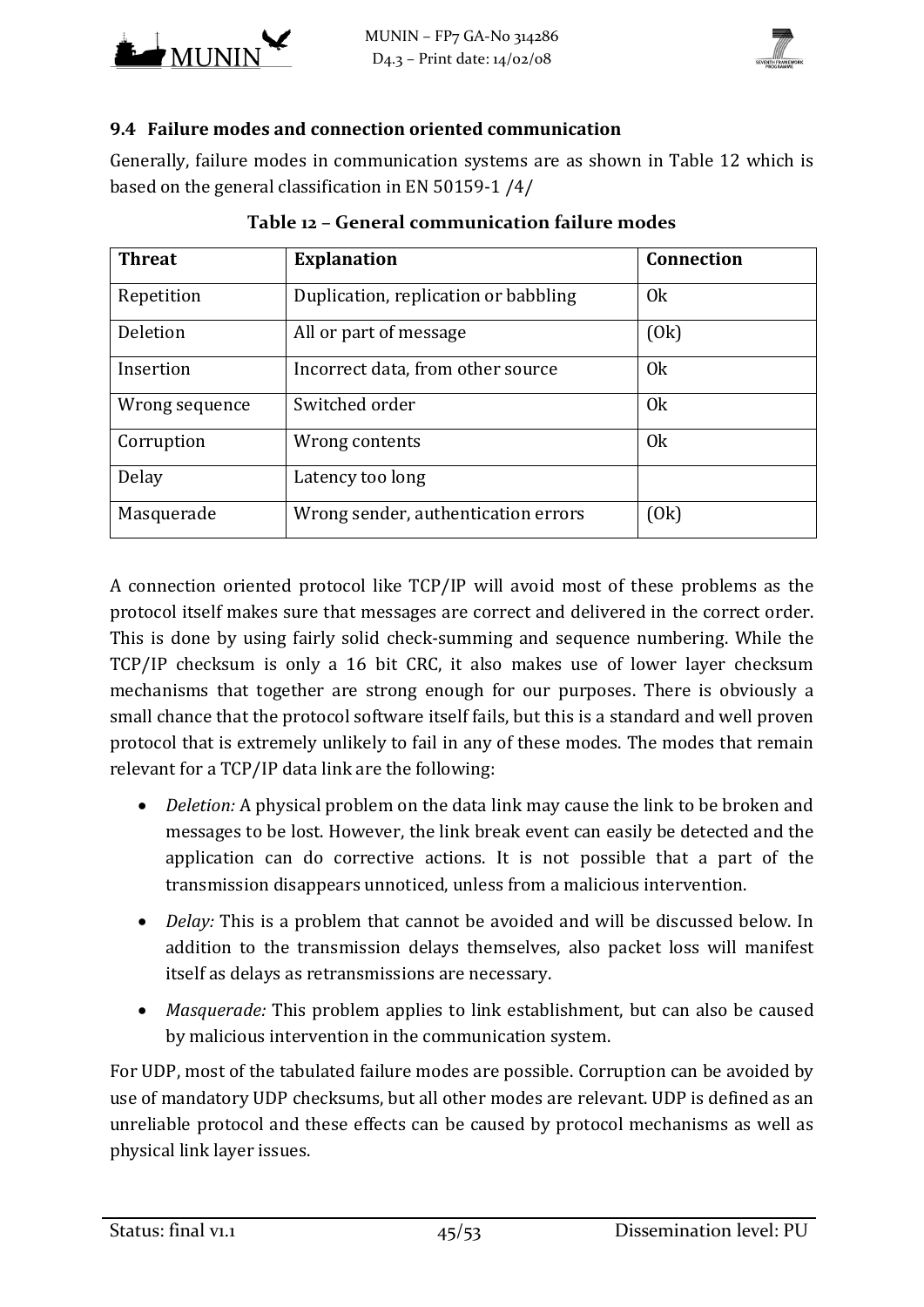### 9.4 Failure modes and connection oriented communication

Generally, failure modes in communication systems are as shown in Table 12 which is based on the general classification in EN 50159-1 /4/

**Table 12 – General communication failure modes**

| Threat | Explanation | Connection |
|---|---|---|
| Repetition | Duplication, replication or babbling | Ok |
| Deletion | All or part of message | (Ok) |
| Insertion | Incorrect data, from other source | Ok |
| Wrong sequence | Switched order | Ok |
| Corruption | Wrong contents | Ok |
| Delay | Latency too long | |
| Masquerade | Wrong sender, authentication errors | (Ok) |

A connection oriented protocol like TCP/IP will avoid most of these problems as the protocol itself makes sure that messages are correct and delivered in the correct order. This is done by using fairly solid check-summing and sequence numbering. While the TCP/IP checksum is only a 16 bit CRC, it also makes use of lower layer checksum mechanisms that together are strong enough for our purposes. There is obviously a small chance that the protocol software itself fails, but this is a standard and well proven protocol that is extremely unlikely to fail in any of these modes. The modes that remain relevant for a TCP/IP data link are the following:

- *Deletion:* A physical problem on the data link may cause the link to be broken and messages to be lost. However, the link break event can easily be detected and the application can do corrective actions. It is not possible that a part of the transmission disappears unnoticed, unless from a malicious intervention.
- *Delay:* This is a problem that cannot be avoided and will be discussed below. In addition to the transmission delays themselves, also packet loss will manifest itself as delays as retransmissions are necessary.
- *Masquerade:* This problem applies to link establishment, but can also be caused by malicious intervention in the communication system.

For UDP, most of the tabulated failure modes are possible. Corruption can be avoided by use of mandatory UDP checksums, but all other modes are relevant. UDP is defined as an unreliable protocol and these effects can be caused by protocol mechanisms as well as physical link layer issues.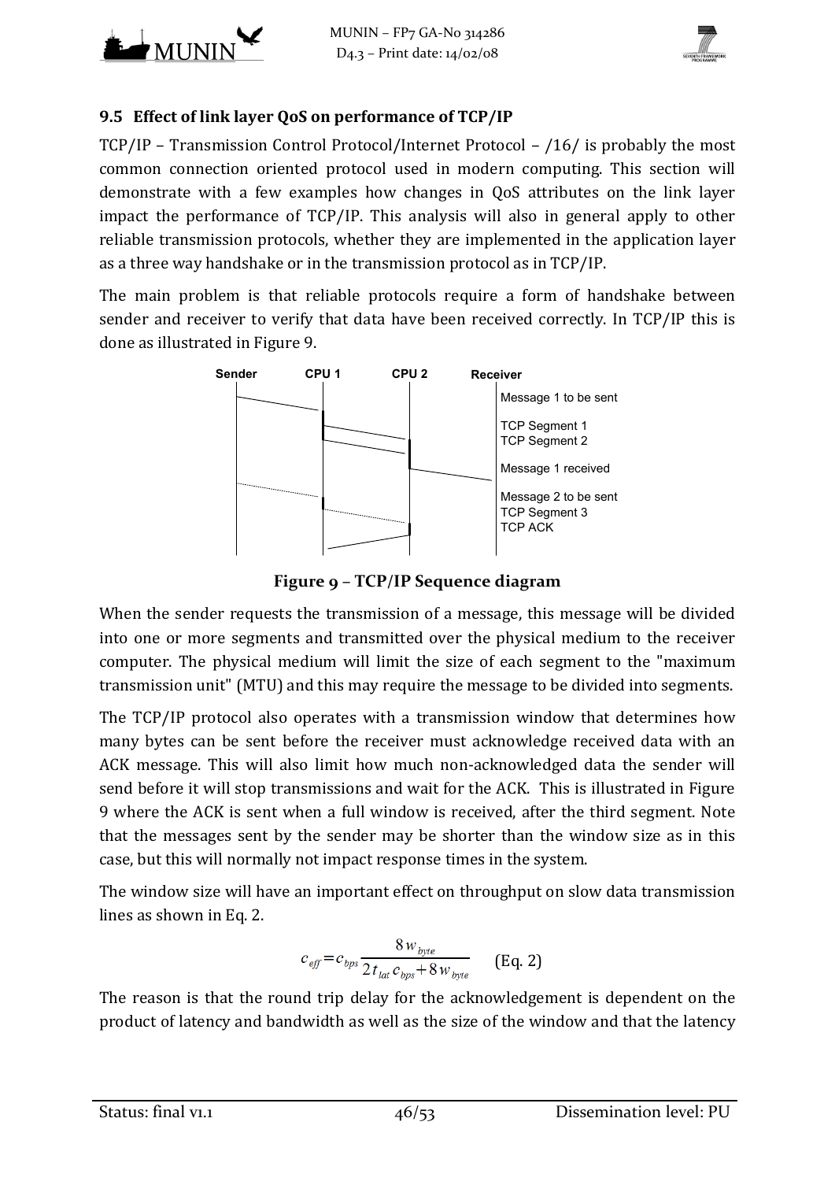### 9.5 Effect of link layer QoS on performance of TCP/IP

TCP/IP – Transmission Control Protocol/Internet Protocol – /16/ is probably the most common connection oriented protocol used in modern computing. This section will demonstrate with a few examples how changes in QoS attributes on the link layer impact the performance of TCP/IP. This analysis will also in general apply to other reliable transmission protocols, whether they are implemented in the application layer as a three way handshake or in the transmission protocol as in TCP/IP.

The main problem is that reliable protocols require a form of handshake between sender and receiver to verify that data have been received correctly. In TCP/IP this is done as illustrated in Figure 9.

Sender CPU 1 CPU 2 Receiver

Message 1 to be sent

TCP Segment 1

TCP Segment 2

Message 1 received

Message 2 to be sent

TCP Segment 3

TCP ACK

**Figure 9 – TCP/IP Sequence diagram**

When the sender requests the transmission of a message, this message will be divided into one or more segments and transmitted over the physical medium to the receiver computer. The physical medium will limit the size of each segment to the "maximum transmission unit" (MTU) and this may require the message to be divided into segments.

The TCP/IP protocol also operates with a transmission window that determines how many bytes can be sent before the receiver must acknowledge received data with an ACK message. This will also limit how much non-acknowledged data the sender will send before it will stop transmissions and wait for the ACK. This is illustrated in Figure 9 where the ACK is sent when a full window is received, after the third segment. Note that the messages sent by the sender may be shorter than the window size as in this case, but this will normally not impact response times in the system.

The window size will have an important effect on throughput on slow data transmission lines as shown in Eq. 2.

$$c_{eff} = c_{bps} \frac{8 w_{byte}}{2 t_{lat} c_{bps} + 8 w_{byte}} \qquad \text{(Eq. 2)}$$

The reason is that the round trip delay for the acknowledgement is dependent on the product of latency and bandwidth as well as the size of the window and that the latency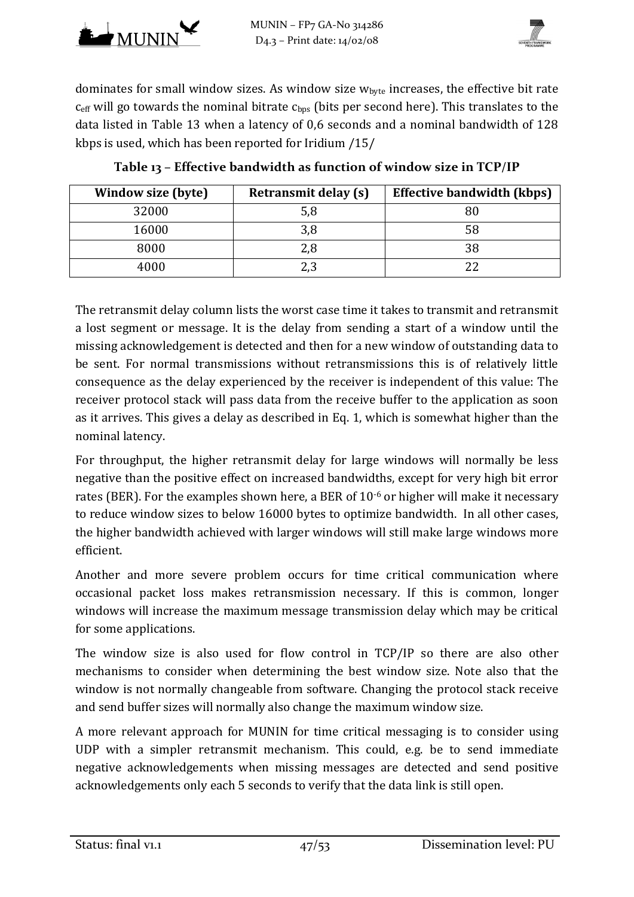dominates for small window sizes. As window size $w_{byte}$ increases, the effective bit rate $c_{eff}$ will go towards the nominal bitrate $c_{bps}$ (bits per second here). This translates to the data listed in Table 13 when a latency of 0,6 seconds and a nominal bandwidth of 128 kbps is used, which has been reported for Iridium /15/

**Table 13 – Effective bandwidth as function of window size in TCP/IP**

| Window size (byte) | Retransmit delay (s) | Effective bandwidth (kbps) |
|---|---|---|
| 32000 | 5,8 | 80 |
| 16000 | 3,8 | 58 |
| 8000 | 2,8 | 38 |
| 4000 | 2,3 | 22 |

The retransmit delay column lists the worst case time it takes to transmit and retransmit a lost segment or message. It is the delay from sending a start of a window until the missing acknowledgement is detected and then for a new window of outstanding data to be sent. For normal transmissions without retransmissions this is of relatively little consequence as the delay experienced by the receiver is independent of this value: The receiver protocol stack will pass data from the receive buffer to the application as soon as it arrives. This gives a delay as described in Eq. 1, which is somewhat higher than the nominal latency.

For throughput, the higher retransmit delay for large windows will normally be less negative than the positive effect on increased bandwidths, except for very high bit error rates (BER). For the examples shown here, a BER of $10^{-6}$ or higher will make it necessary to reduce window sizes to below 16000 bytes to optimize bandwidth. In all other cases, the higher bandwidth achieved with larger windows will still make large windows more efficient.

Another and more severe problem occurs for time critical communication where occasional packet loss makes retransmission necessary. If this is common, longer windows will increase the maximum message transmission delay which may be critical for some applications.

The window size is also used for flow control in TCP/IP so there are also other mechanisms to consider when determining the best window size. Note also that the window is not normally changeable from software. Changing the protocol stack receive and send buffer sizes will normally also change the maximum window size.

A more relevant approach for MUNIN for time critical messaging is to consider using UDP with a simpler retransmit mechanism. This could, e.g. be to send immediate negative acknowledgements when missing messages are detected and send positive acknowledgements only each 5 seconds to verify that the data link is still open.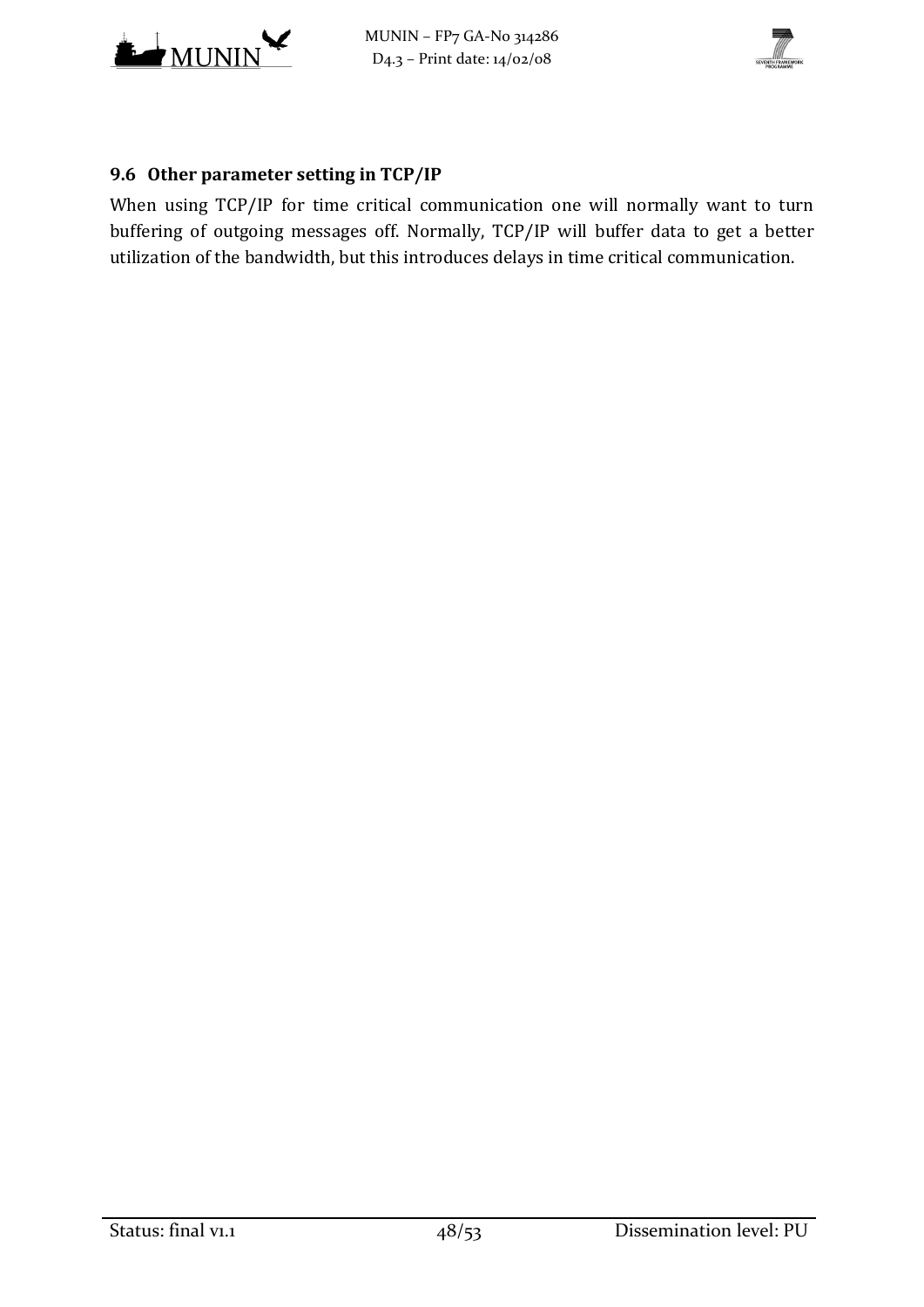## 9.6 Other parameter setting in TCP/IP

When using TCP/IP for time critical communication one will normally want to turn buffering of outgoing messages off. Normally, TCP/IP will buffer data to get a better utilization of the bandwidth, but this introduces delays in time critical communication.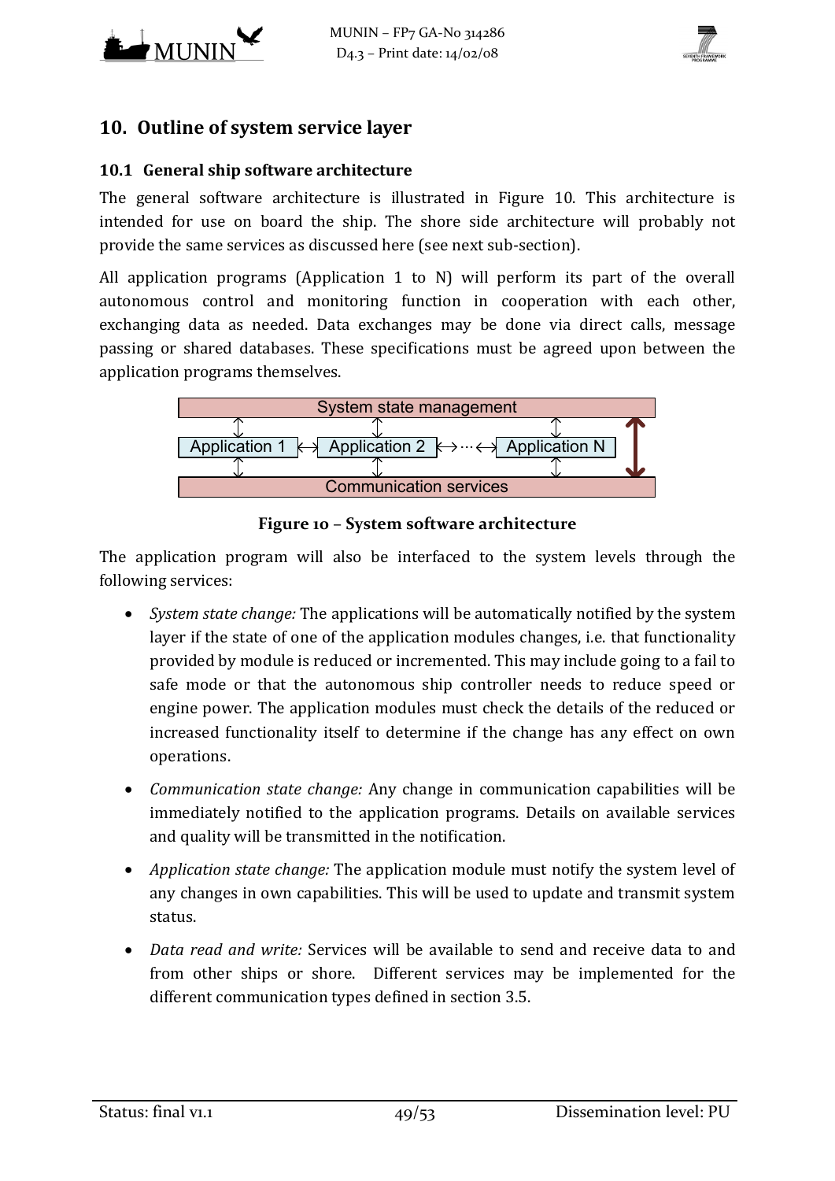## 10. Outline of system service layer

### 10.1 General ship software architecture

The general software architecture is illustrated in Figure 10. This architecture is intended for use on board the ship. The shore side architecture will probably not provide the same services as discussed here (see next sub-section).

All application programs (Application 1 to N) will perform its part of the overall autonomous control and monitoring function in cooperation with each other, exchanging data as needed. Data exchanges may be done via direct calls, message passing or shared databases. These specifications must be agreed upon between the application programs themselves.

System state management

Application 1 | Application 2 | ... | Application N

Communication services

**Figure 10 – System software architecture**

The application program will also be interfaced to the system levels through the following services:

- *System state change:* The applications will be automatically notified by the system layer if the state of one of the application modules changes, i.e. that functionality provided by module is reduced or incremented. This may include going to a fail to safe mode or that the autonomous ship controller needs to reduce speed or engine power. The application modules must check the details of the reduced or increased functionality itself to determine if the change has any effect on own operations.
- *Communication state change:* Any change in communication capabilities will be immediately notified to the application programs. Details on available services and quality will be transmitted in the notification.
- *Application state change:* The application module must notify the system level of any changes in own capabilities. This will be used to update and transmit system status.
- *Data read and write:* Services will be available to send and receive data to and from other ships or shore. Different services may be implemented for the different communication types defined in section 3.5.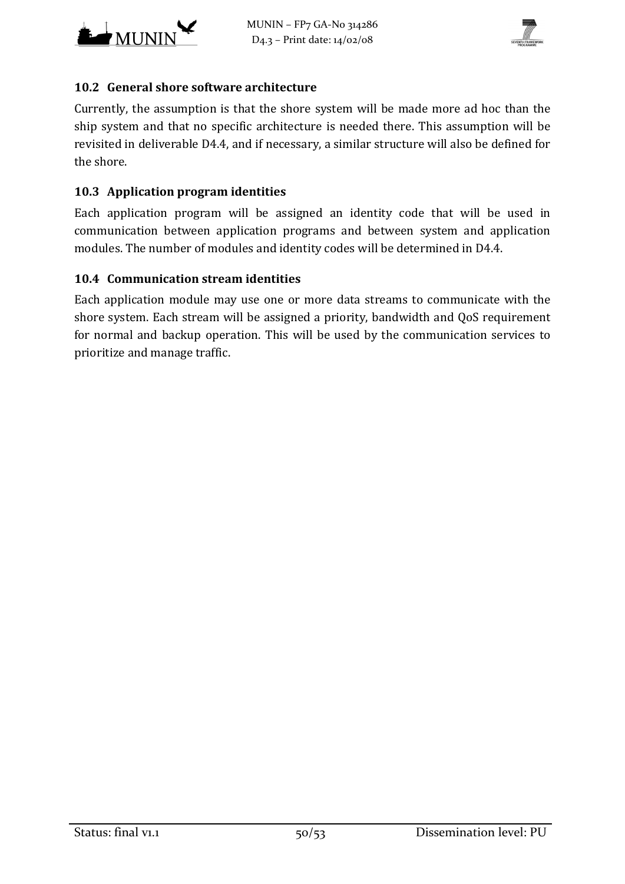## 10.2 General shore software architecture

Currently, the assumption is that the shore system will be made more ad hoc than the ship system and that no specific architecture is needed there. This assumption will be revisited in deliverable D4.4, and if necessary, a similar structure will also be defined for the shore.

## 10.3 Application program identities

Each application program will be assigned an identity code that will be used in communication between application programs and between system and application modules. The number of modules and identity codes will be determined in D4.4.

## 10.4 Communication stream identities

Each application module may use one or more data streams to communicate with the shore system. Each stream will be assigned a priority, bandwidth and QoS requirement for normal and backup operation. This will be used by the communication services to prioritize and manage traffic.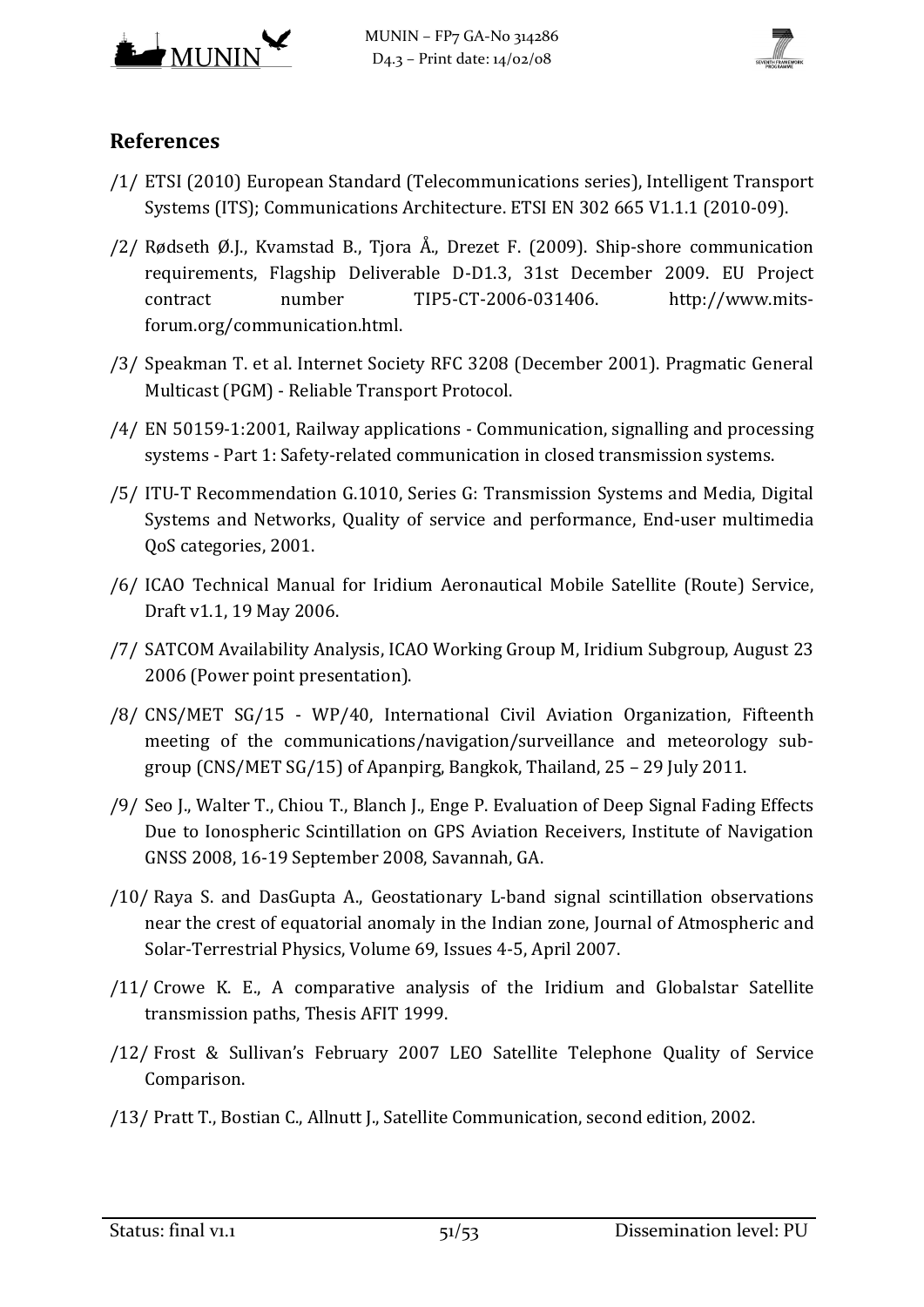## References

/1/ ETSI (2010) European Standard (Telecommunications series), Intelligent Transport Systems (ITS); Communications Architecture. ETSI EN 302 665 V1.1.1 (2010-09).

/2/ Rødseth Ø.J., Kvamstad B., Tjora Å., Drezet F. (2009). Ship-shore communication requirements, Flagship Deliverable D-D1.3, 31st December 2009. EU Project contract number TIP5-CT-2006-031406. http://www.mits-forum.org/communication.html.

/3/ Speakman T. et al. Internet Society RFC 3208 (December 2001). Pragmatic General Multicast (PGM) - Reliable Transport Protocol.

/4/ EN 50159-1:2001, Railway applications - Communication, signalling and processing systems - Part 1: Safety-related communication in closed transmission systems.

/5/ ITU-T Recommendation G.1010, Series G: Transmission Systems and Media, Digital Systems and Networks, Quality of service and performance, End-user multimedia QoS categories, 2001.

/6/ ICAO Technical Manual for Iridium Aeronautical Mobile Satellite (Route) Service, Draft v1.1, 19 May 2006.

/7/ SATCOM Availability Analysis, ICAO Working Group M, Iridium Subgroup, August 23 2006 (Power point presentation).

/8/ CNS/MET SG/15 - WP/40, International Civil Aviation Organization, Fifteenth meeting of the communications/navigation/surveillance and meteorology sub-group (CNS/MET SG/15) of Apanpirg, Bangkok, Thailand, 25 – 29 July 2011.

/9/ Seo J., Walter T., Chiou T., Blanch J., Enge P. Evaluation of Deep Signal Fading Effects Due to Ionospheric Scintillation on GPS Aviation Receivers, Institute of Navigation GNSS 2008, 16-19 September 2008, Savannah, GA.

/10/ Raya S. and DasGupta A., Geostationary L-band signal scintillation observations near the crest of equatorial anomaly in the Indian zone, Journal of Atmospheric and Solar-Terrestrial Physics, Volume 69, Issues 4-5, April 2007.

/11/ Crowe K. E., A comparative analysis of the Iridium and Globalstar Satellite transmission paths, Thesis AFIT 1999.

/12/ Frost & Sullivan's February 2007 LEO Satellite Telephone Quality of Service Comparison.

/13/ Pratt T., Bostian C., Allnutt J., Satellite Communication, second edition, 2002.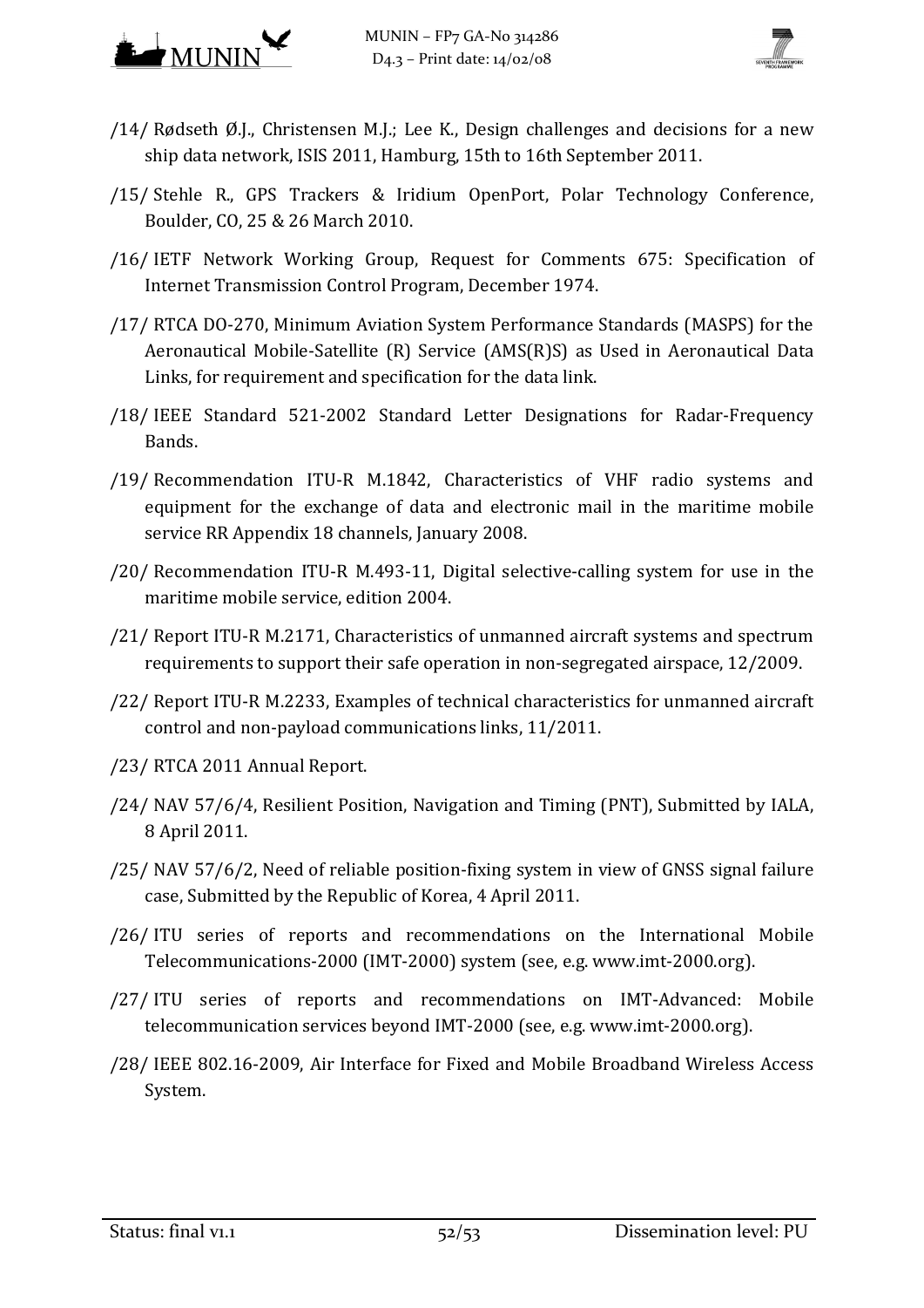/14/ Rødseth Ø.J., Christensen M.J.; Lee K., Design challenges and decisions for a new ship data network, ISIS 2011, Hamburg, 15th to 16th September 2011.

/15/ Stehle R., GPS Trackers & Iridium OpenPort, Polar Technology Conference, Boulder, CO, 25 & 26 March 2010.

/16/ IETF Network Working Group, Request for Comments 675: Specification of Internet Transmission Control Program, December 1974.

/17/ RTCA DO-270, Minimum Aviation System Performance Standards (MASPS) for the Aeronautical Mobile-Satellite (R) Service (AMS(R)S) as Used in Aeronautical Data Links, for requirement and specification for the data link.

/18/ IEEE Standard 521-2002 Standard Letter Designations for Radar-Frequency Bands.

/19/ Recommendation ITU-R M.1842, Characteristics of VHF radio systems and equipment for the exchange of data and electronic mail in the maritime mobile service RR Appendix 18 channels, January 2008.

/20/ Recommendation ITU-R M.493-11, Digital selective-calling system for use in the maritime mobile service, edition 2004.

/21/ Report ITU-R M.2171, Characteristics of unmanned aircraft systems and spectrum requirements to support their safe operation in non-segregated airspace, 12/2009.

/22/ Report ITU-R M.2233, Examples of technical characteristics for unmanned aircraft control and non-payload communications links, 11/2011.

/23/ RTCA 2011 Annual Report.

/24/ NAV 57/6/4, Resilient Position, Navigation and Timing (PNT), Submitted by IALA, 8 April 2011.

/25/ NAV 57/6/2, Need of reliable position-fixing system in view of GNSS signal failure case, Submitted by the Republic of Korea, 4 April 2011.

/26/ ITU series of reports and recommendations on the International Mobile Telecommunications-2000 (IMT-2000) system (see, e.g. www.imt-2000.org).

/27/ ITU series of reports and recommendations on IMT-Advanced: Mobile telecommunication services beyond IMT-2000 (see, e.g. www.imt-2000.org).

/28/ IEEE 802.16-2009, Air Interface for Fixed and Mobile Broadband Wireless Access System.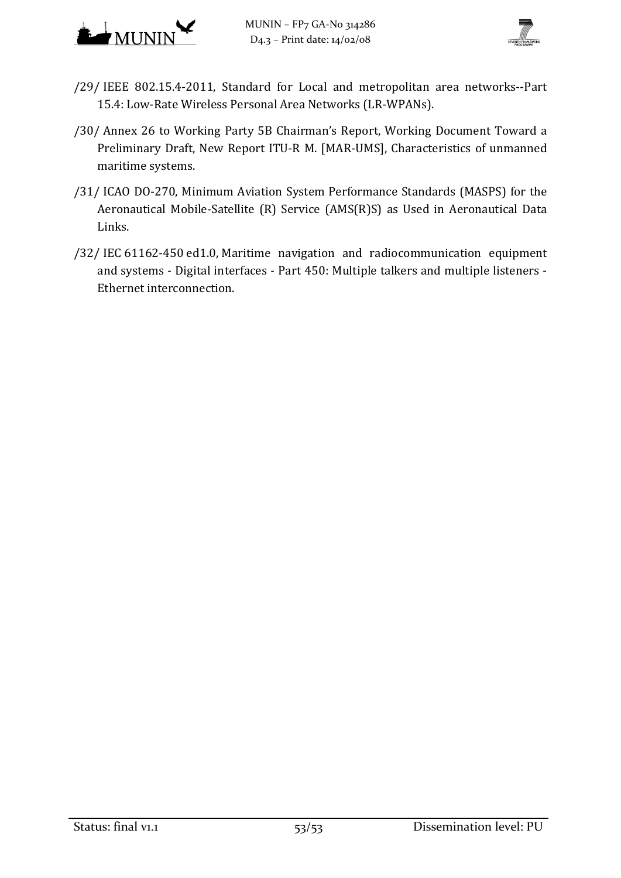/29/ IEEE 802.15.4-2011, Standard for Local and metropolitan area networks--Part 15.4: Low-Rate Wireless Personal Area Networks (LR-WPANs).

/30/ Annex 26 to Working Party 5B Chairman's Report, Working Document Toward a Preliminary Draft, New Report ITU-R M. [MAR-UMS], Characteristics of unmanned maritime systems.

/31/ ICAO DO-270, Minimum Aviation System Performance Standards (MASPS) for the Aeronautical Mobile-Satellite (R) Service (AMS(R)S) as Used in Aeronautical Data Links.

/32/ IEC 61162-450 ed1.0, Maritime navigation and radiocommunication equipment and systems - Digital interfaces - Part 450: Multiple talkers and multiple listeners - Ethernet interconnection.